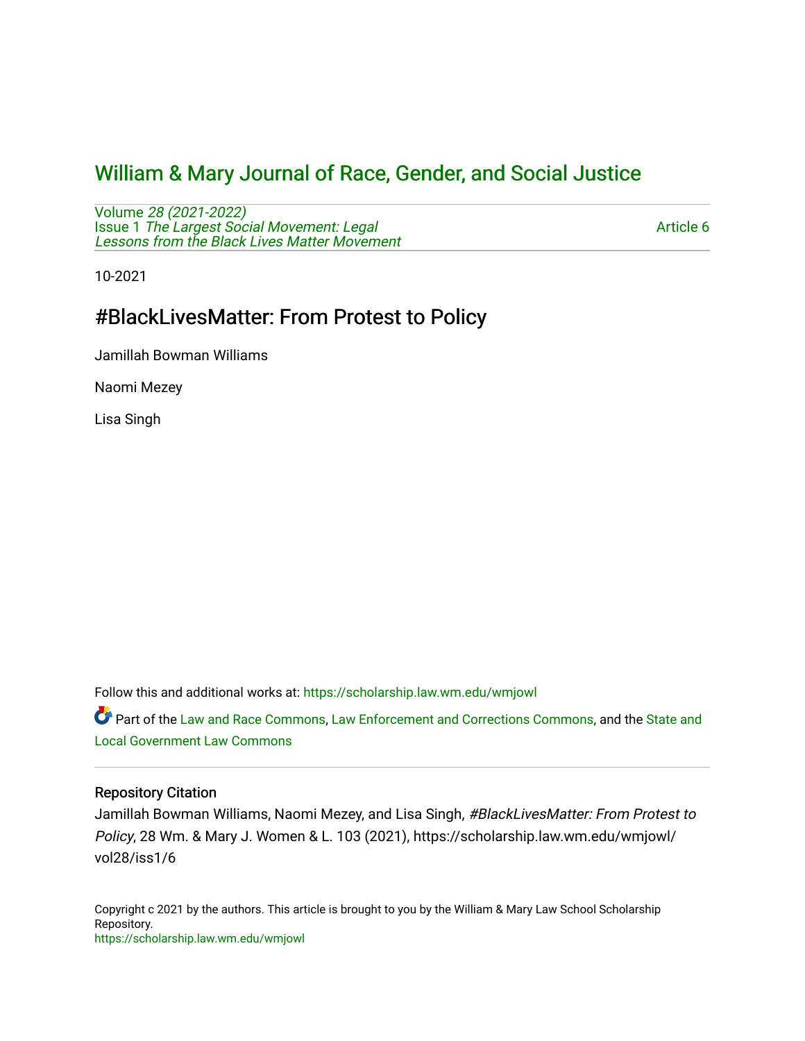# William & Mary Journal of Race, Gender, and Social Justice

Volume *28 (2021-2022)*
Issue 1 *The Largest Social Movement: Legal Lessons from the Black Lives Matter Movement*

Article 6

10-2021

## #BlackLivesMatter: From Protest to Policy

Jamillah Bowman Williams

Naomi Mezey

Lisa Singh

Follow this and additional works at: https://scholarship.law.wm.edu/wmjowl

Part of the Law and Race Commons, Law Enforcement and Corrections Commons, and the State and Local Government Law Commons

### Repository Citation

Jamillah Bowman Williams, Naomi Mezey, and Lisa Singh, *#BlackLivesMatter: From Protest to Policy*, 28 Wm. & Mary J. Women & L. 103 (2021), https://scholarship.law.wm.edu/wmjowl/vol28/iss1/6

Copyright c 2021 by the authors. This article is brought to you by the William & Mary Law School Scholarship Repository.
https://scholarship.law.wm.edu/wmjowl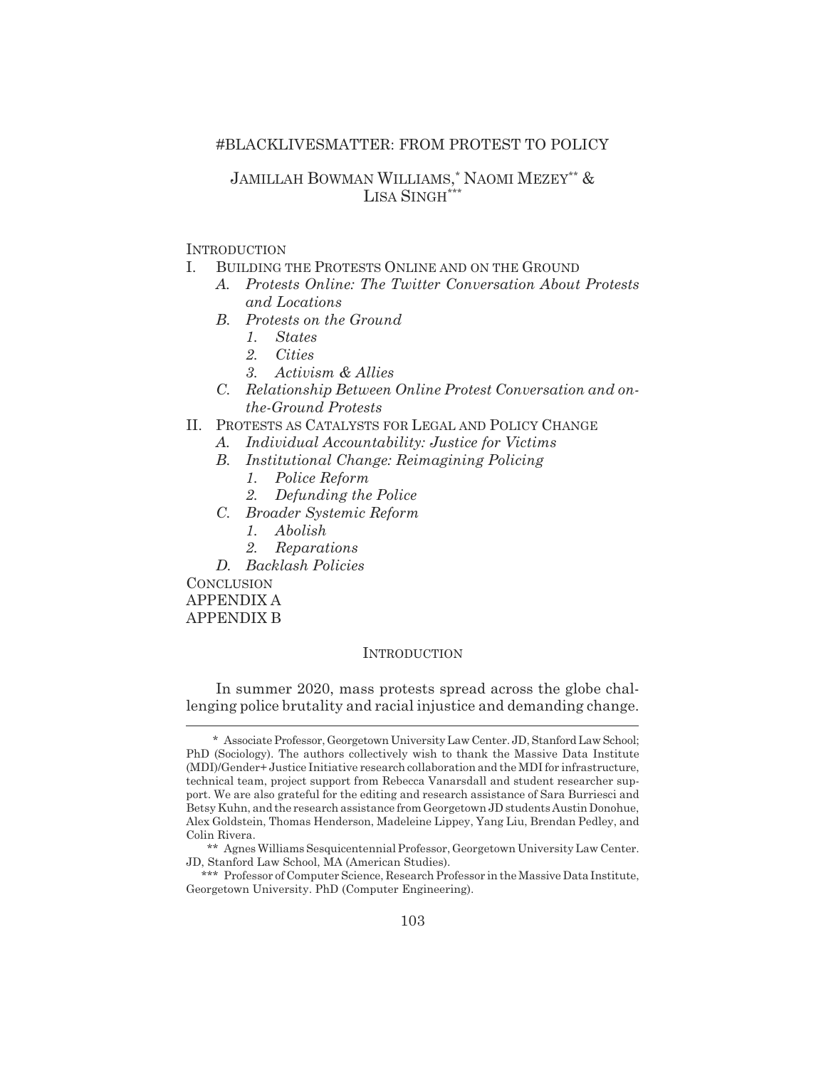# #BLACKLIVESMATTER: FROM PROTEST TO POLICY

JAMILLAH BOWMAN WILLIAMS,[*] NAOMI MEZEY[**] & LISA SINGH[***]

INTRODUCTION

I. BUILDING THE PROTESTS ONLINE AND ON THE GROUND
   - *A. Protests Online: The Twitter Conversation About Protests and Locations*
   - *B. Protests on the Ground*
     1. *States*
     2. *Cities*
     3. *Activism & Allies*
   - *C. Relationship Between Online Protest Conversation and on-the-Ground Protests*

II. PROTESTS AS CATALYSTS FOR LEGAL AND POLICY CHANGE
   - *A. Individual Accountability: Justice for Victims*
   - *B. Institutional Change: Reimagining Policing*
     1. *Police Reform*
     2. *Defunding the Police*
   - *C. Broader Systemic Reform*
     1. *Abolish*
     2. *Reparations*
   - *D. Backlash Policies*

CONCLUSION

APPENDIX A

APPENDIX B

## INTRODUCTION

In summer 2020, mass protests spread across the globe challenging police brutality and racial injustice and demanding change.

---

[*] Associate Professor, Georgetown University Law Center. JD, Stanford Law School; PhD (Sociology). The authors collectively wish to thank the Massive Data Institute (MDI)/Gender+ Justice Initiative research collaboration and the MDI for infrastructure, technical team, project support from Rebecca Vanarsdall and student researcher support. We are also grateful for the editing and research assistance of Sara Burriesci and Betsy Kuhn, and the research assistance from Georgetown JD students Austin Donohue, Alex Goldstein, Thomas Henderson, Madeleine Lippey, Yang Liu, Brendan Pedley, and Colin Rivera.

[**] Agnes Williams Sesquicentennial Professor, Georgetown University Law Center. JD, Stanford Law School, MA (American Studies).

[***] Professor of Computer Science, Research Professor in the Massive Data Institute, Georgetown University. PhD (Computer Engineering).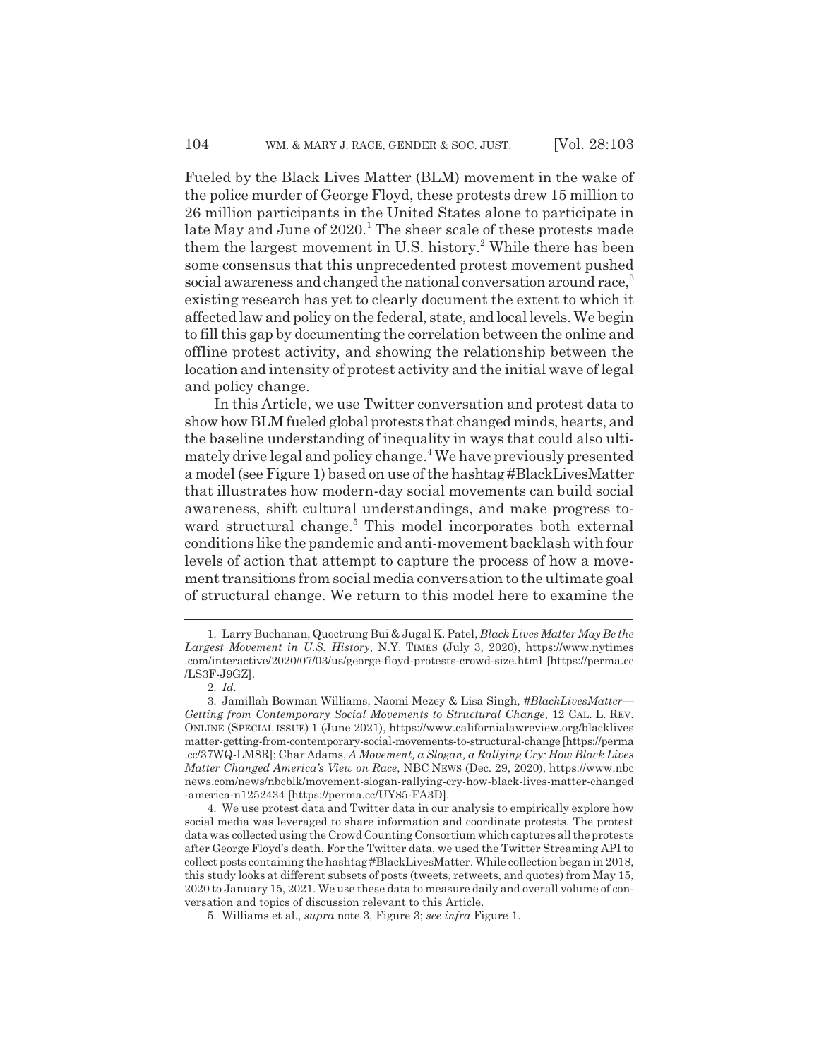Fueled by the Black Lives Matter (BLM) movement in the wake of the police murder of George Floyd, these protests drew 15 million to 26 million participants in the United States alone to participate in late May and June of 2020.[1] The sheer scale of these protests made them the largest movement in U.S. history.[2] While there has been some consensus that this unprecedented protest movement pushed social awareness and changed the national conversation around race,[3] existing research has yet to clearly document the extent to which it affected law and policy on the federal, state, and local levels. We begin to fill this gap by documenting the correlation between the online and offline protest activity, and showing the relationship between the location and intensity of protest activity and the initial wave of legal and policy change.

In this Article, we use Twitter conversation and protest data to show how BLM fueled global protests that changed minds, hearts, and the baseline understanding of inequality in ways that could also ultimately drive legal and policy change.[4] We have previously presented a model (see Figure 1) based on use of the hashtag #BlackLivesMatter that illustrates how modern-day social movements can build social awareness, shift cultural understandings, and make progress toward structural change.[5] This model incorporates both external conditions like the pandemic and anti-movement backlash with four levels of action that attempt to capture the process of how a movement transitions from social media conversation to the ultimate goal of structural change. We return to this model here to examine the

---

1. Larry Buchanan, Quoctrung Bui & Jugal K. Patel, *Black Lives Matter May Be the Largest Movement in U.S. History*, N.Y. TIMES (July 3, 2020), https://www.nytimes.com/interactive/2020/07/03/us/george-floyd-protests-crowd-size.html [https://perma.cc/LS3F-J9GZ].

2. *Id.*

3. Jamillah Bowman Williams, Naomi Mezey & Lisa Singh, *#BlackLivesMatter—Getting from Contemporary Social Movements to Structural Change*, 12 CAL. L. REV. ONLINE (SPECIAL ISSUE) 1 (June 2021), https://www.californialawreview.org/blacklivesmatter-getting-from-contemporary-social-movements-to-structural-change [https://perma.cc/37WQ-LM8R]; Char Adams, *A Movement, a Slogan, a Rallying Cry: How Black Lives Matter Changed America's View on Race*, NBC NEWS (Dec. 29, 2020), https://www.nbcnews.com/news/nbcblk/movement-slogan-rallying-cry-how-black-lives-matter-changed-america-n1252434 [https://perma.cc/UY85-FA3D].

4. We use protest data and Twitter data in our analysis to empirically explore how social media was leveraged to share information and coordinate protests. The protest data was collected using the Crowd Counting Consortium which captures all the protests after George Floyd's death. For the Twitter data, we used the Twitter Streaming API to collect posts containing the hashtag #BlackLivesMatter. While collection began in 2018, this study looks at different subsets of posts (tweets, retweets, and quotes) from May 15, 2020 to January 15, 2021. We use these data to measure daily and overall volume of conversation and topics of discussion relevant to this Article.

5. Williams et al., *supra* note 3, Figure 3; *see infra* Figure 1.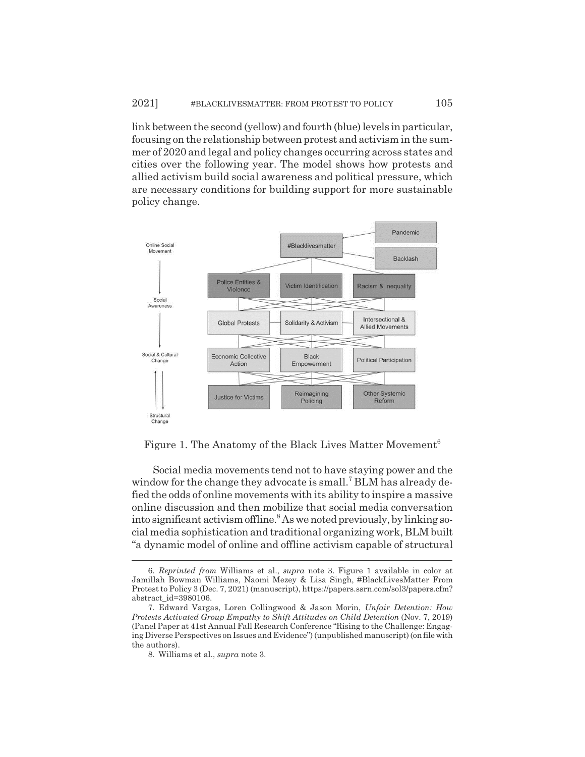link between the second (yellow) and fourth (blue) levels in particular, focusing on the relationship between protest and activism in the summer of 2020 and legal and policy changes occurring across states and cities over the following year. The model shows how protests and allied activism build social awareness and political pressure, which are necessary conditions for building support for more sustainable policy change.

Figure 1. The Anatomy of the Black Lives Matter Movement[6]

Social media movements tend not to have staying power and the window for the change they advocate is small.[7] BLM has already defied the odds of online movements with its ability to inspire a massive online discussion and then mobilize that social media conversation into significant activism offline.[8] As we noted previously, by linking social media sophistication and traditional organizing work, BLM built "a dynamic model of online and offline activism capable of structural

---

6. *Reprinted from* Williams et al., *supra* note 3. Figure 1 available in color at Jamillah Bowman Williams, Naomi Mezey & Lisa Singh, #BlackLivesMatter From Protest to Policy 3 (Dec. 7, 2021) (manuscript), https://papers.ssrn.com/sol3/papers.cfm?abstract_id=3980106.

7. Edward Vargas, Loren Collingwood & Jason Morin, *Unfair Detention: How Protests Activated Group Empathy to Shift Attitudes on Child Detention* (Nov. 7, 2019) (Panel Paper at 41st Annual Fall Research Conference "Rising to the Challenge: Engaging Diverse Perspectives on Issues and Evidence") (unpublished manuscript) (on file with the authors).

8. Williams et al., *supra* note 3.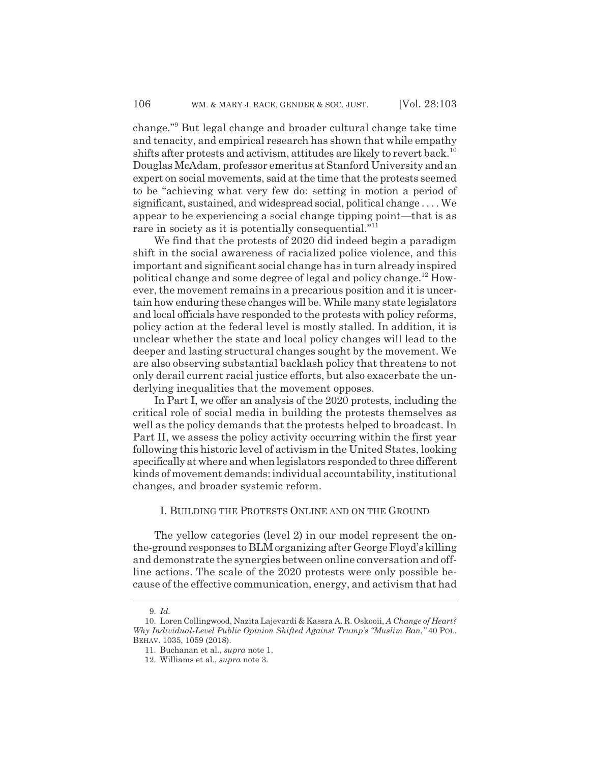change."[9] But legal change and broader cultural change take time and tenacity, and empirical research has shown that while empathy shifts after protests and activism, attitudes are likely to revert back.[10] Douglas McAdam, professor emeritus at Stanford University and an expert on social movements, said at the time that the protests seemed to be "achieving what very few do: setting in motion a period of significant, sustained, and widespread social, political change . . . . We appear to be experiencing a social change tipping point—that is as rare in society as it is potentially consequential."[11]

We find that the protests of 2020 did indeed begin a paradigm shift in the social awareness of racialized police violence, and this important and significant social change has in turn already inspired political change and some degree of legal and policy change.[12] However, the movement remains in a precarious position and it is uncertain how enduring these changes will be. While many state legislators and local officials have responded to the protests with policy reforms, policy action at the federal level is mostly stalled. In addition, it is unclear whether the state and local policy changes will lead to the deeper and lasting structural changes sought by the movement. We are also observing substantial backlash policy that threatens to not only derail current racial justice efforts, but also exacerbate the underlying inequalities that the movement opposes.

In Part I, we offer an analysis of the 2020 protests, including the critical role of social media in building the protests themselves as well as the policy demands that the protests helped to broadcast. In Part II, we assess the policy activity occurring within the first year following this historic level of activism in the United States, looking specifically at where and when legislators responded to three different kinds of movement demands: individual accountability, institutional changes, and broader systemic reform.

## I. Building the Protests Online and on the Ground

The yellow categories (level 2) in our model represent the on-the-ground responses to BLM organizing after George Floyd's killing and demonstrate the synergies between online conversation and offline actions. The scale of the 2020 protests were only possible because of the effective communication, energy, and activism that had

---

9. *Id.*

10. Loren Collingwood, Nazita Lajevardi & Kassra A. R. Oskooii, *A Change of Heart? Why Individual-Level Public Opinion Shifted Against Trump's "Muslim Ban,"* 40 POL. BEHAV. 1035, 1059 (2018).

11. Buchanan et al., *supra* note 1.

12. Williams et al., *supra* note 3.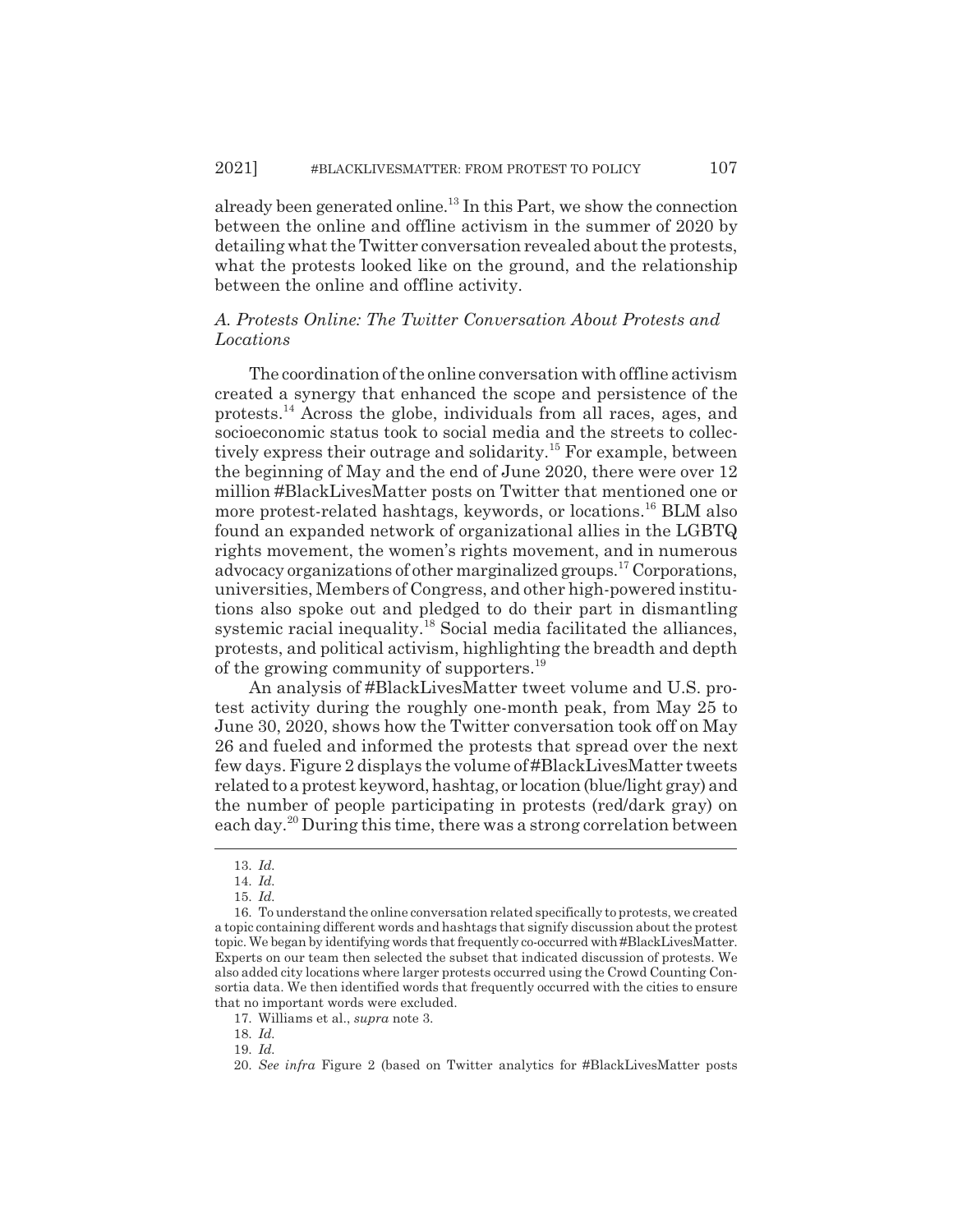already been generated online.[13] In this Part, we show the connection between the online and offline activism in the summer of 2020 by detailing what the Twitter conversation revealed about the protests, what the protests looked like on the ground, and the relationship between the online and offline activity.

### *A. Protests Online: The Twitter Conversation About Protests and Locations*

The coordination of the online conversation with offline activism created a synergy that enhanced the scope and persistence of the protests.[14] Across the globe, individuals from all races, ages, and socioeconomic status took to social media and the streets to collectively express their outrage and solidarity.[15] For example, between the beginning of May and the end of June 2020, there were over 12 million #BlackLivesMatter posts on Twitter that mentioned one or more protest-related hashtags, keywords, or locations.[16] BLM also found an expanded network of organizational allies in the LGBTQ rights movement, the women's rights movement, and in numerous advocacy organizations of other marginalized groups.[17] Corporations, universities, Members of Congress, and other high-powered institutions also spoke out and pledged to do their part in dismantling systemic racial inequality.[18] Social media facilitated the alliances, protests, and political activism, highlighting the breadth and depth of the growing community of supporters.[19]

An analysis of #BlackLivesMatter tweet volume and U.S. protest activity during the roughly one-month peak, from May 25 to June 30, 2020, shows how the Twitter conversation took off on May 26 and fueled and informed the protests that spread over the next few days. Figure 2 displays the volume of #BlackLivesMatter tweets related to a protest keyword, hashtag, or location (blue/light gray) and the number of people participating in protests (red/dark gray) on each day.[20] During this time, there was a strong correlation between

---

13. *Id.*

14. *Id.*

15. *Id.*

16. To understand the online conversation related specifically to protests, we created a topic containing different words and hashtags that signify discussion about the protest topic. We began by identifying words that frequently co-occurred with #BlackLivesMatter. Experts on our team then selected the subset that indicated discussion of protests. We also added city locations where larger protests occurred using the Crowd Counting Consortia data. We then identified words that frequently occurred with the cities to ensure that no important words were excluded.

17. Williams et al., *supra* note 3.

18. *Id.*

19. *Id.*

20. *See infra* Figure 2 (based on Twitter analytics for #BlackLivesMatter posts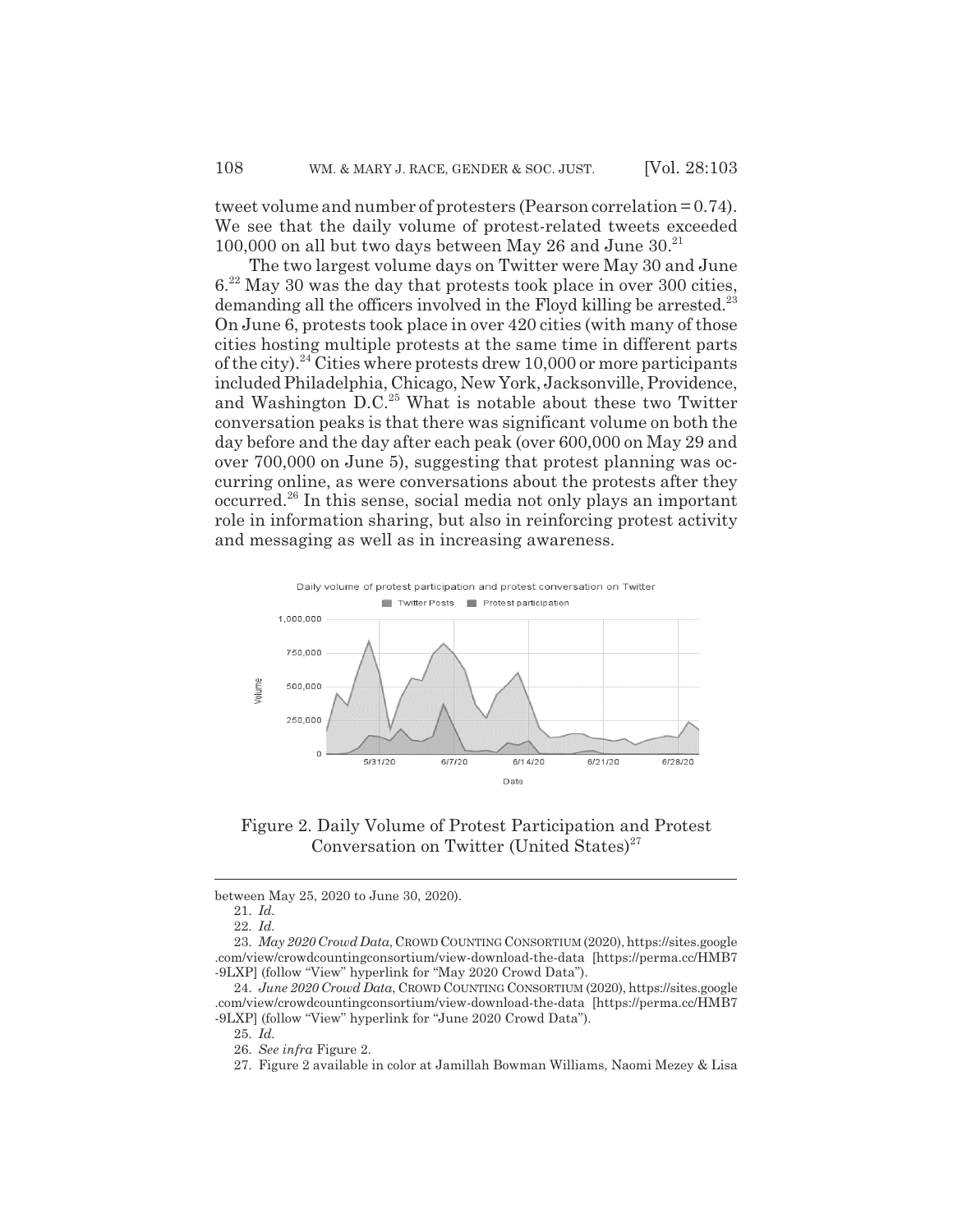tweet volume and number of protesters (Pearson correlation = 0.74). We see that the daily volume of protest-related tweets exceeded 100,000 on all but two days between May 26 and June 30.[21]

The two largest volume days on Twitter were May 30 and June 6.[22] May 30 was the day that protests took place in over 300 cities, demanding all the officers involved in the Floyd killing be arrested.[23] On June 6, protests took place in over 420 cities (with many of those cities hosting multiple protests at the same time in different parts of the city).[24] Cities where protests drew 10,000 or more participants included Philadelphia, Chicago, New York, Jacksonville, Providence, and Washington D.C.[25] What is notable about these two Twitter conversation peaks is that there was significant volume on both the day before and the day after each peak (over 600,000 on May 29 and over 700,000 on June 5), suggesting that protest planning was occurring online, as were conversations about the protests after they occurred.[26] In this sense, social media not only plays an important role in information sharing, but also in reinforcing protest activity and messaging as well as in increasing awareness.

Figure 2. Daily Volume of Protest Participation and Protest Conversation on Twitter (United States)[27]

---

between May 25, 2020 to June 30, 2020).

21. *Id.*

22. *Id.*

23. *May 2020 Crowd Data*, CROWD COUNTING CONSORTIUM (2020), https://sites.google.com/view/crowdcountingconsortium/view-download-the-data [https://perma.cc/HMB7-9LXP] (follow "View" hyperlink for "May 2020 Crowd Data").

24. *June 2020 Crowd Data*, CROWD COUNTING CONSORTIUM (2020), https://sites.google.com/view/crowdcountingconsortium/view-download-the-data [https://perma.cc/HMB7-9LXP] (follow "View" hyperlink for "June 2020 Crowd Data").

25. *Id.*

26. *See infra* Figure 2.

27. Figure 2 available in color at Jamillah Bowman Williams, Naomi Mezey & Lisa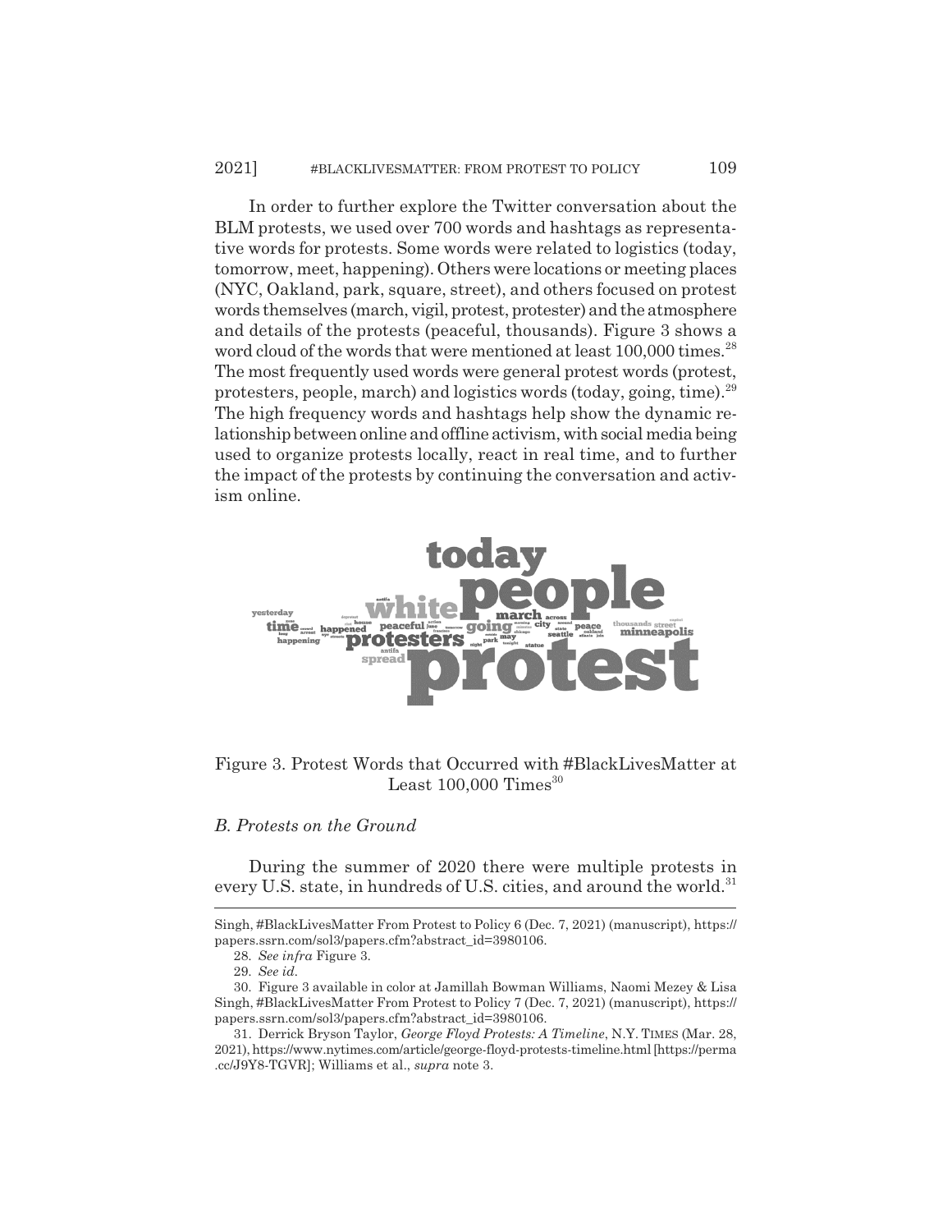In order to further explore the Twitter conversation about the BLM protests, we used over 700 words and hashtags as representative words for protests. Some words were related to logistics (today, tomorrow, meet, happening). Others were locations or meeting places (NYC, Oakland, park, square, street), and others focused on protest words themselves (march, vigil, protest, protester) and the atmosphere and details of the protests (peaceful, thousands). Figure 3 shows a word cloud of the words that were mentioned at least 100,000 times.[28] The most frequently used words were general protest words (protest, protesters, people, march) and logistics words (today, going, time).[29] The high frequency words and hashtags help show the dynamic relationship between online and offline activism, with social media being used to organize protests locally, react in real time, and to further the impact of the protests by continuing the conversation and activism online.

Figure 3. Protest Words that Occurred with #BlackLivesMatter at Least 100,000 Times[30]

### *B. Protests on the Ground*

During the summer of 2020 there were multiple protests in every U.S. state, in hundreds of U.S. cities, and around the world.[31]

---

Singh, #BlackLivesMatter From Protest to Policy 6 (Dec. 7, 2021) (manuscript), https://papers.ssrn.com/sol3/papers.cfm?abstract_id=3980106.

28. *See infra* Figure 3.

29. *See id.*

30. Figure 3 available in color at Jamillah Bowman Williams, Naomi Mezey & Lisa Singh, #BlackLivesMatter From Protest to Policy 7 (Dec. 7, 2021) (manuscript), https://papers.ssrn.com/sol3/papers.cfm?abstract_id=3980106.

31. Derrick Bryson Taylor, *George Floyd Protests: A Timeline*, N.Y. TIMES (Mar. 28, 2021), https://www.nytimes.com/article/george-floyd-protests-timeline.html [https://perma.cc/J9Y8-TGVR]; Williams et al., *supra* note 3.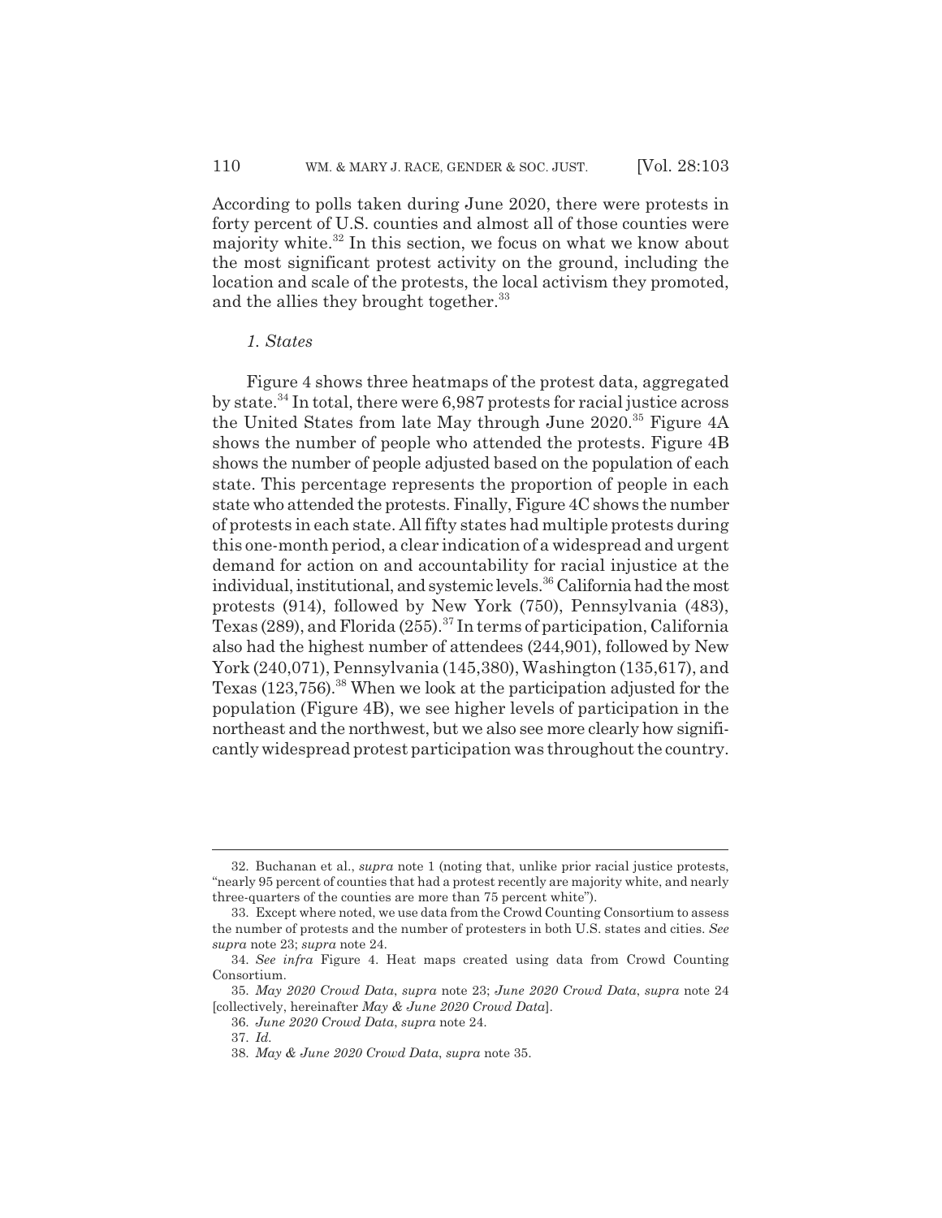According to polls taken during June 2020, there were protests in forty percent of U.S. counties and almost all of those counties were majority white.[32] In this section, we focus on what we know about the most significant protest activity on the ground, including the location and scale of the protests, the local activism they promoted, and the allies they brought together.[33]

### *1. States*

Figure 4 shows three heatmaps of the protest data, aggregated by state.[34] In total, there were 6,987 protests for racial justice across the United States from late May through June 2020.[35] Figure 4A shows the number of people who attended the protests. Figure 4B shows the number of people adjusted based on the population of each state. This percentage represents the proportion of people in each state who attended the protests. Finally, Figure 4C shows the number of protests in each state. All fifty states had multiple protests during this one-month period, a clear indication of a widespread and urgent demand for action on and accountability for racial injustice at the individual, institutional, and systemic levels.[36] California had the most protests (914), followed by New York (750), Pennsylvania (483), Texas (289), and Florida (255).[37] In terms of participation, California also had the highest number of attendees (244,901), followed by New York (240,071), Pennsylvania (145,380), Washington (135,617), and Texas (123,756).[38] When we look at the participation adjusted for the population (Figure 4B), we see higher levels of participation in the northeast and the northwest, but we also see more clearly how significantly widespread protest participation was throughout the country.

---

32. Buchanan et al., *supra* note 1 (noting that, unlike prior racial justice protests, "nearly 95 percent of counties that had a protest recently are majority white, and nearly three-quarters of the counties are more than 75 percent white").

33. Except where noted, we use data from the Crowd Counting Consortium to assess the number of protests and the number of protesters in both U.S. states and cities. *See supra* note 23; *supra* note 24.

34. *See infra* Figure 4. Heat maps created using data from Crowd Counting Consortium.

35. *May 2020 Crowd Data*, *supra* note 23; *June 2020 Crowd Data*, *supra* note 24 [collectively, hereinafter *May & June 2020 Crowd Data*].

36. *June 2020 Crowd Data*, *supra* note 24.

37. *Id.*

38. *May & June 2020 Crowd Data*, *supra* note 35.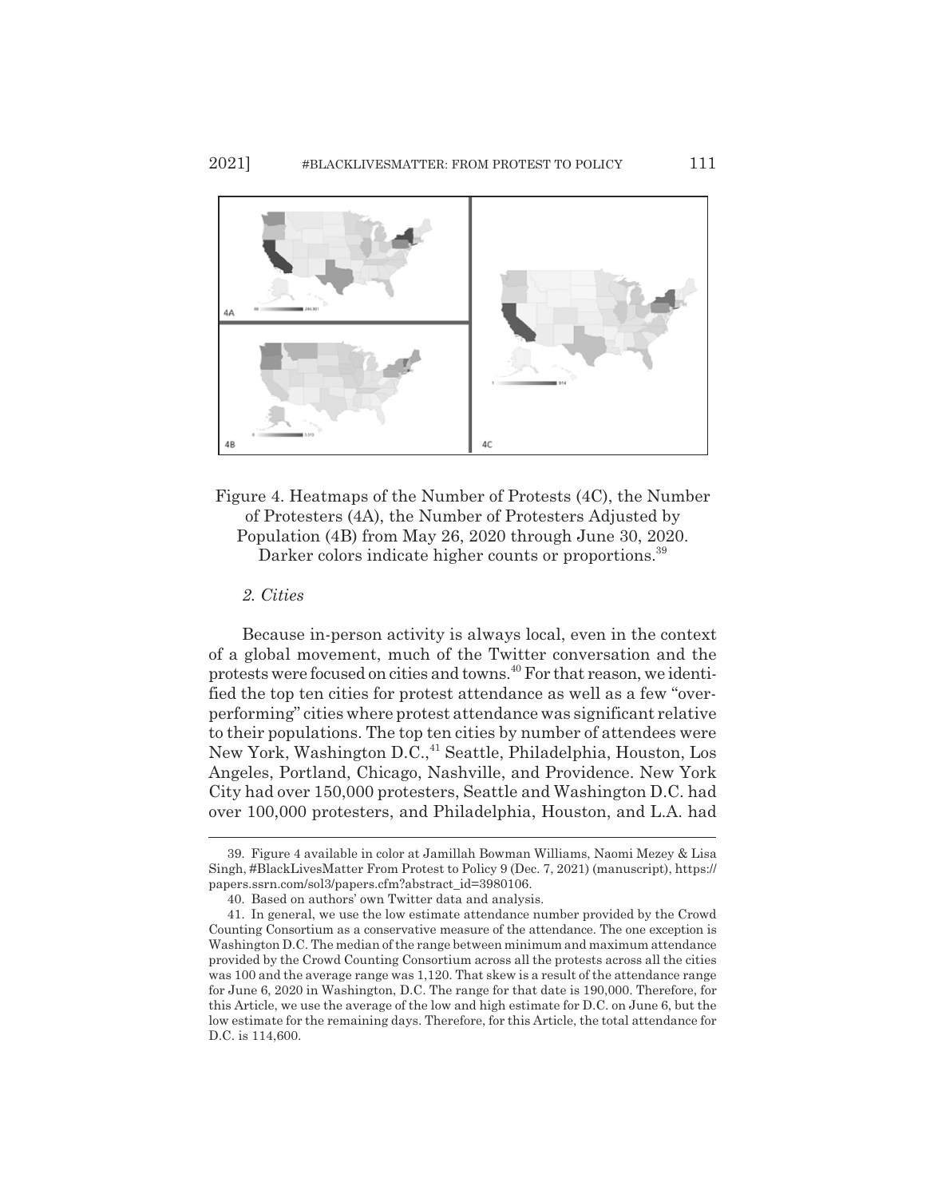Figure 4. Heatmaps of the Number of Protests (4C), the Number of Protesters (4A), the Number of Protesters Adjusted by Population (4B) from May 26, 2020 through June 30, 2020. Darker colors indicate higher counts or proportions.[39]

*2. Cities*

Because in-person activity is always local, even in the context of a global movement, much of the Twitter conversation and the protests were focused on cities and towns.[40] For that reason, we identified the top ten cities for protest attendance as well as a few "overperforming" cities where protest attendance was significant relative to their populations. The top ten cities by number of attendees were New York, Washington D.C.,[41] Seattle, Philadelphia, Houston, Los Angeles, Portland, Chicago, Nashville, and Providence. New York City had over 150,000 protesters, Seattle and Washington D.C. had over 100,000 protesters, and Philadelphia, Houston, and L.A. had

---

39. Figure 4 available in color at Jamillah Bowman Williams, Naomi Mezey & Lisa Singh, #BlackLivesMatter From Protest to Policy 9 (Dec. 7, 2021) (manuscript), https://papers.ssrn.com/sol3/papers.cfm?abstract_id=3980106.

40. Based on authors' own Twitter data and analysis.

41. In general, we use the low estimate attendance number provided by the Crowd Counting Consortium as a conservative measure of the attendance. The one exception is Washington D.C. The median of the range between minimum and maximum attendance provided by the Crowd Counting Consortium across all the protests across all the cities was 100 and the average range was 1,120. That skew is a result of the attendance range for June 6, 2020 in Washington, D.C. The range for that date is 190,000. Therefore, for this Article, we use the average of the low and high estimate for D.C. on June 6, but the low estimate for the remaining days. Therefore, for this Article, the total attendance for D.C. is 114,600.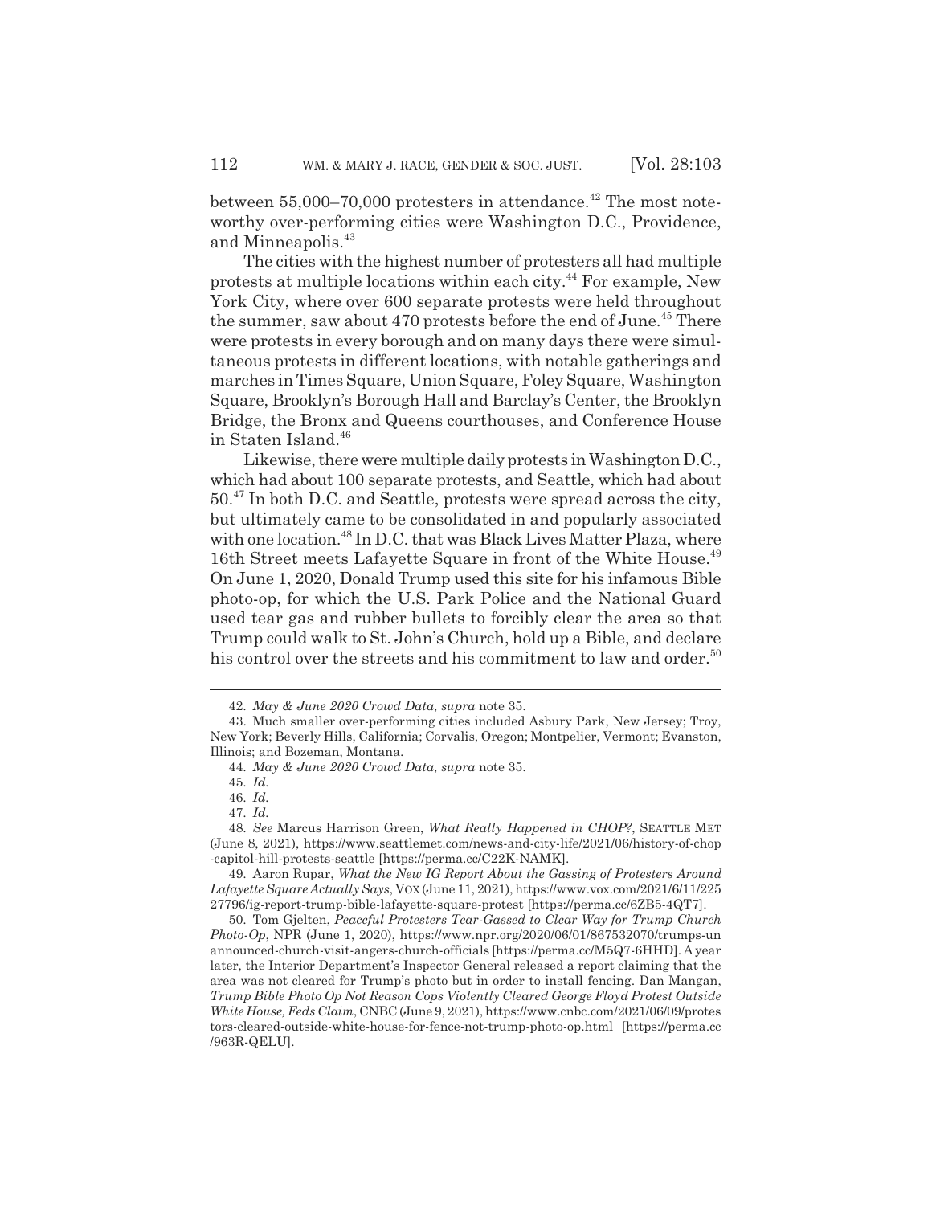between 55,000–70,000 protesters in attendance.[42] The most noteworthy over-performing cities were Washington D.C., Providence, and Minneapolis.[43]

The cities with the highest number of protesters all had multiple protests at multiple locations within each city.[44] For example, New York City, where over 600 separate protests were held throughout the summer, saw about 470 protests before the end of June.[45] There were protests in every borough and on many days there were simultaneous protests in different locations, with notable gatherings and marches in Times Square, Union Square, Foley Square, Washington Square, Brooklyn's Borough Hall and Barclay's Center, the Brooklyn Bridge, the Bronx and Queens courthouses, and Conference House in Staten Island.[46]

Likewise, there were multiple daily protests in Washington D.C., which had about 100 separate protests, and Seattle, which had about 50.[47] In both D.C. and Seattle, protests were spread across the city, but ultimately came to be consolidated in and popularly associated with one location.[48] In D.C. that was Black Lives Matter Plaza, where 16th Street meets Lafayette Square in front of the White House.[49] On June 1, 2020, Donald Trump used this site for his infamous Bible photo-op, for which the U.S. Park Police and the National Guard used tear gas and rubber bullets to forcibly clear the area so that Trump could walk to St. John's Church, hold up a Bible, and declare his control over the streets and his commitment to law and order.[50]

---

42. *May & June 2020 Crowd Data*, *supra* note 35.

43. Much smaller over-performing cities included Asbury Park, New Jersey; Troy, New York; Beverly Hills, California; Corvalis, Oregon; Montpelier, Vermont; Evanston, Illinois; and Bozeman, Montana.

44. *May & June 2020 Crowd Data*, *supra* note 35.

45. *Id.*

46. *Id.*

47. *Id.*

48. *See* Marcus Harrison Green, *What Really Happened in CHOP?*, SEATTLE MET (June 8, 2021), https://www.seattlemet.com/news-and-city-life/2021/06/history-of-chop-capitol-hill-protests-seattle [https://perma.cc/C22K-NAMK].

49. Aaron Rupar, *What the New IG Report About the Gassing of Protesters Around Lafayette Square Actually Says*, VOX (June 11, 2021), https://www.vox.com/2021/6/11/22527796/ig-report-trump-bible-lafayette-square-protest [https://perma.cc/6ZB5-4QT7].

50. Tom Gjelten, *Peaceful Protesters Tear-Gassed to Clear Way for Trump Church Photo-Op*, NPR (June 1, 2020), https://www.npr.org/2020/06/01/867532070/trumps-unannounced-church-visit-angers-church-officials [https://perma.cc/M5Q7-6HHD]. A year later, the Interior Department's Inspector General released a report claiming that the area was not cleared for Trump's photo but in order to install fencing. Dan Mangan, *Trump Bible Photo Op Not Reason Cops Violently Cleared George Floyd Protest Outside White House, Feds Claim*, CNBC (June 9, 2021), https://www.cnbc.com/2021/06/09/protesters-cleared-outside-white-house-for-fence-not-trump-photo-op.html [https://perma.cc/963R-QELU].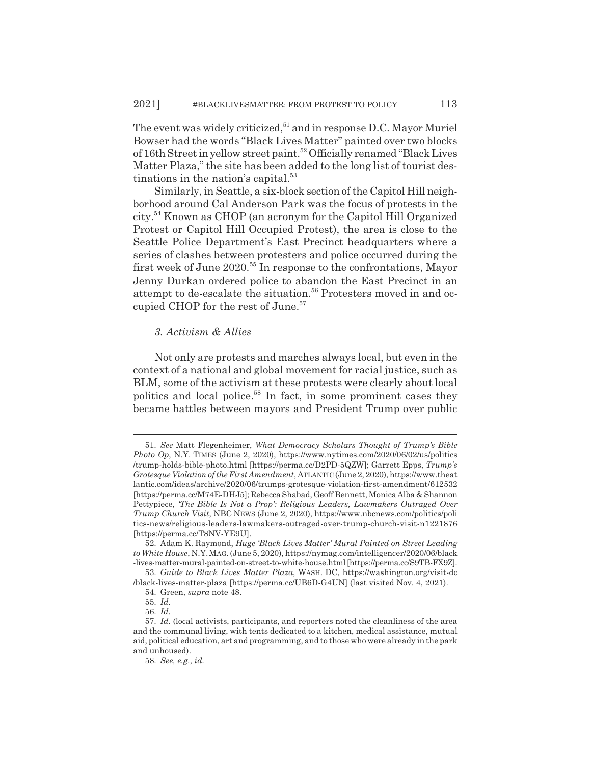The event was widely criticized,[51] and in response D.C. Mayor Muriel Bowser had the words "Black Lives Matter" painted over two blocks of 16th Street in yellow street paint.[52] Officially renamed "Black Lives Matter Plaza," the site has been added to the long list of tourist destinations in the nation's capital.[53]

Similarly, in Seattle, a six-block section of the Capitol Hill neighborhood around Cal Anderson Park was the focus of protests in the city.[54] Known as CHOP (an acronym for the Capitol Hill Organized Protest or Capitol Hill Occupied Protest), the area is close to the Seattle Police Department's East Precinct headquarters where a series of clashes between protesters and police occurred during the first week of June 2020.[55] In response to the confrontations, Mayor Jenny Durkan ordered police to abandon the East Precinct in an attempt to de-escalate the situation.[56] Protesters moved in and occupied CHOP for the rest of June.[57]

### *3. Activism & Allies*

Not only are protests and marches always local, but even in the context of a national and global movement for racial justice, such as BLM, some of the activism at these protests were clearly about local politics and local police.[58] In fact, in some prominent cases they became battles between mayors and President Trump over public

---

51. *See* Matt Flegenheimer, *What Democracy Scholars Thought of Trump's Bible Photo Op*, N.Y. TIMES (June 2, 2020), https://www.nytimes.com/2020/06/02/us/politics/trump-holds-bible-photo.html [https://perma.cc/D2PD-5QZW]; Garrett Epps, *Trump's Grotesque Violation of the First Amendment*, ATLANTIC (June 2, 2020), https://www.theatlantic.com/ideas/archive/2020/06/trumps-grotesque-violation-first-amendment/612532 [https://perma.cc/M74E-DHJ5]; Rebecca Shabad, Geoff Bennett, Monica Alba & Shannon Pettypiece, *'The Bible Is Not a Prop': Religious Leaders, Lawmakers Outraged Over Trump Church Visit*, NBC NEWS (June 2, 2020), https://www.nbcnews.com/politics/politics-news/religious-leaders-lawmakers-outraged-over-trump-church-visit-n1221876 [https://perma.cc/T8NV-YE9U].

52. Adam K. Raymond, *Huge 'Black Lives Matter' Mural Painted on Street Leading to White House*, N.Y. MAG. (June 5, 2020), https://nymag.com/intelligencer/2020/06/black-lives-matter-mural-painted-on-street-to-white-house.html [https://perma.cc/S9TB-FX9Z].

53. *Guide to Black Lives Matter Plaza*, WASH. DC, https://washington.org/visit-dc/black-lives-matter-plaza [https://perma.cc/UB6D-G4UN] (last visited Nov. 4, 2021).

54. Green, *supra* note 48.

55. *Id.*

56. *Id.*

57. *Id.* (local activists, participants, and reporters noted the cleanliness of the area and the communal living, with tents dedicated to a kitchen, medical assistance, mutual aid, political education, art and programming, and to those who were already in the park and unhoused).

58. *See, e.g.*, *id.*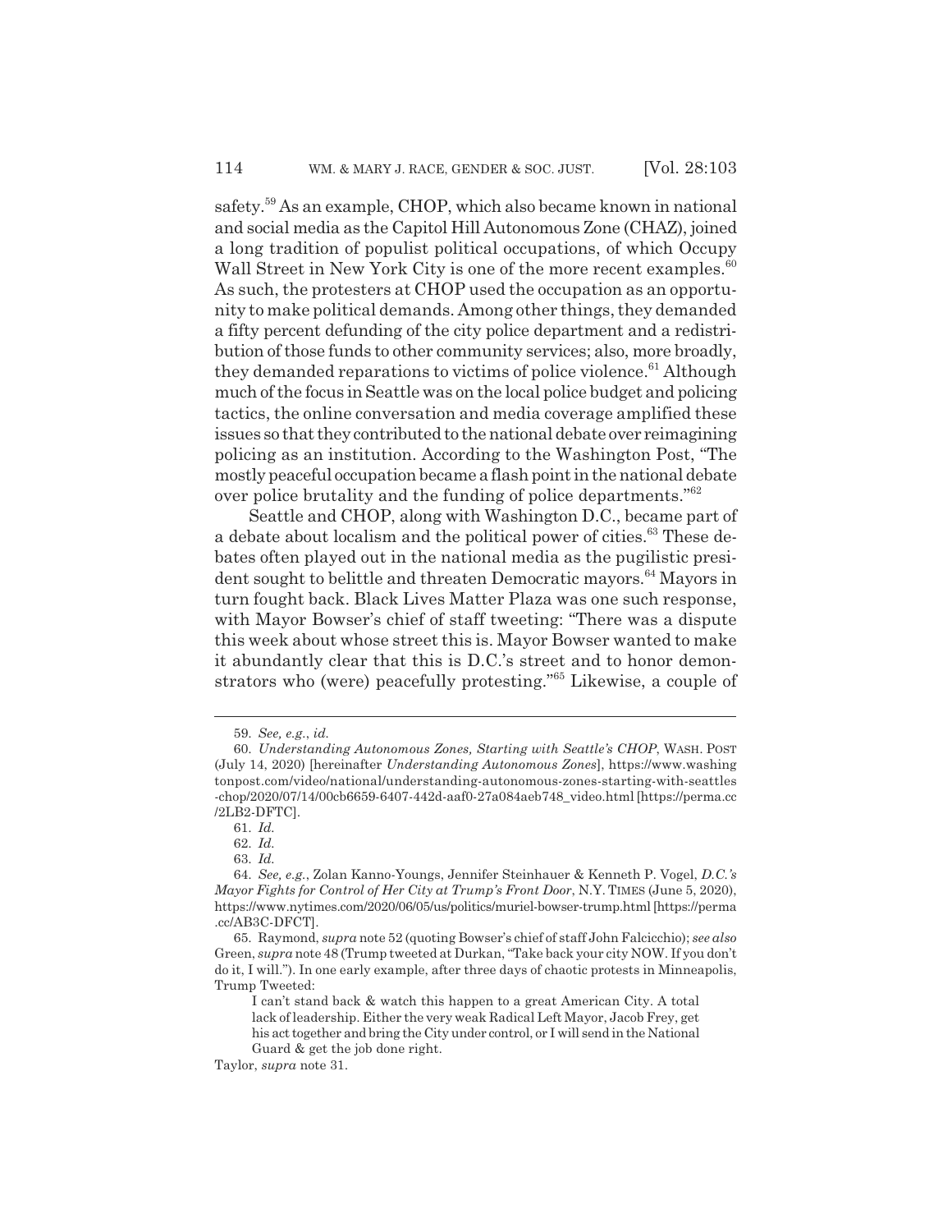safety.[59] As an example, CHOP, which also became known in national and social media as the Capitol Hill Autonomous Zone (CHAZ), joined a long tradition of populist political occupations, of which Occupy Wall Street in New York City is one of the more recent examples.[60] As such, the protesters at CHOP used the occupation as an opportunity to make political demands. Among other things, they demanded a fifty percent defunding of the city police department and a redistribution of those funds to other community services; also, more broadly, they demanded reparations to victims of police violence.[61] Although much of the focus in Seattle was on the local police budget and policing tactics, the online conversation and media coverage amplified these issues so that they contributed to the national debate over reimagining policing as an institution. According to the Washington Post, "The mostly peaceful occupation became a flash point in the national debate over police brutality and the funding of police departments."[62]

Seattle and CHOP, along with Washington D.C., became part of a debate about localism and the political power of cities.[63] These debates often played out in the national media as the pugilistic president sought to belittle and threaten Democratic mayors.[64] Mayors in turn fought back. Black Lives Matter Plaza was one such response, with Mayor Bowser's chief of staff tweeting: "There was a dispute this week about whose street this is. Mayor Bowser wanted to make it abundantly clear that this is D.C.'s street and to honor demonstrators who (were) peacefully protesting."[65] Likewise, a couple of

---

59. *See, e.g.*, *id.*

60. *Understanding Autonomous Zones, Starting with Seattle's CHOP*, WASH. POST (July 14, 2020) [hereinafter *Understanding Autonomous Zones*], https://www.washingtonpost.com/video/national/understanding-autonomous-zones-starting-with-seattles-chop/2020/07/14/00cb6659-6407-442d-aaf0-27a084aeb748_video.html [https://perma.cc/2LB2-DFTC].

61. *Id.*

62. *Id.*

63. *Id.*

64. *See, e.g.*, Zolan Kanno-Youngs, Jennifer Steinhauer & Kenneth P. Vogel, *D.C.'s Mayor Fights for Control of Her City at Trump's Front Door*, N.Y. TIMES (June 5, 2020), https://www.nytimes.com/2020/06/05/us/politics/muriel-bowser-trump.html [https://perma.cc/AB3C-DFCT].

65. Raymond, *supra* note 52 (quoting Bowser's chief of staff John Falcicchio); *see also* Green, *supra* note 48 (Trump tweeted at Durkan, "Take back your city NOW. If you don't do it, I will."). In one early example, after three days of chaotic protests in Minneapolis, Trump Tweeted:

> I can't stand back & watch this happen to a great American City. A total lack of leadership. Either the very weak Radical Left Mayor, Jacob Frey, get his act together and bring the City under control, or I will send in the National Guard & get the job done right.

Taylor, *supra* note 31.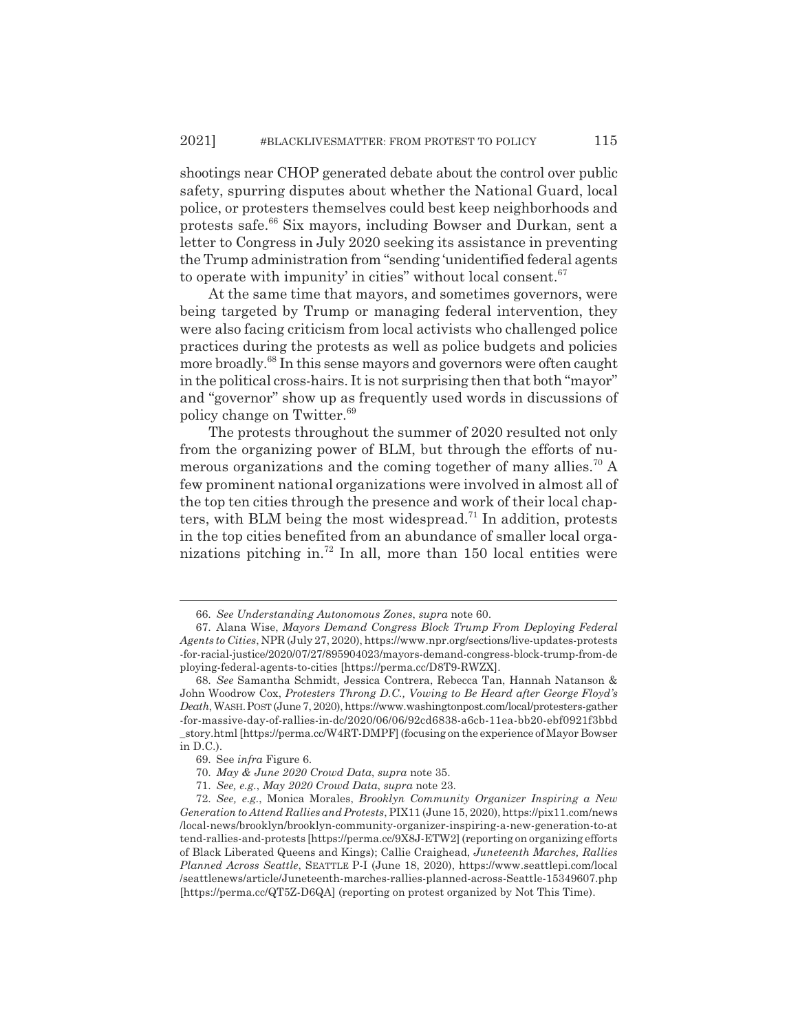shootings near CHOP generated debate about the control over public safety, spurring disputes about whether the National Guard, local police, or protesters themselves could best keep neighborhoods and protests safe.[66] Six mayors, including Bowser and Durkan, sent a letter to Congress in July 2020 seeking its assistance in preventing the Trump administration from "sending 'unidentified federal agents to operate with impunity' in cities" without local consent.[67]

At the same time that mayors, and sometimes governors, were being targeted by Trump or managing federal intervention, they were also facing criticism from local activists who challenged police practices during the protests as well as police budgets and policies more broadly.[68] In this sense mayors and governors were often caught in the political cross-hairs. It is not surprising then that both "mayor" and "governor" show up as frequently used words in discussions of policy change on Twitter.[69]

The protests throughout the summer of 2020 resulted not only from the organizing power of BLM, but through the efforts of numerous organizations and the coming together of many allies.[70] A few prominent national organizations were involved in almost all of the top ten cities through the presence and work of their local chapters, with BLM being the most widespread.[71] In addition, protests in the top cities benefited from an abundance of smaller local organizations pitching in.[72] In all, more than 150 local entities were

---

66. *See Understanding Autonomous Zones*, *supra* note 60.

67. Alana Wise, *Mayors Demand Congress Block Trump From Deploying Federal Agents to Cities*, NPR (July 27, 2020), https://www.npr.org/sections/live-updates-protests-for-racial-justice/2020/07/27/895904023/mayors-demand-congress-block-trump-from-deploying-federal-agents-to-cities [https://perma.cc/D8T9-RWZX].

68. *See* Samantha Schmidt, Jessica Contrera, Rebecca Tan, Hannah Natanson & John Woodrow Cox, *Protesters Throng D.C., Vowing to Be Heard after George Floyd's Death*, WASH. POST (June 7, 2020), https://www.washingtonpost.com/local/protesters-gather-for-massive-day-of-rallies-in-dc/2020/06/06/92cd6838-a6cb-11ea-bb20-ebf0921f3bbd_story.html [https://perma.cc/W4RT-DMPF] (focusing on the experience of Mayor Bowser in D.C.).

69. See *infra* Figure 6.

70. *May & June 2020 Crowd Data*, *supra* note 35.

71. *See, e.g.*, *May 2020 Crowd Data*, *supra* note 23.

72. *See, e.g.*, Monica Morales, *Brooklyn Community Organizer Inspiring a New Generation to Attend Rallies and Protests*, PIX11 (June 15, 2020), https://pix11.com/news/local-news/brooklyn/brooklyn-community-organizer-inspiring-a-new-generation-to-attend-rallies-and-protests [https://perma.cc/9X8J-ETW2] (reporting on organizing efforts of Black Liberated Queens and Kings); Callie Craighead, *Juneteenth Marches, Rallies Planned Across Seattle*, SEATTLE P-I (June 18, 2020), https://www.seattlepi.com/local/seattlenews/article/Juneteenth-marches-rallies-planned-across-Seattle-15349607.php [https://perma.cc/QT5Z-D6QA] (reporting on protest organized by Not This Time).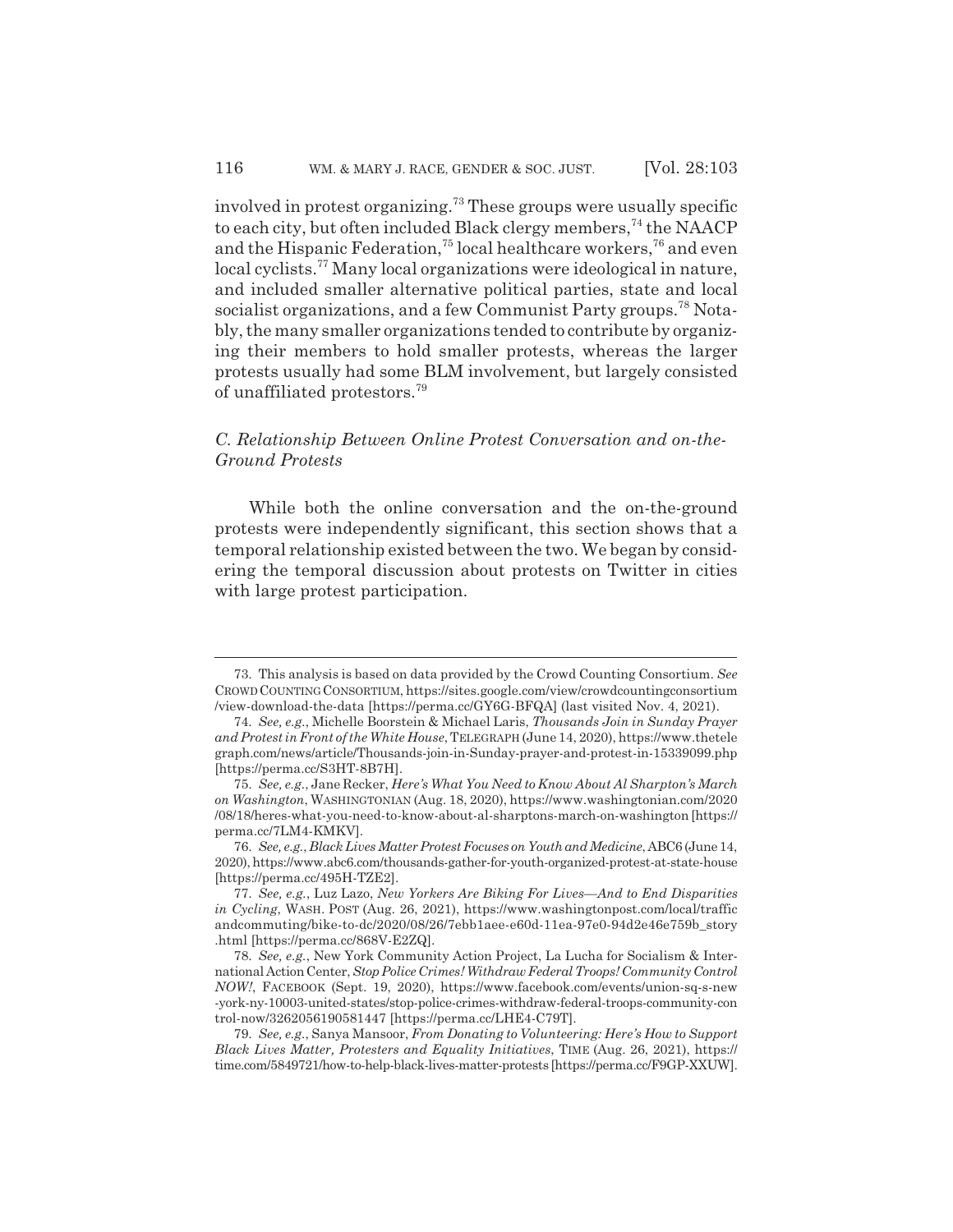involved in protest organizing.[73] These groups were usually specific to each city, but often included Black clergy members,[74] the NAACP and the Hispanic Federation,[75] local healthcare workers,[76] and even local cyclists.[77] Many local organizations were ideological in nature, and included smaller alternative political parties, state and local socialist organizations, and a few Communist Party groups.[78] Notably, the many smaller organizations tended to contribute by organizing their members to hold smaller protests, whereas the larger protests usually had some BLM involvement, but largely consisted of unaffiliated protestors.[79]

### *C. Relationship Between Online Protest Conversation and on-the-Ground Protests*

While both the online conversation and the on-the-ground protests were independently significant, this section shows that a temporal relationship existed between the two. We began by considering the temporal discussion about protests on Twitter in cities with large protest participation.

---

73. This analysis is based on data provided by the Crowd Counting Consortium. *See* CROWD COUNTING CONSORTIUM, https://sites.google.com/view/crowdcountingconsortium/view-download-the-data [https://perma.cc/GY6G-BFQA] (last visited Nov. 4, 2021).

74. *See, e.g.*, Michelle Boorstein & Michael Laris, *Thousands Join in Sunday Prayer and Protest in Front of the White House*, TELEGRAPH (June 14, 2020), https://www.thetelegraph.com/news/article/Thousands-join-in-Sunday-prayer-and-protest-in-15339099.php [https://perma.cc/S3HT-8B7H].

75. *See, e.g.*, Jane Recker, *Here's What You Need to Know About Al Sharpton's March on Washington*, WASHINGTONIAN (Aug. 18, 2020), https://www.washingtonian.com/2020/08/18/heres-what-you-need-to-know-about-al-sharptons-march-on-washington [https://perma.cc/7LM4-KMKV].

76. *See, e.g.*, *Black Lives Matter Protest Focuses on Youth and Medicine*, ABC6 (June 14, 2020), https://www.abc6.com/thousands-gather-for-youth-organized-protest-at-state-house [https://perma.cc/495H-TZE2].

77. *See, e.g.*, Luz Lazo, *New Yorkers Are Biking For Lives—And to End Disparities in Cycling*, WASH. POST (Aug. 26, 2021), https://www.washingtonpost.com/local/trafficandcommuting/bike-to-dc/2020/08/26/7ebb1aee-e60d-11ea-97e0-94d2e46e759b_story.html [https://perma.cc/868V-E2ZQ].

78. *See, e.g.*, New York Community Action Project, La Lucha for Socialism & International Action Center, *Stop Police Crimes! Withdraw Federal Troops! Community Control NOW!*, FACEBOOK (Sept. 19, 2020), https://www.facebook.com/events/union-sq-s-new-york-ny-10003-united-states/stop-police-crimes-withdraw-federal-troops-community-control-now/3262056190581447 [https://perma.cc/LHE4-C79T].

79. *See, e.g.*, Sanya Mansoor, *From Donating to Volunteering: Here's How to Support Black Lives Matter, Protesters and Equality Initiatives*, TIME (Aug. 26, 2021), https://time.com/5849721/how-to-help-black-lives-matter-protests [https://perma.cc/F9GP-XXUW].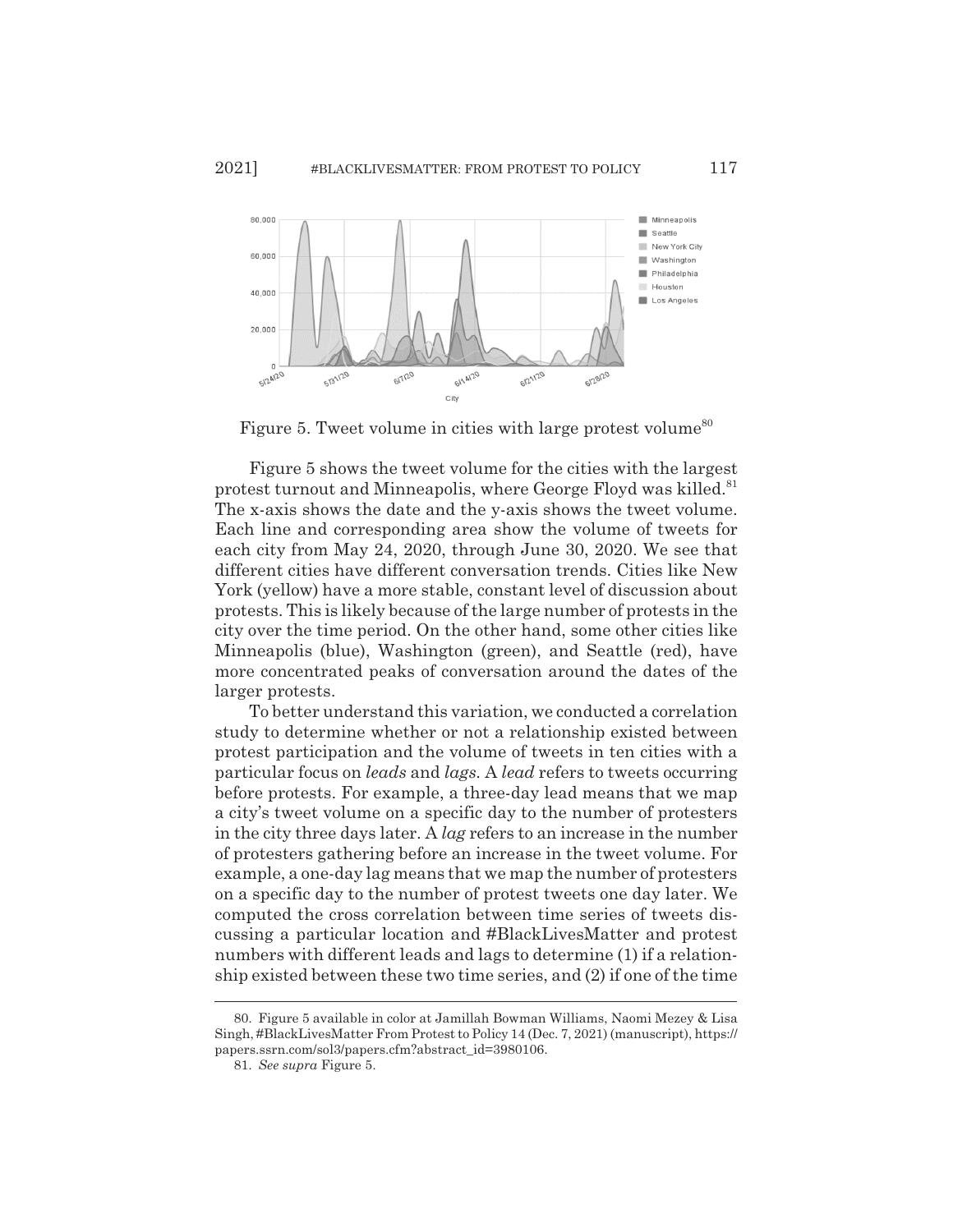Figure 5. Tweet volume in cities with large protest volume[80]

Figure 5 shows the tweet volume for the cities with the largest protest turnout and Minneapolis, where George Floyd was killed.[81] The x-axis shows the date and the y-axis shows the tweet volume. Each line and corresponding area show the volume of tweets for each city from May 24, 2020, through June 30, 2020. We see that different cities have different conversation trends. Cities like New York (yellow) have a more stable, constant level of discussion about protests. This is likely because of the large number of protests in the city over the time period. On the other hand, some other cities like Minneapolis (blue), Washington (green), and Seattle (red), have more concentrated peaks of conversation around the dates of the larger protests.

To better understand this variation, we conducted a correlation study to determine whether or not a relationship existed between protest participation and the volume of tweets in ten cities with a particular focus on *leads* and *lags*. A *lead* refers to tweets occurring before protests. For example, a three-day lead means that we map a city's tweet volume on a specific day to the number of protesters in the city three days later. A *lag* refers to an increase in the number of protesters gathering before an increase in the tweet volume. For example, a one-day lag means that we map the number of protesters on a specific day to the number of protest tweets one day later. We computed the cross correlation between time series of tweets discussing a particular location and #BlackLivesMatter and protest numbers with different leads and lags to determine (1) if a relationship existed between these two time series, and (2) if one of the time

---

80. Figure 5 available in color at Jamillah Bowman Williams, Naomi Mezey & Lisa Singh, #BlackLivesMatter From Protest to Policy 14 (Dec. 7, 2021) (manuscript), https://papers.ssrn.com/sol3/papers.cfm?abstract_id=3980106.

81. *See supra* Figure 5.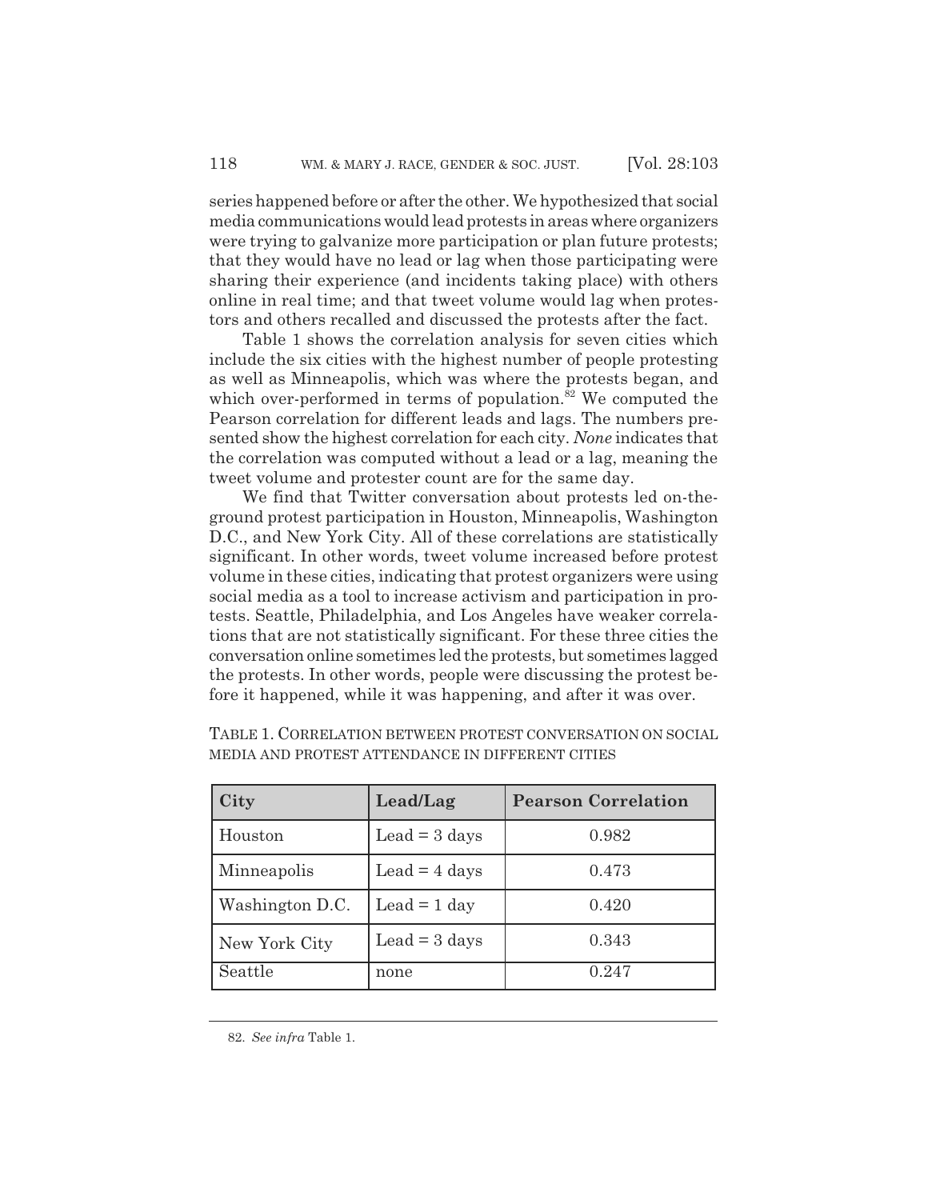series happened before or after the other. We hypothesized that social media communications would lead protests in areas where organizers were trying to galvanize more participation or plan future protests; that they would have no lead or lag when those participating were sharing their experience (and incidents taking place) with others online in real time; and that tweet volume would lag when protestors and others recalled and discussed the protests after the fact.

Table 1 shows the correlation analysis for seven cities which include the six cities with the highest number of people protesting as well as Minneapolis, which was where the protests began, and which over-performed in terms of population.[82] We computed the Pearson correlation for different leads and lags. The numbers presented show the highest correlation for each city. *None* indicates that the correlation was computed without a lead or a lag, meaning the tweet volume and protester count are for the same day.

We find that Twitter conversation about protests led on-the-ground protest participation in Houston, Minneapolis, Washington D.C., and New York City. All of these correlations are statistically significant. In other words, tweet volume increased before protest volume in these cities, indicating that protest organizers were using social media as a tool to increase activism and participation in protests. Seattle, Philadelphia, and Los Angeles have weaker correlations that are not statistically significant. For these three cities the conversation online sometimes led the protests, but sometimes lagged the protests. In other words, people were discussing the protest before it happened, while it was happening, and after it was over.

TABLE 1. CORRELATION BETWEEN PROTEST CONVERSATION ON SOCIAL MEDIA AND PROTEST ATTENDANCE IN DIFFERENT CITIES

| City | Lead/Lag | Pearson Correlation |
|---|---|---|
| Houston | Lead = 3 days | 0.982 |
| Minneapolis | Lead = 4 days | 0.473 |
| Washington D.C. | Lead = 1 day | 0.420 |
| New York City | Lead = 3 days | 0.343 |
| Seattle | none | 0.247 |

82. *See infra* Table 1.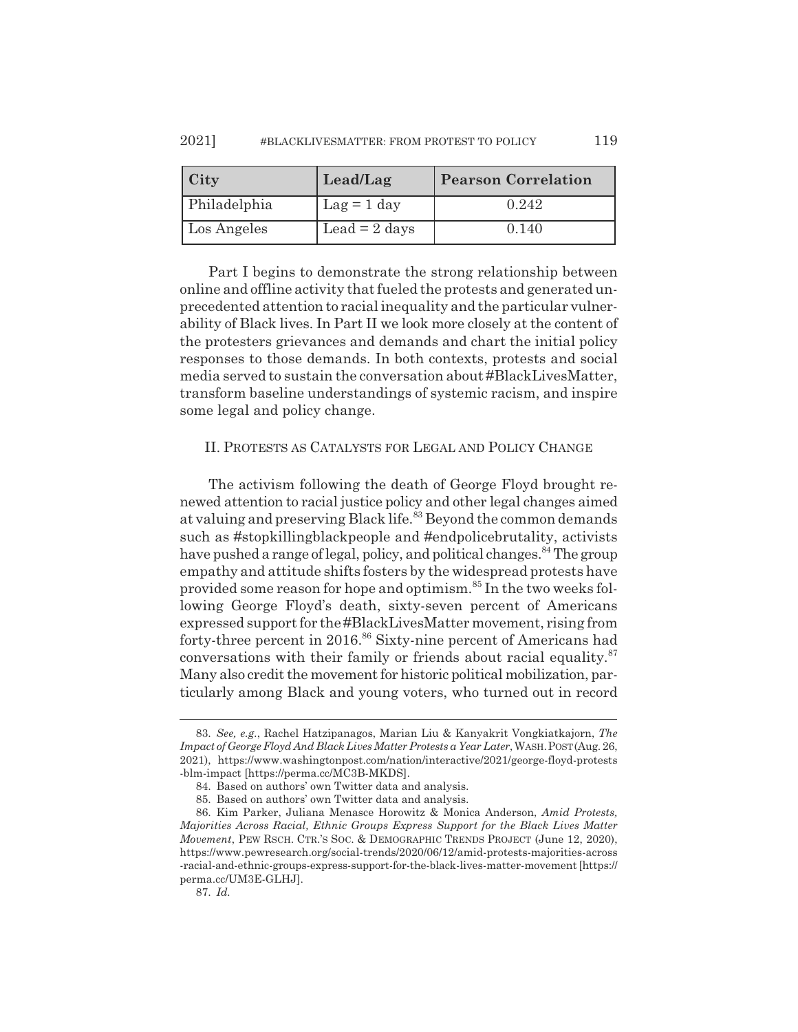| City | Lead/Lag | Pearson Correlation |
|---|---|---|
| Philadelphia | Lag = 1 day | 0.242 |
| Los Angeles | Lead = 2 days | 0.140 |

Part I begins to demonstrate the strong relationship between online and offline activity that fueled the protests and generated unprecedented attention to racial inequality and the particular vulnerability of Black lives. In Part II we look more closely at the content of the protesters grievances and demands and chart the initial policy responses to those demands. In both contexts, protests and social media served to sustain the conversation about #BlackLivesMatter, transform baseline understandings of systemic racism, and inspire some legal and policy change.

## II. Protests as Catalysts for Legal and Policy Change

The activism following the death of George Floyd brought renewed attention to racial justice policy and other legal changes aimed at valuing and preserving Black life.[83] Beyond the common demands such as #stopkillingblackpeople and #endpolicebrutality, activists have pushed a range of legal, policy, and political changes.[84] The group empathy and attitude shifts fosters by the widespread protests have provided some reason for hope and optimism.[85] In the two weeks following George Floyd's death, sixty-seven percent of Americans expressed support for the #BlackLivesMatter movement, rising from forty-three percent in 2016.[86] Sixty-nine percent of Americans had conversations with their family or friends about racial equality.[87] Many also credit the movement for historic political mobilization, particularly among Black and young voters, who turned out in record

---

83. *See, e.g.*, Rachel Hatzipanagos, Marian Liu & Kanyakrit Vongkiatkajorn, *The Impact of George Floyd And Black Lives Matter Protests a Year Later*, WASH. POST (Aug. 26, 2021), https://www.washingtonpost.com/nation/interactive/2021/george-floyd-protests-blm-impact [https://perma.cc/MC3B-MKDS].

84. Based on authors' own Twitter data and analysis.

85. Based on authors' own Twitter data and analysis.

86. Kim Parker, Juliana Menasce Horowitz & Monica Anderson, *Amid Protests, Majorities Across Racial, Ethnic Groups Express Support for the Black Lives Matter Movement*, PEW RSCH. CTR.'S SOC. & DEMOGRAPHIC TRENDS PROJECT (June 12, 2020), https://www.pewresearch.org/social-trends/2020/06/12/amid-protests-majorities-across-racial-and-ethnic-groups-express-support-for-the-black-lives-matter-movement [https://perma.cc/UM3E-GLHJ].

87. *Id.*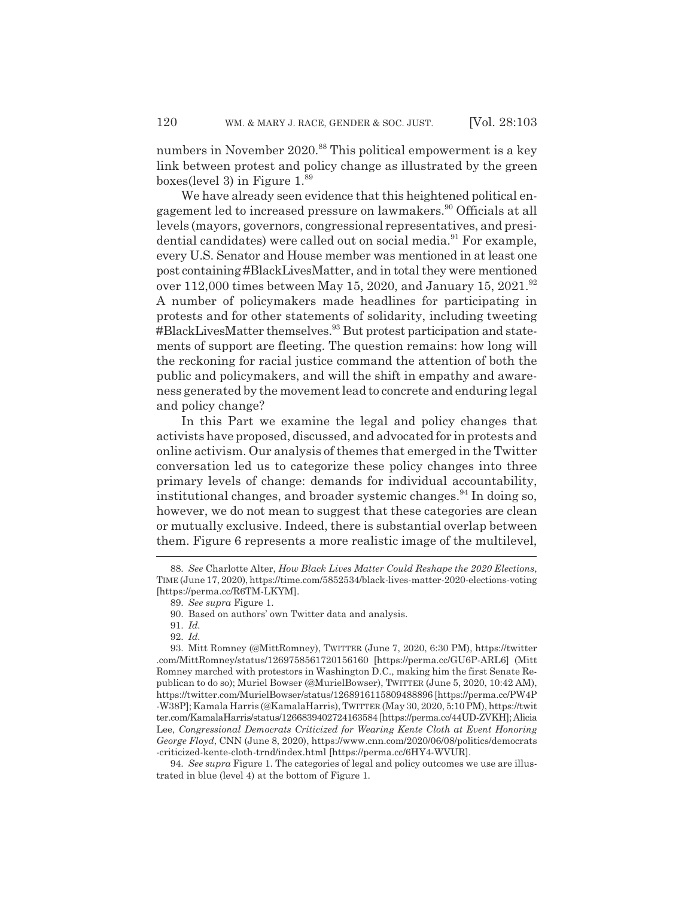numbers in November 2020.[88] This political empowerment is a key link between protest and policy change as illustrated by the green boxes(level 3) in Figure 1.[89]

We have already seen evidence that this heightened political engagement led to increased pressure on lawmakers.[90] Officials at all levels (mayors, governors, congressional representatives, and presidential candidates) were called out on social media.[91] For example, every U.S. Senator and House member was mentioned in at least one post containing #BlackLivesMatter, and in total they were mentioned over 112,000 times between May 15, 2020, and January 15, 2021.[92] A number of policymakers made headlines for participating in protests and for other statements of solidarity, including tweeting #BlackLivesMatter themselves.[93] But protest participation and statements of support are fleeting. The question remains: how long will the reckoning for racial justice command the attention of both the public and policymakers, and will the shift in empathy and awareness generated by the movement lead to concrete and enduring legal and policy change?

In this Part we examine the legal and policy changes that activists have proposed, discussed, and advocated for in protests and online activism. Our analysis of themes that emerged in the Twitter conversation led us to categorize these policy changes into three primary levels of change: demands for individual accountability, institutional changes, and broader systemic changes.[94] In doing so, however, we do not mean to suggest that these categories are clean or mutually exclusive. Indeed, there is substantial overlap between them. Figure 6 represents a more realistic image of the multilevel,

---

88. *See* Charlotte Alter, *How Black Lives Matter Could Reshape the 2020 Elections*, TIME (June 17, 2020), https://time.com/5852534/black-lives-matter-2020-elections-voting [https://perma.cc/R6TM-LKYM].

89. *See supra* Figure 1.

90. Based on authors' own Twitter data and analysis.

91. *Id.*

92. *Id.*

93. Mitt Romney (@MittRomney), TWITTER (June 7, 2020, 6:30 PM), https://twitter.com/MittRomney/status/1269758561720156160 [https://perma.cc/GU6P-ARL6] (Mitt Romney marched with protestors in Washington D.C., making him the first Senate Republican to do so); Muriel Bowser (@MurielBowser), TWITTER (June 5, 2020, 10:42 AM), https://twitter.com/MurielBowser/status/1268916115809488896 [https://perma.cc/PW4P-W38P]; Kamala Harris (@KamalaHarris), TWITTER (May 30, 2020, 5:10 PM), https://twitter.com/KamalaHarris/status/1266839402724163584 [https://perma.cc/44UD-ZVKH]; Alicia Lee, *Congressional Democrats Criticized for Wearing Kente Cloth at Event Honoring George Floyd*, CNN (June 8, 2020), https://www.cnn.com/2020/06/08/politics/democrats-criticized-kente-cloth-trnd/index.html [https://perma.cc/6HY4-WVUR].

94. *See supra* Figure 1. The categories of legal and policy outcomes we use are illustrated in blue (level 4) at the bottom of Figure 1.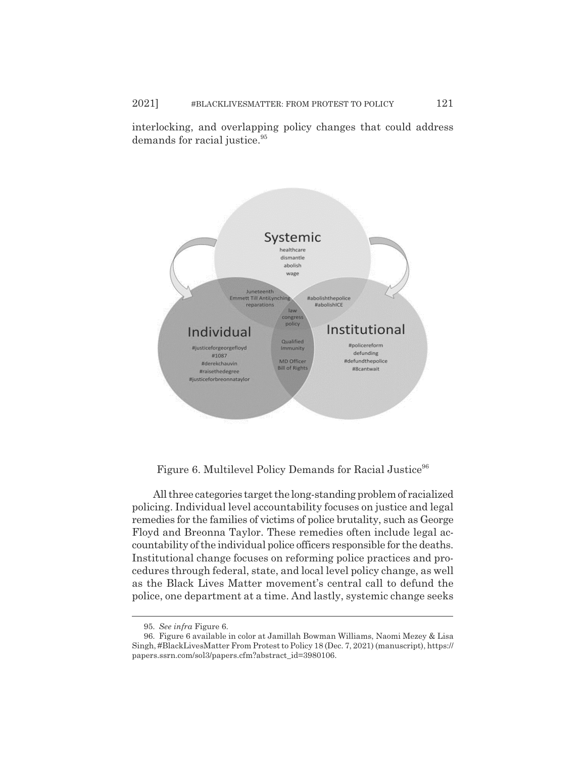interlocking, and overlapping policy changes that could address demands for racial justice.[95]

Figure 6. Multilevel Policy Demands for Racial Justice[96]

All three categories target the long-standing problem of racialized policing. Individual level accountability focuses on justice and legal remedies for the families of victims of police brutality, such as George Floyd and Breonna Taylor. These remedies often include legal accountability of the individual police officers responsible for the deaths. Institutional change focuses on reforming police practices and procedures through federal, state, and local level policy change, as well as the Black Lives Matter movement's central call to defund the police, one department at a time. And lastly, systemic change seeks

---

95. *See infra* Figure 6.

96. Figure 6 available in color at Jamillah Bowman Williams, Naomi Mezey & Lisa Singh, #BlackLivesMatter From Protest to Policy 18 (Dec. 7, 2021) (manuscript), https://papers.ssrn.com/sol3/papers.cfm?abstract_id=3980106.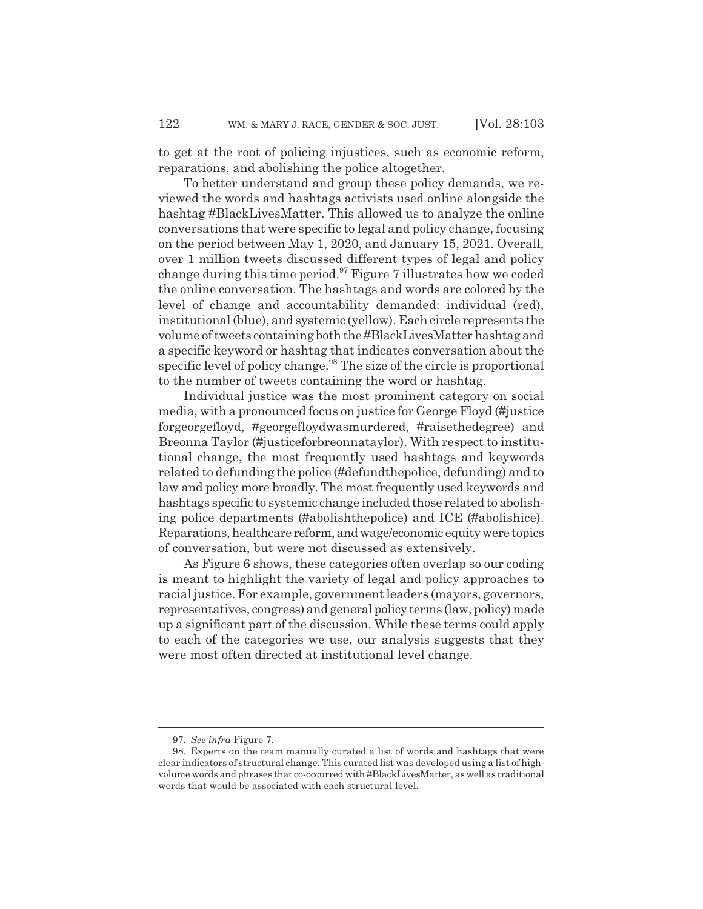to get at the root of policing injustices, such as economic reform, reparations, and abolishing the police altogether.

To better understand and group these policy demands, we reviewed the words and hashtags activists used online alongside the hashtag #BlackLivesMatter. This allowed us to analyze the online conversations that were specific to legal and policy change, focusing on the period between May 1, 2020, and January 15, 2021. Overall, over 1 million tweets discussed different types of legal and policy change during this time period.[97] Figure 7 illustrates how we coded the online conversation. The hashtags and words are colored by the level of change and accountability demanded: individual (red), institutional (blue), and systemic (yellow). Each circle represents the volume of tweets containing both the #BlackLivesMatter hashtag and a specific keyword or hashtag that indicates conversation about the specific level of policy change.[98] The size of the circle is proportional to the number of tweets containing the word or hashtag.

Individual justice was the most prominent category on social media, with a pronounced focus on justice for George Floyd (#justiceforgeorgefloyd, #georgefloydwasmurdered, #raisethedegree) and Breonna Taylor (#justiceforbreonnataylor). With respect to institutional change, the most frequently used hashtags and keywords related to defunding the police (#defundthepolice, defunding) and to law and policy more broadly. The most frequently used keywords and hashtags specific to systemic change included those related to abolishing police departments (#abolishthepolice) and ICE (#abolishice). Reparations, healthcare reform, and wage/economic equity were topics of conversation, but were not discussed as extensively.

As Figure 6 shows, these categories often overlap so our coding is meant to highlight the variety of legal and policy approaches to racial justice. For example, government leaders (mayors, governors, representatives, congress) and general policy terms (law, policy) made up a significant part of the discussion. While these terms could apply to each of the categories we use, our analysis suggests that they were most often directed at institutional level change.

97. *See infra* Figure 7.

98. Experts on the team manually curated a list of words and hashtags that were clear indicators of structural change. This curated list was developed using a list of high-volume words and phrases that co-occurred with #BlackLivesMatter, as well as traditional words that would be associated with each structural level.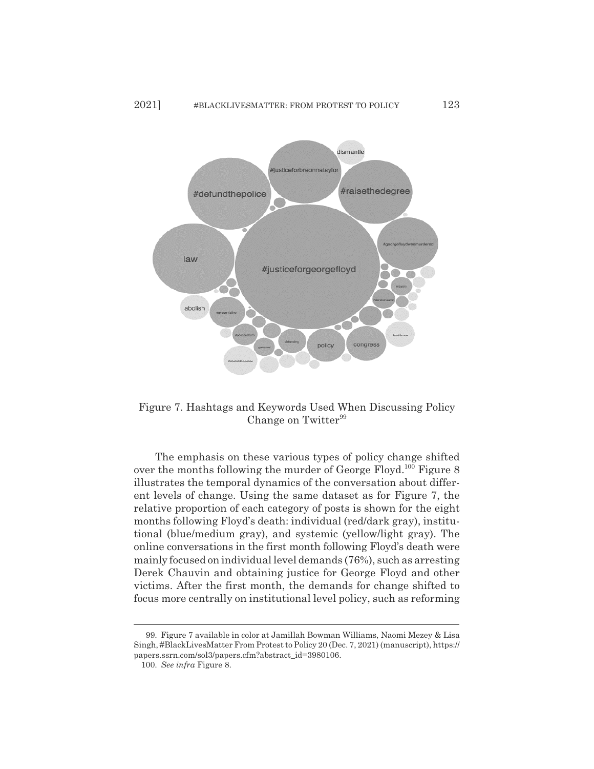Figure 7. Hashtags and Keywords Used When Discussing Policy Change on Twitter[99]

The emphasis on these various types of policy change shifted over the months following the murder of George Floyd.[100] Figure 8 illustrates the temporal dynamics of the conversation about different levels of change. Using the same dataset as for Figure 7, the relative proportion of each category of posts is shown for the eight months following Floyd's death: individual (red/dark gray), institutional (blue/medium gray), and systemic (yellow/light gray). The online conversations in the first month following Floyd's death were mainly focused on individual level demands (76%), such as arresting Derek Chauvin and obtaining justice for George Floyd and other victims. After the first month, the demands for change shifted to focus more centrally on institutional level policy, such as reforming

---

99. Figure 7 available in color at Jamillah Bowman Williams, Naomi Mezey & Lisa Singh, #BlackLivesMatter From Protest to Policy 20 (Dec. 7, 2021) (manuscript), https://papers.ssrn.com/sol3/papers.cfm?abstract_id=3980106.

100. *See infra* Figure 8.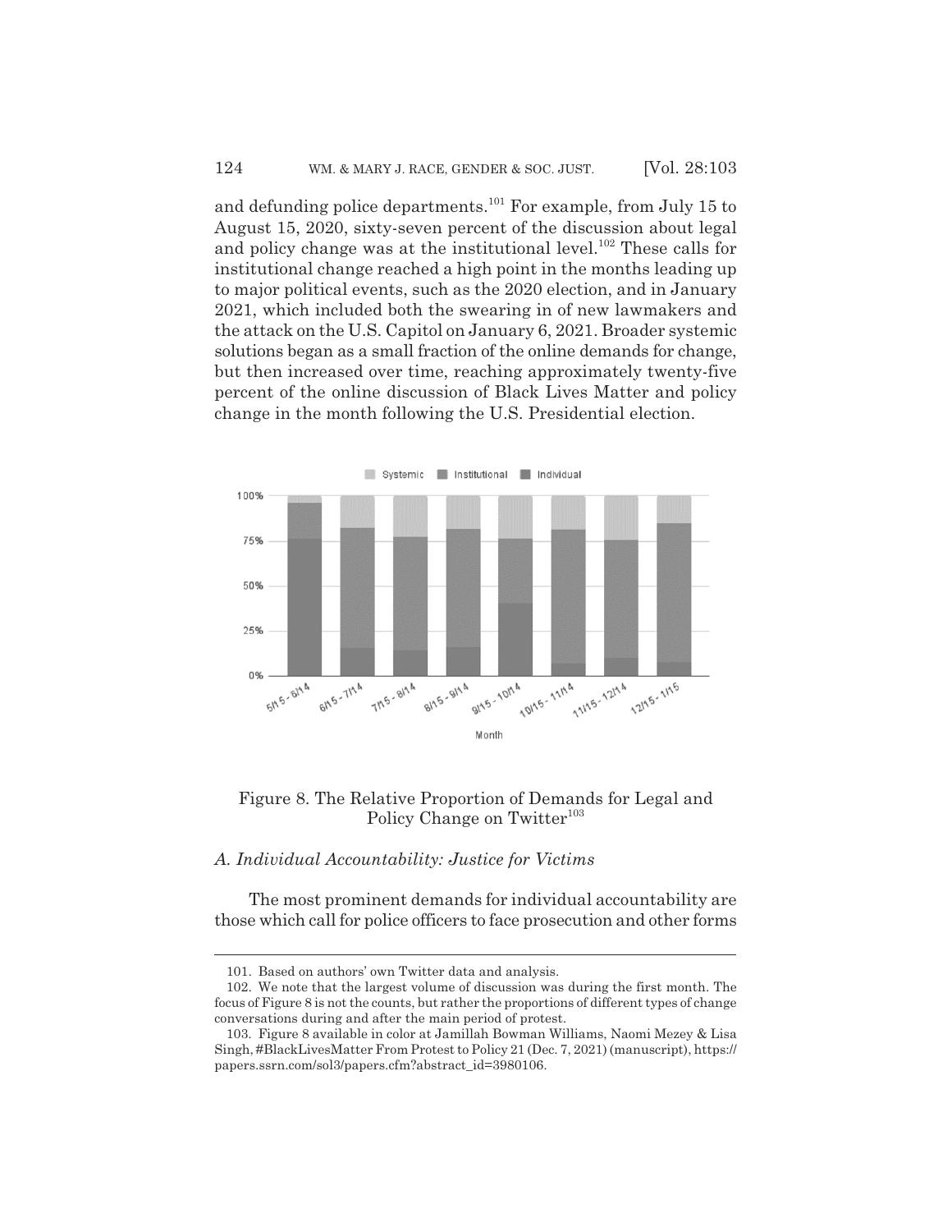and defunding police departments.[101] For example, from July 15 to August 15, 2020, sixty-seven percent of the discussion about legal and policy change was at the institutional level.[102] These calls for institutional change reached a high point in the months leading up to major political events, such as the 2020 election, and in January 2021, which included both the swearing in of new lawmakers and the attack on the U.S. Capitol on January 6, 2021. Broader systemic solutions began as a small fraction of the online demands for change, but then increased over time, reaching approximately twenty-five percent of the online discussion of Black Lives Matter and policy change in the month following the U.S. Presidential election.

Figure 8. The Relative Proportion of Demands for Legal and Policy Change on Twitter[103]

### *A. Individual Accountability: Justice for Victims*

The most prominent demands for individual accountability are those which call for police officers to face prosecution and other forms

101. Based on authors' own Twitter data and analysis.

102. We note that the largest volume of discussion was during the first month. The focus of Figure 8 is not the counts, but rather the proportions of different types of change conversations during and after the main period of protest.

103. Figure 8 available in color at Jamillah Bowman Williams, Naomi Mezey & Lisa Singh, #BlackLivesMatter From Protest to Policy 21 (Dec. 7, 2021) (manuscript), https://papers.ssrn.com/sol3/papers.cfm?abstract_id=3980106.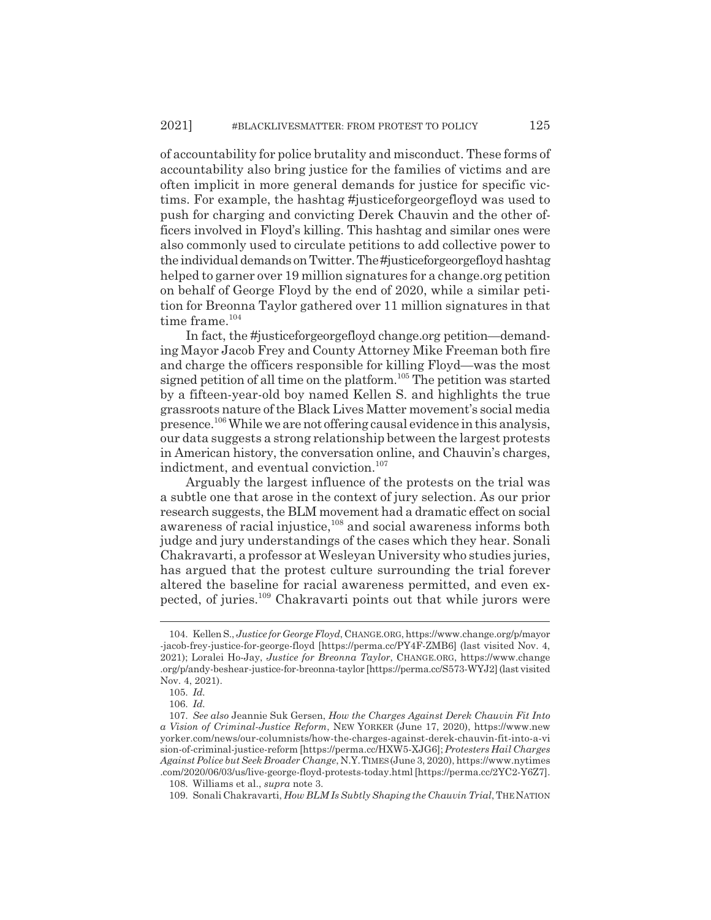of accountability for police brutality and misconduct. These forms of accountability also bring justice for the families of victims and are often implicit in more general demands for justice for specific victims. For example, the hashtag #justiceforgeorgefloyd was used to push for charging and convicting Derek Chauvin and the other officers involved in Floyd's killing. This hashtag and similar ones were also commonly used to circulate petitions to add collective power to the individual demands on Twitter. The #justiceforgeorgefloyd hashtag helped to garner over 19 million signatures for a change.org petition on behalf of George Floyd by the end of 2020, while a similar petition for Breonna Taylor gathered over 11 million signatures in that time frame.[104]

In fact, the #justiceforgeorgefloyd change.org petition—demanding Mayor Jacob Frey and County Attorney Mike Freeman both fire and charge the officers responsible for killing Floyd—was the most signed petition of all time on the platform.[105] The petition was started by a fifteen-year-old boy named Kellen S. and highlights the true grassroots nature of the Black Lives Matter movement's social media presence.[106] While we are not offering causal evidence in this analysis, our data suggests a strong relationship between the largest protests in American history, the conversation online, and Chauvin's charges, indictment, and eventual conviction.[107]

Arguably the largest influence of the protests on the trial was a subtle one that arose in the context of jury selection. As our prior research suggests, the BLM movement had a dramatic effect on social awareness of racial injustice,[108] and social awareness informs both judge and jury understandings of the cases which they hear. Sonali Chakravarti, a professor at Wesleyan University who studies juries, has argued that the protest culture surrounding the trial forever altered the baseline for racial awareness permitted, and even expected, of juries.[109] Chakravarti points out that while jurors were

---

104. Kellen S., *Justice for George Floyd*, CHANGE.ORG, https://www.change.org/p/mayor-jacob-frey-justice-for-george-floyd [https://perma.cc/PY4F-ZMB6] (last visited Nov. 4, 2021); Loralei Ho-Jay, *Justice for Breonna Taylor*, CHANGE.ORG, https://www.change.org/p/andy-beshear-justice-for-breonna-taylor [https://perma.cc/S573-WYJ2] (last visited Nov. 4, 2021).

105. *Id.*

106. *Id.*

107. *See also* Jeannie Suk Gersen, *How the Charges Against Derek Chauvin Fit Into a Vision of Criminal-Justice Reform*, NEW YORKER (June 17, 2020), https://www.newyorker.com/news/our-columnists/how-the-charges-against-derek-chauvin-fit-into-a-vision-of-criminal-justice-reform [https://perma.cc/HXW5-XJG6]; *Protesters Hail Charges Against Police but Seek Broader Change*, N.Y. TIMES (June 3, 2020), https://www.nytimes.com/2020/06/03/us/live-george-floyd-protests-today.html [https://perma.cc/2YC2-Y6Z7].

108. Williams et al., *supra* note 3.

109. Sonali Chakravarti, *How BLM Is Subtly Shaping the Chauvin Trial*, THE NATION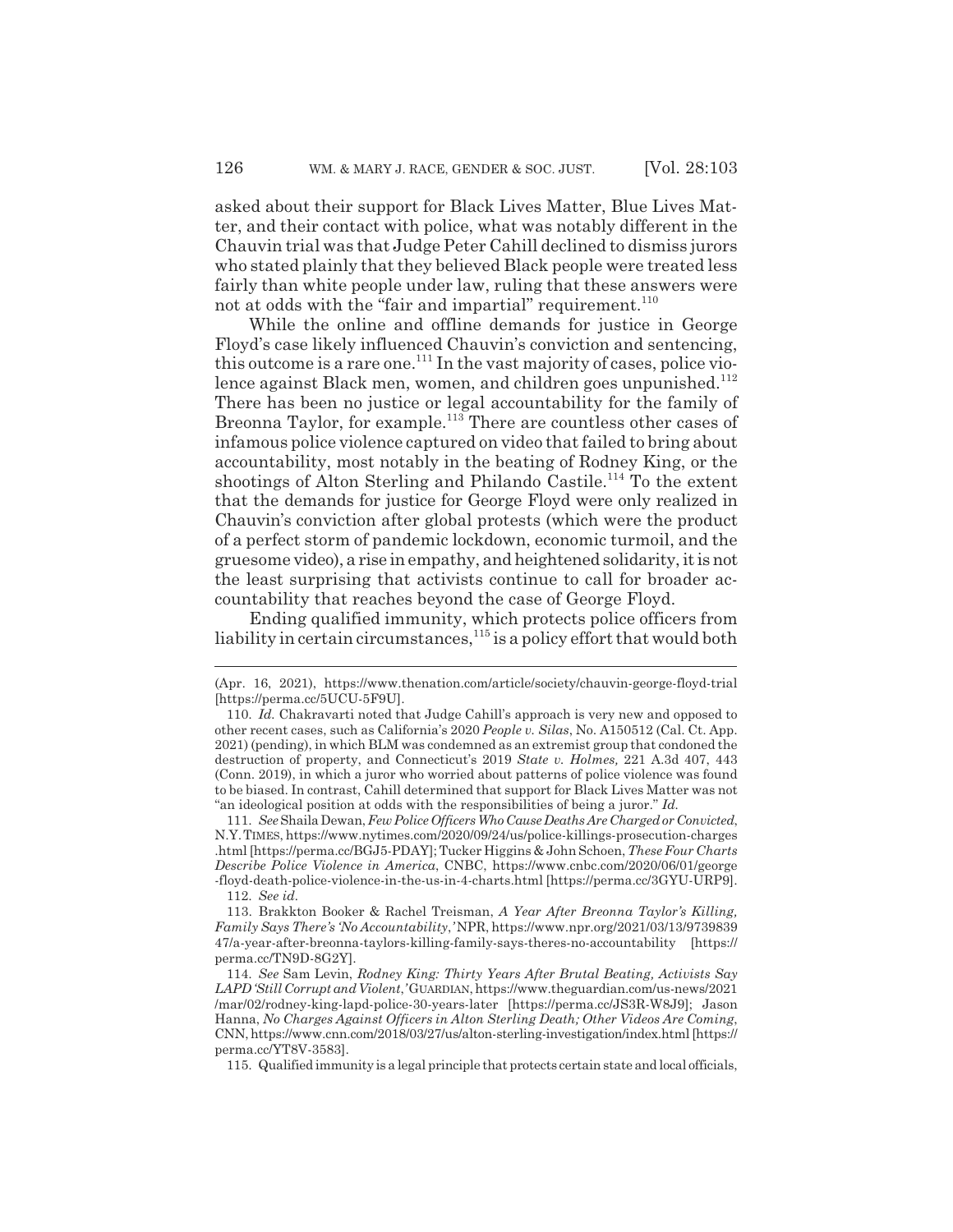asked about their support for Black Lives Matter, Blue Lives Matter, and their contact with police, what was notably different in the Chauvin trial was that Judge Peter Cahill declined to dismiss jurors who stated plainly that they believed Black people were treated less fairly than white people under law, ruling that these answers were not at odds with the "fair and impartial" requirement.[110]

While the online and offline demands for justice in George Floyd's case likely influenced Chauvin's conviction and sentencing, this outcome is a rare one.[111] In the vast majority of cases, police violence against Black men, women, and children goes unpunished.[112] There has been no justice or legal accountability for the family of Breonna Taylor, for example.[113] There are countless other cases of infamous police violence captured on video that failed to bring about accountability, most notably in the beating of Rodney King, or the shootings of Alton Sterling and Philando Castile.[114] To the extent that the demands for justice for George Floyd were only realized in Chauvin's conviction after global protests (which were the product of a perfect storm of pandemic lockdown, economic turmoil, and the gruesome video), a rise in empathy, and heightened solidarity, it is not the least surprising that activists continue to call for broader accountability that reaches beyond the case of George Floyd.

Ending qualified immunity, which protects police officers from liability in certain circumstances,[115] is a policy effort that would both

---

(Apr. 16, 2021), https://www.thenation.com/article/society/chauvin-george-floyd-trial [https://perma.cc/5UCU-5F9U].

110. *Id.* Chakravarti noted that Judge Cahill's approach is very new and opposed to other recent cases, such as California's 2020 *People v. Silas*, No. A150512 (Cal. Ct. App. 2021) (pending), in which BLM was condemned as an extremist group that condoned the destruction of property, and Connecticut's 2019 *State v. Holmes,* 221 A.3d 407, 443 (Conn. 2019), in which a juror who worried about patterns of police violence was found to be biased. In contrast, Cahill determined that support for Black Lives Matter was not "an ideological position at odds with the responsibilities of being a juror." *Id.*

111. *See* Shaila Dewan, *Few Police Officers Who Cause Deaths Are Charged or Convicted*, N.Y. TIMES, https://www.nytimes.com/2020/09/24/us/police-killings-prosecution-charges .html [https://perma.cc/BGJ5-PDAY]; Tucker Higgins & John Schoen, *These Four Charts Describe Police Violence in America*, CNBC, https://www.cnbc.com/2020/06/01/george -floyd-death-police-violence-in-the-us-in-4-charts.html [https://perma.cc/3GYU-URP9].

112. *See id.*

113. Brakkton Booker & Rachel Treisman, *A Year After Breonna Taylor's Killing, Family Says There's 'No Accountability,'* NPR, https://www.npr.org/2021/03/13/9739839 47/a-year-after-breonna-taylors-killing-family-says-theres-no-accountability [https:// perma.cc/TN9D-8G2Y].

114. *See* Sam Levin, *Rodney King: Thirty Years After Brutal Beating, Activists Say LAPD 'Still Corrupt and Violent,'* GUARDIAN, https://www.theguardian.com/us-news/2021 /mar/02/rodney-king-lapd-police-30-years-later [https://perma.cc/JS3R-W8J9]; Jason Hanna, *No Charges Against Officers in Alton Sterling Death; Other Videos Are Coming*, CNN, https://www.cnn.com/2018/03/27/us/alton-sterling-investigation/index.html [https:// perma.cc/YT8V-3583].

115. Qualified immunity is a legal principle that protects certain state and local officials,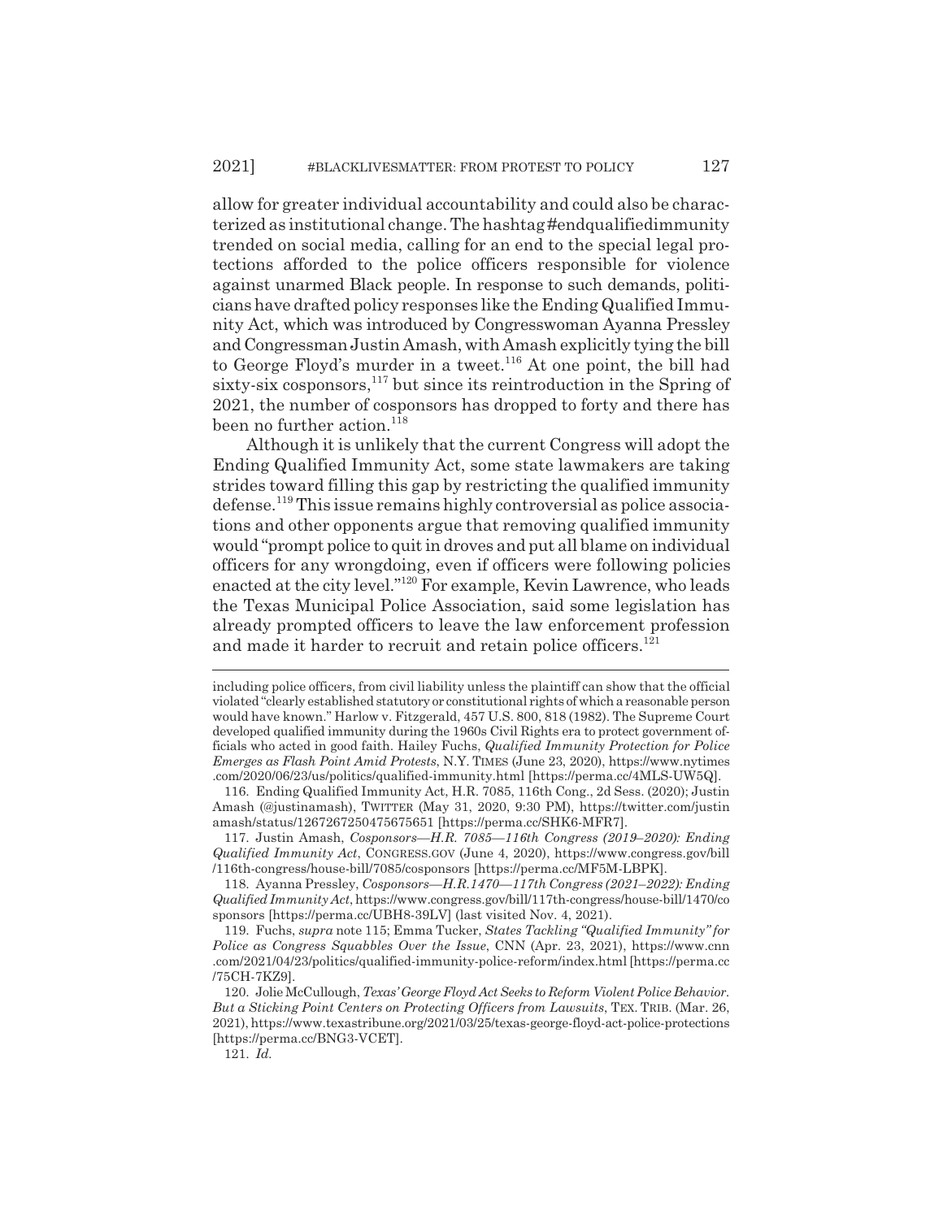allow for greater individual accountability and could also be characterized as institutional change. The hashtag #endqualifiedimmunity trended on social media, calling for an end to the special legal protections afforded to the police officers responsible for violence against unarmed Black people. In response to such demands, politicians have drafted policy responses like the Ending Qualified Immunity Act, which was introduced by Congresswoman Ayanna Pressley and Congressman Justin Amash, with Amash explicitly tying the bill to George Floyd's murder in a tweet.[116] At one point, the bill had sixty-six cosponsors,[117] but since its reintroduction in the Spring of 2021, the number of cosponsors has dropped to forty and there has been no further action.[118]

Although it is unlikely that the current Congress will adopt the Ending Qualified Immunity Act, some state lawmakers are taking strides toward filling this gap by restricting the qualified immunity defense.[119] This issue remains highly controversial as police associations and other opponents argue that removing qualified immunity would "prompt police to quit in droves and put all blame on individual officers for any wrongdoing, even if officers were following policies enacted at the city level."[120] For example, Kevin Lawrence, who leads the Texas Municipal Police Association, said some legislation has already prompted officers to leave the law enforcement profession and made it harder to recruit and retain police officers.[121]

---

including police officers, from civil liability unless the plaintiff can show that the official violated "clearly established statutory or constitutional rights of which a reasonable person would have known." Harlow v. Fitzgerald, 457 U.S. 800, 818 (1982). The Supreme Court developed qualified immunity during the 1960s Civil Rights era to protect government officials who acted in good faith. Hailey Fuchs, *Qualified Immunity Protection for Police Emerges as Flash Point Amid Protests*, N.Y. TIMES (June 23, 2020), https://www.nytimes.com/2020/06/23/us/politics/qualified-immunity.html [https://perma.cc/4MLS-UW5Q].

116. Ending Qualified Immunity Act, H.R. 7085, 116th Cong., 2d Sess. (2020); Justin Amash (@justinamash), TWITTER (May 31, 2020, 9:30 PM), https://twitter.com/justinamash/status/1267267250475675651 [https://perma.cc/SHK6-MFR7].

117. Justin Amash, *Cosponsors—H.R. 7085—116th Congress (2019–2020): Ending Qualified Immunity Act*, CONGRESS.GOV (June 4, 2020), https://www.congress.gov/bill/116th-congress/house-bill/7085/cosponsors [https://perma.cc/MF5M-LBPK].

118. Ayanna Pressley, *Cosponsors—H.R.1470—117th Congress (2021–2022): Ending Qualified Immunity Act*, https://www.congress.gov/bill/117th-congress/house-bill/1470/cosponsors [https://perma.cc/UBH8-39LV] (last visited Nov. 4, 2021).

119. Fuchs, *supra* note 115; Emma Tucker, *States Tackling "Qualified Immunity" for Police as Congress Squabbles Over the Issue*, CNN (Apr. 23, 2021), https://www.cnn.com/2021/04/23/politics/qualified-immunity-police-reform/index.html [https://perma.cc/75CH-7KZ9].

120. Jolie McCullough, *Texas' George Floyd Act Seeks to Reform Violent Police Behavior. But a Sticking Point Centers on Protecting Officers from Lawsuits*, TEX. TRIB. (Mar. 26, 2021), https://www.texastribune.org/2021/03/25/texas-george-floyd-act-police-protections [https://perma.cc/BNG3-VCET].

121. *Id.*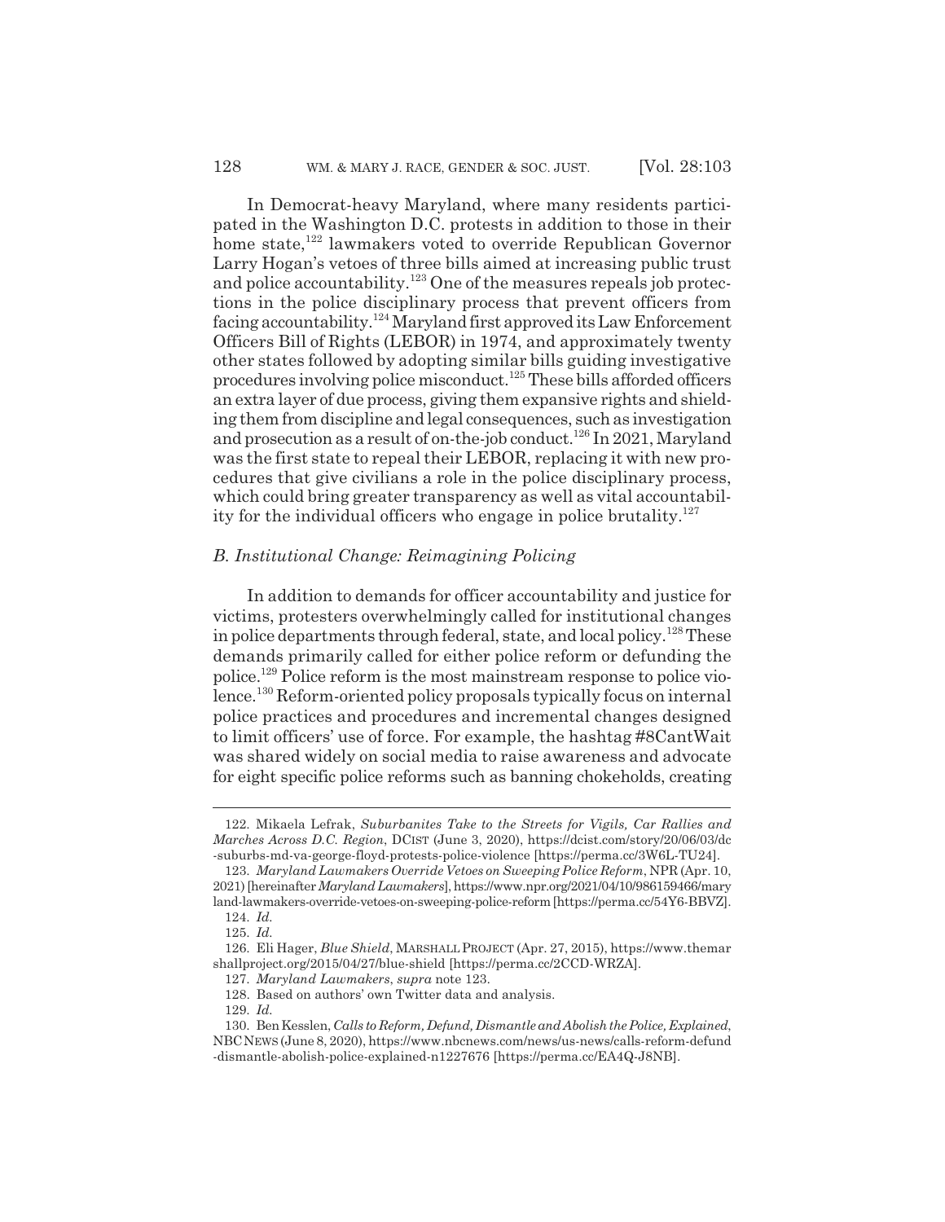In Democrat-heavy Maryland, where many residents participated in the Washington D.C. protests in addition to those in their home state,[122] lawmakers voted to override Republican Governor Larry Hogan's vetoes of three bills aimed at increasing public trust and police accountability.[123] One of the measures repeals job protections in the police disciplinary process that prevent officers from facing accountability.[124] Maryland first approved its Law Enforcement Officers Bill of Rights (LEBOR) in 1974, and approximately twenty other states followed by adopting similar bills guiding investigative procedures involving police misconduct.[125] These bills afforded officers an extra layer of due process, giving them expansive rights and shielding them from discipline and legal consequences, such as investigation and prosecution as a result of on-the-job conduct.[126] In 2021, Maryland was the first state to repeal their LEBOR, replacing it with new procedures that give civilians a role in the police disciplinary process, which could bring greater transparency as well as vital accountability for the individual officers who engage in police brutality.[127]

### *B. Institutional Change: Reimagining Policing*

In addition to demands for officer accountability and justice for victims, protesters overwhelmingly called for institutional changes in police departments through federal, state, and local policy.[128] These demands primarily called for either police reform or defunding the police.[129] Police reform is the most mainstream response to police violence.[130] Reform-oriented policy proposals typically focus on internal police practices and procedures and incremental changes designed to limit officers' use of force. For example, the hashtag #8CantWait was shared widely on social media to raise awareness and advocate for eight specific police reforms such as banning chokeholds, creating

---

122. Mikaela Lefrak, *Suburbanites Take to the Streets for Vigils, Car Rallies and Marches Across D.C. Region*, DCIST (June 3, 2020), https://dcist.com/story/20/06/03/dc-suburbs-md-va-george-floyd-protests-police-violence [https://perma.cc/3W6L-TU24].

123. *Maryland Lawmakers Override Vetoes on Sweeping Police Reform*, NPR (Apr. 10, 2021) [hereinafter *Maryland Lawmakers*], https://www.npr.org/2021/04/10/986159466/maryland-lawmakers-override-vetoes-on-sweeping-police-reform [https://perma.cc/54Y6-BBVZ].

124. *Id.*

125. *Id.*

126. Eli Hager, *Blue Shield*, MARSHALL PROJECT (Apr. 27, 2015), https://www.themarshallproject.org/2015/04/27/blue-shield [https://perma.cc/2CCD-WRZA].

127. *Maryland Lawmakers*, *supra* note 123.

128. Based on authors' own Twitter data and analysis.

129. *Id.*

130. Ben Kesslen, *Calls to Reform, Defund, Dismantle and Abolish the Police, Explained*, NBC NEWS (June 8, 2020), https://www.nbcnews.com/news/us-news/calls-reform-defund-dismantle-abolish-police-explained-n1227676 [https://perma.cc/EA4Q-J8NB].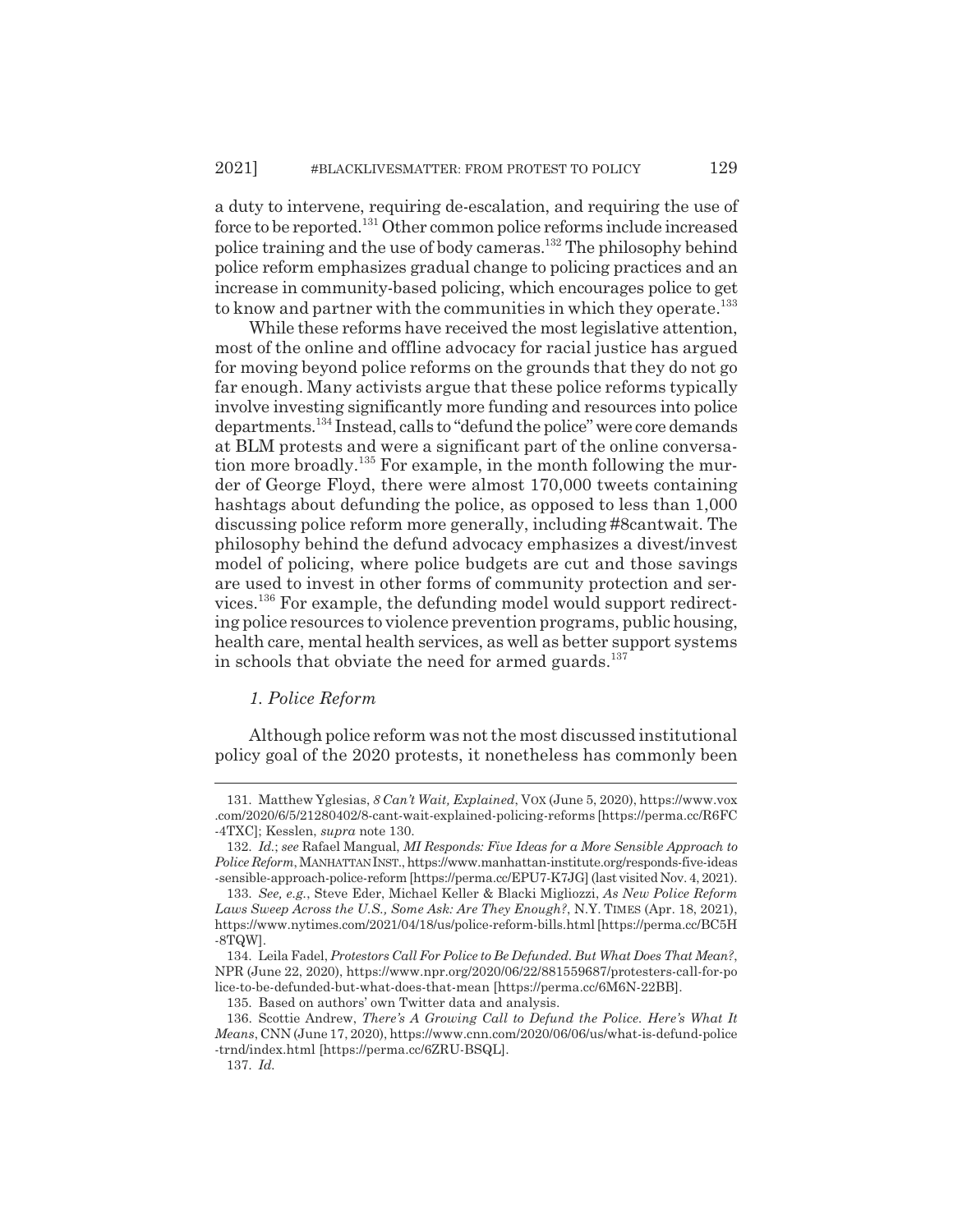a duty to intervene, requiring de-escalation, and requiring the use of force to be reported.[131] Other common police reforms include increased police training and the use of body cameras.[132] The philosophy behind police reform emphasizes gradual change to policing practices and an increase in community-based policing, which encourages police to get to know and partner with the communities in which they operate.[133]

While these reforms have received the most legislative attention, most of the online and offline advocacy for racial justice has argued for moving beyond police reforms on the grounds that they do not go far enough. Many activists argue that these police reforms typically involve investing significantly more funding and resources into police departments.[134] Instead, calls to "defund the police" were core demands at BLM protests and were a significant part of the online conversation more broadly.[135] For example, in the month following the murder of George Floyd, there were almost 170,000 tweets containing hashtags about defunding the police, as opposed to less than 1,000 discussing police reform more generally, including #8cantwait. The philosophy behind the defund advocacy emphasizes a divest/invest model of policing, where police budgets are cut and those savings are used to invest in other forms of community protection and services.[136] For example, the defunding model would support redirecting police resources to violence prevention programs, public housing, health care, mental health services, as well as better support systems in schools that obviate the need for armed guards.[137]

### *1. Police Reform*

Although police reform was not the most discussed institutional policy goal of the 2020 protests, it nonetheless has commonly been

---

131. Matthew Yglesias, *8 Can't Wait, Explained*, VOX (June 5, 2020), https://www.vox.com/2020/6/5/21280402/8-cant-wait-explained-policing-reforms [https://perma.cc/R6FC-4TXC]; Kesslen, *supra* note 130.

132. *Id.*; *see* Rafael Mangual, *MI Responds: Five Ideas for a More Sensible Approach to Police Reform*, MANHATTAN INST., https://www.manhattan-institute.org/responds-five-ideas-sensible-approach-police-reform [https://perma.cc/EPU7-K7JG] (last visited Nov. 4, 2021).

133. *See, e.g.*, Steve Eder, Michael Keller & Blacki Migliozzi, *As New Police Reform Laws Sweep Across the U.S., Some Ask: Are They Enough?*, N.Y. TIMES (Apr. 18, 2021), https://www.nytimes.com/2021/04/18/us/police-reform-bills.html [https://perma.cc/BC5H-8TQW].

134. Leila Fadel, *Protestors Call For Police to Be Defunded. But What Does That Mean?*, NPR (June 22, 2020), https://www.npr.org/2020/06/22/881559687/protesters-call-for-police-to-be-defunded-but-what-does-that-mean [https://perma.cc/6M6N-22BB].

135. Based on authors' own Twitter data and analysis.

136. Scottie Andrew, *There's A Growing Call to Defund the Police. Here's What It Means*, CNN (June 17, 2020), https://www.cnn.com/2020/06/06/us/what-is-defund-police-trnd/index.html [https://perma.cc/6ZRU-BSQL].

137. *Id.*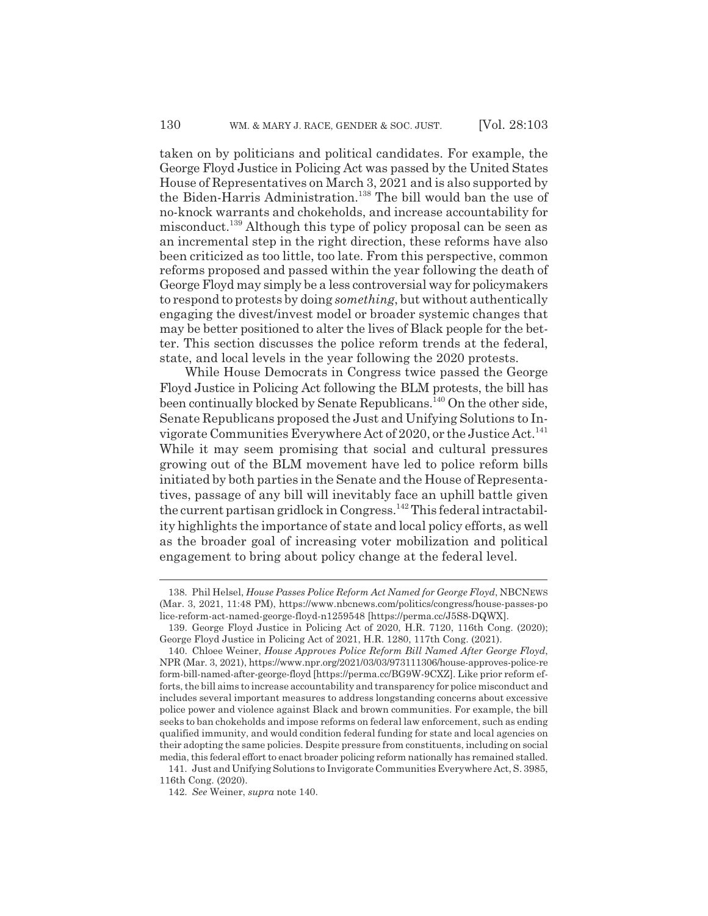taken on by politicians and political candidates. For example, the George Floyd Justice in Policing Act was passed by the United States House of Representatives on March 3, 2021 and is also supported by the Biden-Harris Administration.[138] The bill would ban the use of no-knock warrants and chokeholds, and increase accountability for misconduct.[139] Although this type of policy proposal can be seen as an incremental step in the right direction, these reforms have also been criticized as too little, too late. From this perspective, common reforms proposed and passed within the year following the death of George Floyd may simply be a less controversial way for policymakers to respond to protests by doing *something*, but without authentically engaging the divest/invest model or broader systemic changes that may be better positioned to alter the lives of Black people for the better. This section discusses the police reform trends at the federal, state, and local levels in the year following the 2020 protests.

While House Democrats in Congress twice passed the George Floyd Justice in Policing Act following the BLM protests, the bill has been continually blocked by Senate Republicans.[140] On the other side, Senate Republicans proposed the Just and Unifying Solutions to Invigorate Communities Everywhere Act of 2020, or the Justice Act.[141] While it may seem promising that social and cultural pressures growing out of the BLM movement have led to police reform bills initiated by both parties in the Senate and the House of Representatives, passage of any bill will inevitably face an uphill battle given the current partisan gridlock in Congress.[142] This federal intractability highlights the importance of state and local policy efforts, as well as the broader goal of increasing voter mobilization and political engagement to bring about policy change at the federal level.

---

138. Phil Helsel, *House Passes Police Reform Act Named for George Floyd*, NBCNEWS (Mar. 3, 2021, 11:48 PM), https://www.nbcnews.com/politics/congress/house-passes-police-reform-act-named-george-floyd-n1259548 [https://perma.cc/J5S8-DQWX].

139. George Floyd Justice in Policing Act of 2020, H.R. 7120, 116th Cong. (2020); George Floyd Justice in Policing Act of 2021, H.R. 1280, 117th Cong. (2021).

140. Chloee Weiner, *House Approves Police Reform Bill Named After George Floyd*, NPR (Mar. 3, 2021), https://www.npr.org/2021/03/03/973111306/house-approves-police-reform-bill-named-after-george-floyd [https://perma.cc/BG9W-9CXZ]. Like prior reform efforts, the bill aims to increase accountability and transparency for police misconduct and includes several important measures to address longstanding concerns about excessive police power and violence against Black and brown communities. For example, the bill seeks to ban chokeholds and impose reforms on federal law enforcement, such as ending qualified immunity, and would condition federal funding for state and local agencies on their adopting the same policies. Despite pressure from constituents, including on social media, this federal effort to enact broader policing reform nationally has remained stalled.

141. Just and Unifying Solutions to Invigorate Communities Everywhere Act, S. 3985, 116th Cong. (2020).

142. *See* Weiner, *supra* note 140.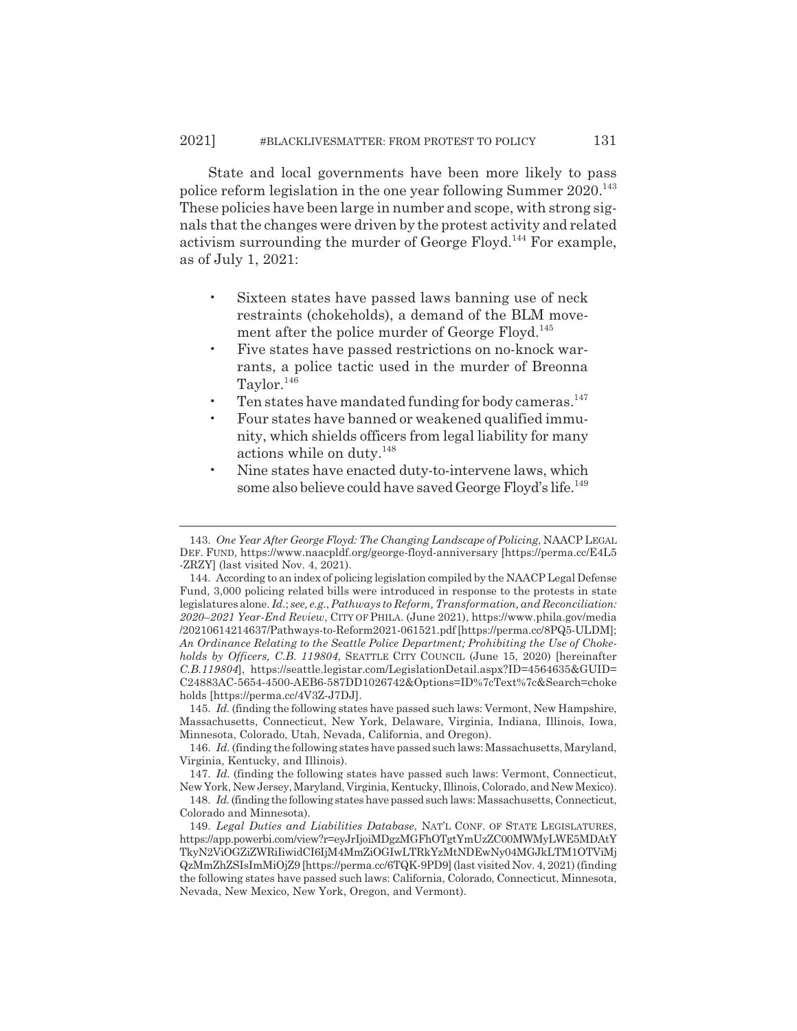State and local governments have been more likely to pass police reform legislation in the one year following Summer 2020.[143] These policies have been large in number and scope, with strong signals that the changes were driven by the protest activity and related activism surrounding the murder of George Floyd.[144] For example, as of July 1, 2021:

- Sixteen states have passed laws banning use of neck restraints (chokeholds), a demand of the BLM movement after the police murder of George Floyd.[145]
- Five states have passed restrictions on no-knock warrants, a police tactic used in the murder of Breonna Taylor.[146]
- Ten states have mandated funding for body cameras.[147]
- Four states have banned or weakened qualified immunity, which shields officers from legal liability for many actions while on duty.[148]
- Nine states have enacted duty-to-intervene laws, which some also believe could have saved George Floyd's life.[149]

---

143. *One Year After George Floyd: The Changing Landscape of Policing*, NAACP LEGAL DEF. FUND, https://www.naacpldf.org/george-floyd-anniversary [https://perma.cc/E4L5-ZRZY] (last visited Nov. 4, 2021).

144. According to an index of policing legislation compiled by the NAACP Legal Defense Fund, 3,000 policing related bills were introduced in response to the protests in state legislatures alone. *Id.*; *see, e.g.*, *Pathways to Reform, Transformation, and Reconciliation: 2020–2021 Year-End Review*, CITY OF PHILA. (June 2021), https://www.phila.gov/media/20210614214637/Pathways-to-Reform2021-061521.pdf [https://perma.cc/8PQ5-ULDM]; *An Ordinance Relating to the Seattle Police Department; Prohibiting the Use of Chokeholds by Officers, C.B. 119804*, SEATTLE CITY COUNCIL (June 15, 2020) [hereinafter *C.B.119804*], https://seattle.legistar.com/LegislationDetail.aspx?ID=4564635&GUID=C24883AC-5654-4500-AEB6-587DD1026742&Options=ID%7cText%7c&Search=chokeholds [https://perma.cc/4V3Z-J7DJ].

145. *Id.* (finding the following states have passed such laws: Vermont, New Hampshire, Massachusetts, Connecticut, New York, Delaware, Virginia, Indiana, Illinois, Iowa, Minnesota, Colorado, Utah, Nevada, California, and Oregon).

146. *Id.* (finding the following states have passed such laws: Massachusetts, Maryland, Virginia, Kentucky, and Illinois).

147. *Id.* (finding the following states have passed such laws: Vermont, Connecticut, New York, New Jersey, Maryland, Virginia, Kentucky, Illinois, Colorado, and New Mexico).

148. *Id.* (finding the following states have passed such laws: Massachusetts, Connecticut, Colorado and Minnesota).

149. *Legal Duties and Liabilities Database*, NAT'L CONF. OF STATE LEGISLATURES, https://app.powerbi.com/view?r=eyJrIjoiMDgzMGFhOTgtYmUzZC00MWMyLWE5MDAtYTkyN2ViOGZiZWRiIiwidCI6IjM4MmZiOGIwLTRkYzMtNDEwNy04MGJkLTM1OTViMjQzMmZhZSIsImMiOjZ9 [https://perma.cc/6TQK-9PD9] (last visited Nov. 4, 2021) (finding the following states have passed such laws: California, Colorado, Connecticut, Minnesota, Nevada, New Mexico, New York, Oregon, and Vermont).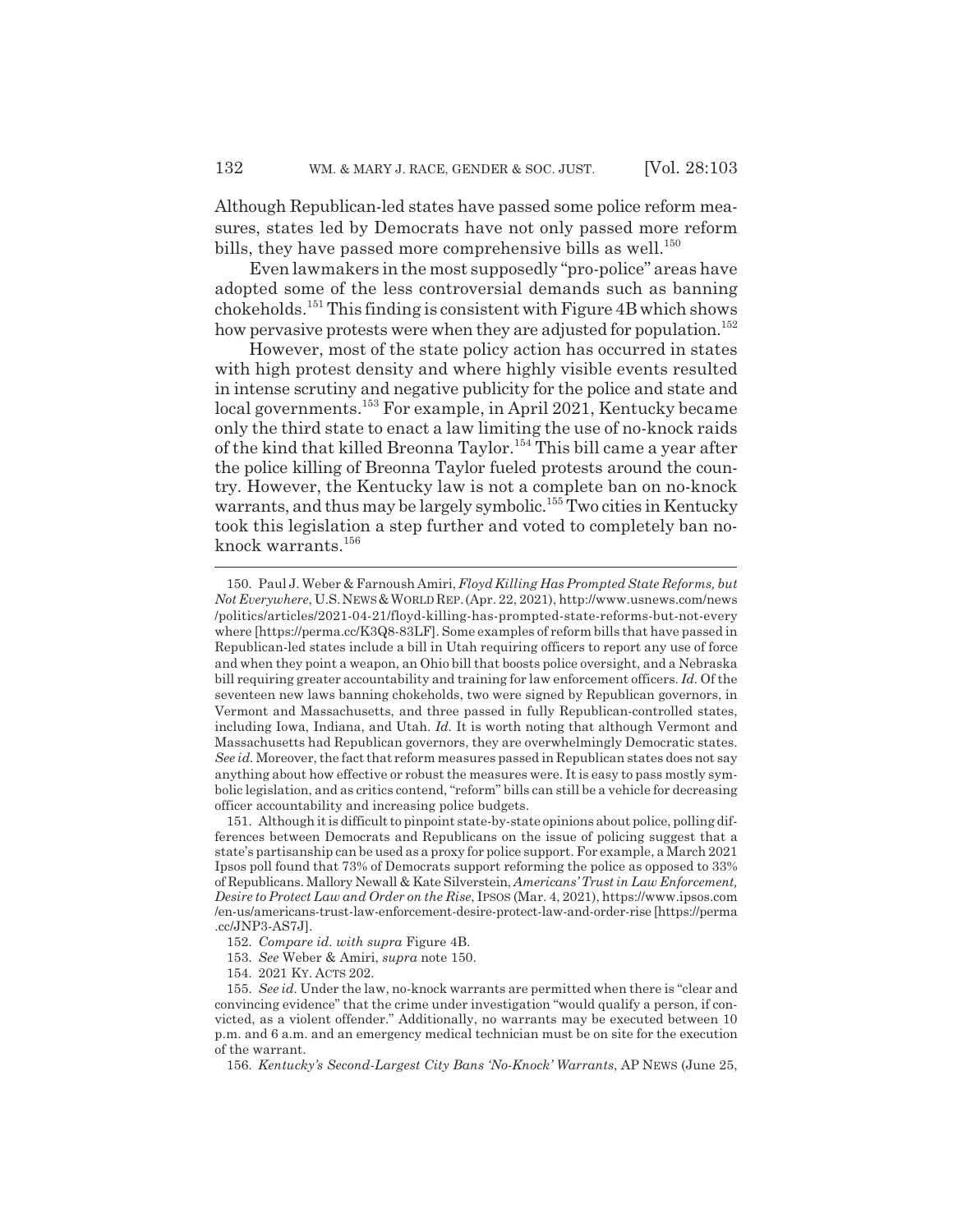Although Republican-led states have passed some police reform measures, states led by Democrats have not only passed more reform bills, they have passed more comprehensive bills as well.[150]

Even lawmakers in the most supposedly "pro-police" areas have adopted some of the less controversial demands such as banning chokeholds.[151] This finding is consistent with Figure 4B which shows how pervasive protests were when they are adjusted for population.[152]

However, most of the state policy action has occurred in states with high protest density and where highly visible events resulted in intense scrutiny and negative publicity for the police and state and local governments.[153] For example, in April 2021, Kentucky became only the third state to enact a law limiting the use of no-knock raids of the kind that killed Breonna Taylor.[154] This bill came a year after the police killing of Breonna Taylor fueled protests around the country. However, the Kentucky law is not a complete ban on no-knock warrants, and thus may be largely symbolic.[155] Two cities in Kentucky took this legislation a step further and voted to completely ban no-knock warrants.[156]

---

150. Paul J. Weber & Farnoush Amiri, *Floyd Killing Has Prompted State Reforms, but Not Everywhere*, U.S. NEWS & WORLD REP. (Apr. 22, 2021), http://www.usnews.com/news/politics/articles/2021-04-21/floyd-killing-has-prompted-state-reforms-but-not-everywhere [https://perma.cc/K3Q8-83LF]. Some examples of reform bills that have passed in Republican-led states include a bill in Utah requiring officers to report any use of force and when they point a weapon, an Ohio bill that boosts police oversight, and a Nebraska bill requiring greater accountability and training for law enforcement officers. *Id.* Of the seventeen new laws banning chokeholds, two were signed by Republican governors, in Vermont and Massachusetts, and three passed in fully Republican-controlled states, including Iowa, Indiana, and Utah. *Id.* It is worth noting that although Vermont and Massachusetts had Republican governors, they are overwhelmingly Democratic states. *See id.* Moreover, the fact that reform measures passed in Republican states does not say anything about how effective or robust the measures were. It is easy to pass mostly symbolic legislation, and as critics contend, "reform" bills can still be a vehicle for decreasing officer accountability and increasing police budgets.

151. Although it is difficult to pinpoint state-by-state opinions about police, polling differences between Democrats and Republicans on the issue of policing suggest that a state's partisanship can be used as a proxy for police support. For example, a March 2021 Ipsos poll found that 73% of Democrats support reforming the police as opposed to 33% of Republicans. Mallory Newall & Kate Silverstein, *Americans' Trust in Law Enforcement, Desire to Protect Law and Order on the Rise*, IPSOS (Mar. 4, 2021), https://www.ipsos.com/en-us/americans-trust-law-enforcement-desire-protect-law-and-order-rise [https://perma.cc/JNP3-AS7J].

152. *Compare id. with supra* Figure 4B.

153. *See* Weber & Amiri, *supra* note 150.

154. 2021 KY. ACTS 202.

155. *See id.* Under the law, no-knock warrants are permitted when there is "clear and convincing evidence" that the crime under investigation "would qualify a person, if convicted, as a violent offender." Additionally, no warrants may be executed between 10 p.m. and 6 a.m. and an emergency medical technician must be on site for the execution of the warrant.

156. *Kentucky's Second-Largest City Bans 'No-Knock' Warrants*, AP NEWS (June 25,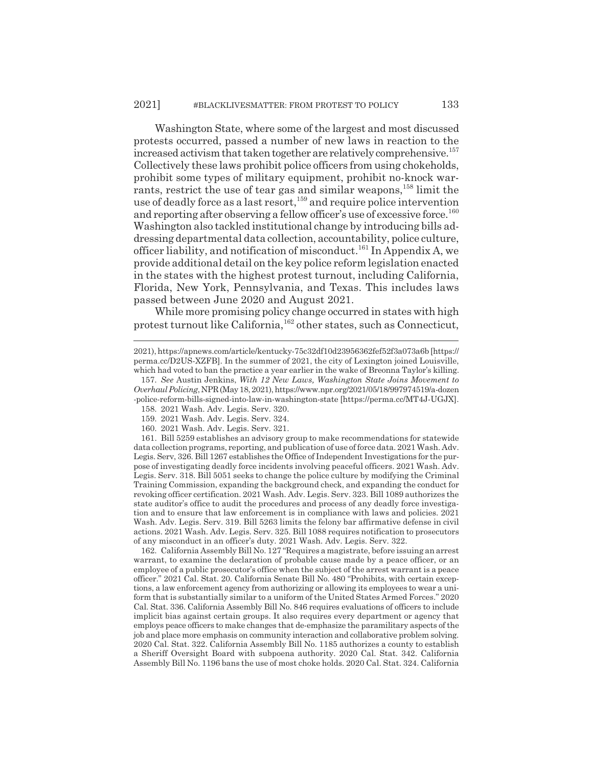Washington State, where some of the largest and most discussed protests occurred, passed a number of new laws in reaction to the increased activism that taken together are relatively comprehensive.[157] Collectively these laws prohibit police officers from using chokeholds, prohibit some types of military equipment, prohibit no-knock warrants, restrict the use of tear gas and similar weapons,[158] limit the use of deadly force as a last resort,[159] and require police intervention and reporting after observing a fellow officer's use of excessive force.[160] Washington also tackled institutional change by introducing bills addressing departmental data collection, accountability, police culture, officer liability, and notification of misconduct.[161] In Appendix A, we provide additional detail on the key police reform legislation enacted in the states with the highest protest turnout, including California, Florida, New York, Pennsylvania, and Texas. This includes laws passed between June 2020 and August 2021.

While more promising policy change occurred in states with high protest turnout like California,[162] other states, such as Connecticut,

---

2021), https://apnews.com/article/kentucky-75c32df10d23956362fef52f3a073a6b [https://perma.cc/D2US-XZFB]. In the summer of 2021, the city of Lexington joined Louisville, which had voted to ban the practice a year earlier in the wake of Breonna Taylor's killing.

157. *See* Austin Jenkins, *With 12 New Laws, Washington State Joins Movement to Overhaul Policing*, NPR (May 18, 2021), https://www.npr.org/2021/05/18/997974519/a-dozen-police-reform-bills-signed-into-law-in-washington-state [https://perma.cc/MT4J-UGJX].

158. 2021 Wash. Adv. Legis. Serv. 320.

159. 2021 Wash. Adv. Legis. Serv. 324.

160. 2021 Wash. Adv. Legis. Serv. 321.

161. Bill 5259 establishes an advisory group to make recommendations for statewide data collection programs, reporting, and publication of use of force data. 2021 Wash. Adv. Legis. Serv, 326. Bill 1267 establishes the Office of Independent Investigations for the purpose of investigating deadly force incidents involving peaceful officers. 2021 Wash. Adv. Legis. Serv. 318. Bill 5051 seeks to change the police culture by modifying the Criminal Training Commission, expanding the background check, and expanding the conduct for revoking officer certification. 2021 Wash. Adv. Legis. Serv. 323. Bill 1089 authorizes the state auditor's office to audit the procedures and process of any deadly force investigation and to ensure that law enforcement is in compliance with laws and policies. 2021 Wash. Adv. Legis. Serv. 319. Bill 5263 limits the felony bar affirmative defense in civil actions. 2021 Wash. Adv. Legis. Serv. 325. Bill 1088 requires notification to prosecutors of any misconduct in an officer's duty. 2021 Wash. Adv. Legis. Serv. 322.

162. California Assembly Bill No. 127 "Requires a magistrate, before issuing an arrest warrant, to examine the declaration of probable cause made by a peace officer, or an employee of a public prosecutor's office when the subject of the arrest warrant is a peace officer." 2021 Cal. Stat. 20. California Senate Bill No. 480 "Prohibits, with certain exceptions, a law enforcement agency from authorizing or allowing its employees to wear a uniform that is substantially similar to a uniform of the United States Armed Forces." 2020 Cal. Stat. 336. California Assembly Bill No. 846 requires evaluations of officers to include implicit bias against certain groups. It also requires every department or agency that employs peace officers to make changes that de-emphasize the paramilitary aspects of the job and place more emphasis on community interaction and collaborative problem solving. 2020 Cal. Stat. 322. California Assembly Bill No. 1185 authorizes a county to establish a Sheriff Oversight Board with subpoena authority. 2020 Cal. Stat. 342. California Assembly Bill No. 1196 bans the use of most choke holds. 2020 Cal. Stat. 324. California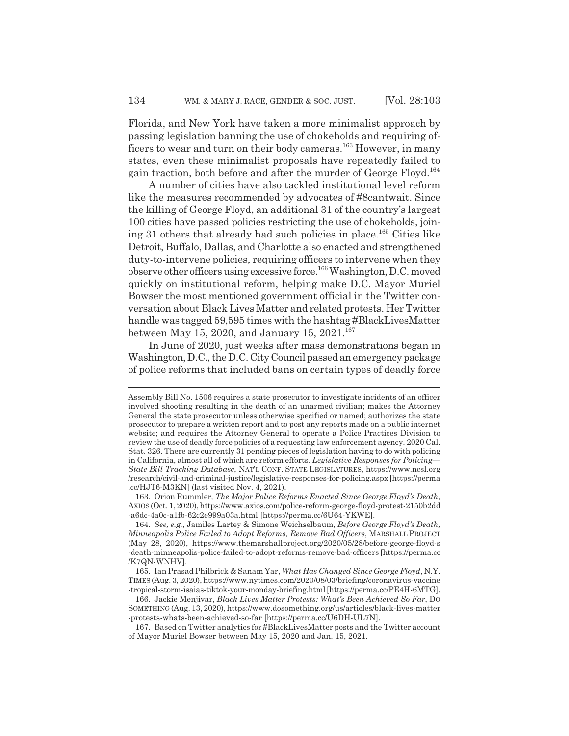Florida, and New York have taken a more minimalist approach by passing legislation banning the use of chokeholds and requiring officers to wear and turn on their body cameras.[163] However, in many states, even these minimalist proposals have repeatedly failed to gain traction, both before and after the murder of George Floyd.[164]

A number of cities have also tackled institutional level reform like the measures recommended by advocates of #8cantwait. Since the killing of George Floyd, an additional 31 of the country's largest 100 cities have passed policies restricting the use of chokeholds, joining 31 others that already had such policies in place.[165] Cities like Detroit, Buffalo, Dallas, and Charlotte also enacted and strengthened duty-to-intervene policies, requiring officers to intervene when they observe other officers using excessive force.[166] Washington, D.C. moved quickly on institutional reform, helping make D.C. Mayor Muriel Bowser the most mentioned government official in the Twitter conversation about Black Lives Matter and related protests. Her Twitter handle was tagged 59,595 times with the hashtag #BlackLivesMatter between May 15, 2020, and January 15, 2021.[167]

In June of 2020, just weeks after mass demonstrations began in Washington, D.C., the D.C. City Council passed an emergency package of police reforms that included bans on certain types of deadly force

---

Assembly Bill No. 1506 requires a state prosecutor to investigate incidents of an officer involved shooting resulting in the death of an unarmed civilian; makes the Attorney General the state prosecutor unless otherwise specified or named; authorizes the state prosecutor to prepare a written report and to post any reports made on a public internet website; and requires the Attorney General to operate a Police Practices Division to review the use of deadly force policies of a requesting law enforcement agency. 2020 Cal. Stat. 326. There are currently 31 pending pieces of legislation having to do with policing in California, almost all of which are reform efforts. *Legislative Responses for Policing—State Bill Tracking Database*, NAT'L CONF. STATE LEGISLATURES, https://www.ncsl.org/research/civil-and-criminal-justice/legislative-responses-for-policing.aspx [https://perma.cc/HJT6-M3KN] (last visited Nov. 4, 2021).

163. Orion Rummler, *The Major Police Reforms Enacted Since George Floyd's Death*, AXIOS (Oct. 1, 2020), https://www.axios.com/police-reform-george-floyd-protest-2150b2dd-a6dc-4a0c-a1fb-62c2e999a03a.html [https://perma.cc/6U64-YKWE].

164. *See, e.g.*, Jamiles Lartey & Simone Weichselbaum, *Before George Floyd's Death, Minneapolis Police Failed to Adopt Reforms, Remove Bad Officers*, MARSHALL PROJECT (May 28, 2020), https://www.themarshallproject.org/2020/05/28/before-george-floyd-s-death-minneapolis-police-failed-to-adopt-reforms-remove-bad-officers [https://perma.cc/K7QN-WNHV].

165. Ian Prasad Philbrick & Sanam Yar, *What Has Changed Since George Floyd*, N.Y. TIMES (Aug. 3, 2020), https://www.nytimes.com/2020/08/03/briefing/coronavirus-vaccine-tropical-storm-isaias-tiktok-your-monday-briefing.html [https://perma.cc/PE4H-6MTG].

166. Jackie Menjivar, *Black Lives Matter Protests: What's Been Achieved So Far*, DO SOMETHING (Aug. 13, 2020), https://www.dosomething.org/us/articles/black-lives-matter-protests-whats-been-achieved-so-far [https://perma.cc/U6DH-UL7N].

167. Based on Twitter analytics for #BlackLivesMatter posts and the Twitter account of Mayor Muriel Bowser between May 15, 2020 and Jan. 15, 2021.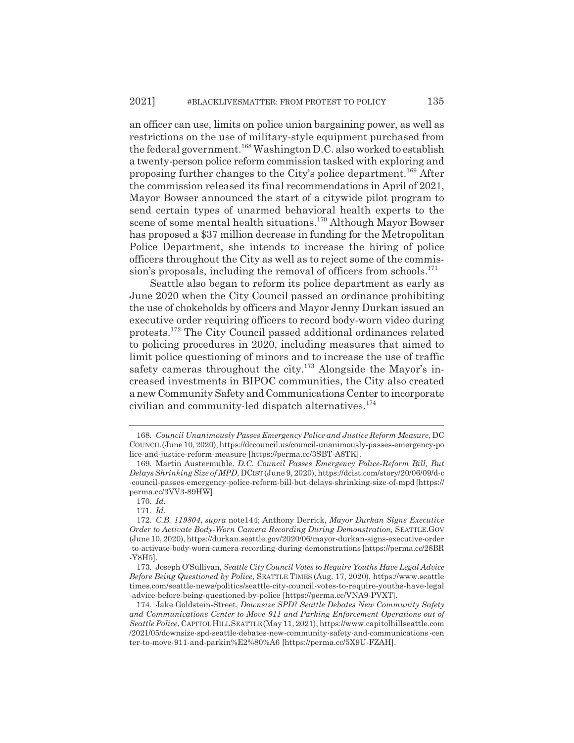an officer can use, limits on police union bargaining power, as well as restrictions on the use of military-style equipment purchased from the federal government.[168] Washington D.C. also worked to establish a twenty-person police reform commission tasked with exploring and proposing further changes to the City's police department.[169] After the commission released its final recommendations in April of 2021, Mayor Bowser announced the start of a citywide pilot program to send certain types of unarmed behavioral health experts to the scene of some mental health situations.[170] Although Mayor Bowser has proposed a $37 million decrease in funding for the Metropolitan Police Department, she intends to increase the hiring of police officers throughout the City as well as to reject some of the commission's proposals, including the removal of officers from schools.[171]

Seattle also began to reform its police department as early as June 2020 when the City Council passed an ordinance prohibiting the use of chokeholds by officers and Mayor Jenny Durkan issued an executive order requiring officers to record body-worn video during protests.[172] The City Council passed additional ordinances related to policing procedures in 2020, including measures that aimed to limit police questioning of minors and to increase the use of traffic safety cameras throughout the city.[173] Alongside the Mayor's increased investments in BIPOC communities, the City also created a new Community Safety and Communications Center to incorporate civilian and community-led dispatch alternatives.[174]

168. *Council Unanimously Passes Emergency Police and Justice Reform Measure*, DC COUNCIL (June 10, 2020), https://dccouncil.us/council-unanimously-passes-emergency-police-and-justice-reform-measure [https://perma.cc/3SBT-A8TK].

169. Martin Austermuhle, *D.C. Council Passes Emergency Police-Reform Bill, But Delays Shrinking Size of MPD*, DCIST (June 9, 2020), https://dcist.com/story/20/06/09/d-c-council-passes-emergency-police-reform-bill-but-delays-shrinking-size-of-mpd [https://perma.cc/3VV3-89HW].

170. *Id.*

171. *Id.*

172. *C.B. 119804*, *supra* note144; Anthony Derrick, *Mayor Durkan Signs Executive Order to Activate Body-Worn Camera Recording During Demonstration*, SEATTLE.GOV (June 10, 2020), https://durkan.seattle.gov/2020/06/mayor-durkan-signs-executive-order-to-activate-body-worn-camera-recording-during-demonstrations [https://perma.cc/28BR-Y8H5].

173. Joseph O'Sullivan, *Seattle City Council Votes to Require Youths Have Legal Advice Before Being Questioned by Police*, SEATTLE TIMES (Aug. 17, 2020), https://www.seattletimes.com/seattle-news/politics/seattle-city-council-votes-to-require-youths-have-legal-advice-before-being-questioned-by-police [https://perma.cc/VNA9-PVXT].

174. Jake Goldstein-Street, *Downsize SPD? Seattle Debates New Community Safety and Communications Center to Move 911 and Parking Enforcement Operations out of Seattle Police*, CAPITOL HILL SEATTLE (May 11, 2021), https://www.capitolhillseattle.com/2021/05/downsize-spd-seattle-debates-new-community-safety-and-communications-center-to-move-911-and-parkin%E2%80%A6 [https://perma.cc/5X9U-FZAH].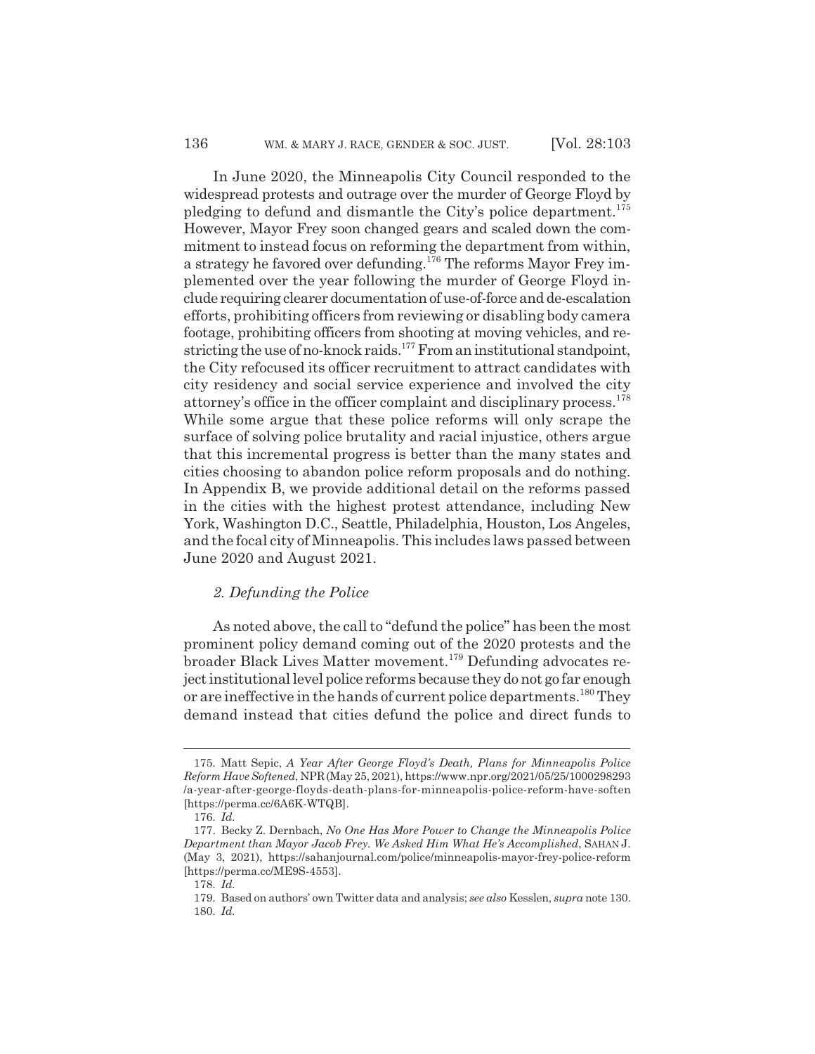In June 2020, the Minneapolis City Council responded to the widespread protests and outrage over the murder of George Floyd by pledging to defund and dismantle the City's police department.[175] However, Mayor Frey soon changed gears and scaled down the commitment to instead focus on reforming the department from within, a strategy he favored over defunding.[176] The reforms Mayor Frey implemented over the year following the murder of George Floyd include requiring clearer documentation of use-of-force and de-escalation efforts, prohibiting officers from reviewing or disabling body camera footage, prohibiting officers from shooting at moving vehicles, and restricting the use of no-knock raids.[177] From an institutional standpoint, the City refocused its officer recruitment to attract candidates with city residency and social service experience and involved the city attorney's office in the officer complaint and disciplinary process.[178] While some argue that these police reforms will only scrape the surface of solving police brutality and racial injustice, others argue that this incremental progress is better than the many states and cities choosing to abandon police reform proposals and do nothing. In Appendix B, we provide additional detail on the reforms passed in the cities with the highest protest attendance, including New York, Washington D.C., Seattle, Philadelphia, Houston, Los Angeles, and the focal city of Minneapolis. This includes laws passed between June 2020 and August 2021.

### *2. Defunding the Police*

As noted above, the call to "defund the police" has been the most prominent policy demand coming out of the 2020 protests and the broader Black Lives Matter movement.[179] Defunding advocates reject institutional level police reforms because they do not go far enough or are ineffective in the hands of current police departments.[180] They demand instead that cities defund the police and direct funds to

---

175. Matt Sepic, *A Year After George Floyd's Death, Plans for Minneapolis Police Reform Have Softened*, NPR (May 25, 2021), https://www.npr.org/2021/05/25/1000298293/a-year-after-george-floyds-death-plans-for-minneapolis-police-reform-have-soften [https://perma.cc/6A6K-WTQB].

176. *Id.*

177. Becky Z. Dernbach, *No One Has More Power to Change the Minneapolis Police Department than Mayor Jacob Frey. We Asked Him What He's Accomplished*, SAHAN J. (May 3, 2021), https://sahanjournal.com/police/minneapolis-mayor-frey-police-reform [https://perma.cc/ME9S-4553].

178. *Id.*

179. Based on authors' own Twitter data and analysis; *see also* Kesslen, *supra* note 130.

180. *Id.*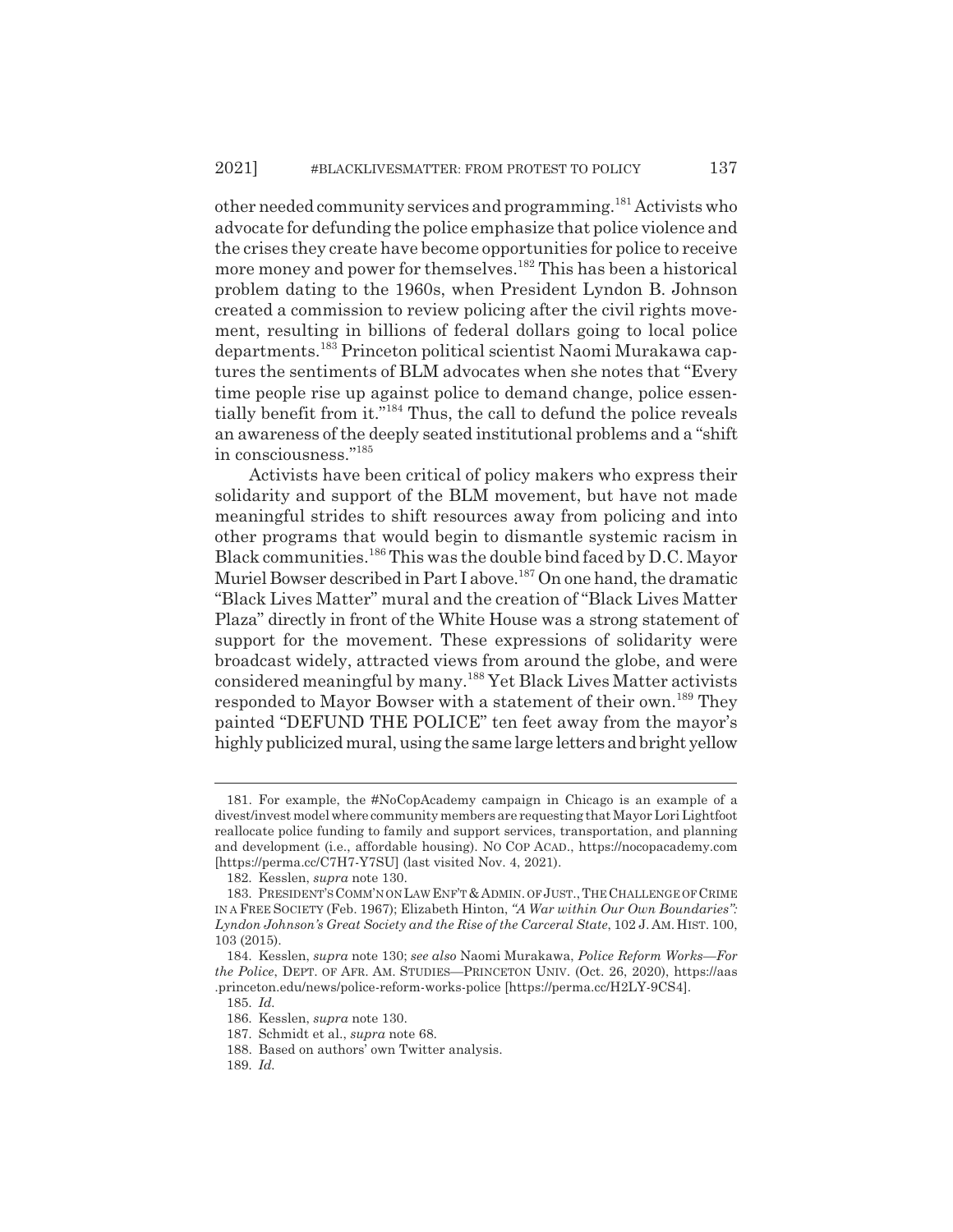other needed community services and programming.[181] Activists who advocate for defunding the police emphasize that police violence and the crises they create have become opportunities for police to receive more money and power for themselves.[182] This has been a historical problem dating to the 1960s, when President Lyndon B. Johnson created a commission to review policing after the civil rights movement, resulting in billions of federal dollars going to local police departments.[183] Princeton political scientist Naomi Murakawa captures the sentiments of BLM advocates when she notes that "Every time people rise up against police to demand change, police essentially benefit from it."[184] Thus, the call to defund the police reveals an awareness of the deeply seated institutional problems and a "shift in consciousness."[185]

Activists have been critical of policy makers who express their solidarity and support of the BLM movement, but have not made meaningful strides to shift resources away from policing and into other programs that would begin to dismantle systemic racism in Black communities.[186] This was the double bind faced by D.C. Mayor Muriel Bowser described in Part I above.[187] On one hand, the dramatic "Black Lives Matter" mural and the creation of "Black Lives Matter Plaza" directly in front of the White House was a strong statement of support for the movement. These expressions of solidarity were broadcast widely, attracted views from around the globe, and were considered meaningful by many.[188] Yet Black Lives Matter activists responded to Mayor Bowser with a statement of their own.[189] They painted "DEFUND THE POLICE" ten feet away from the mayor's highly publicized mural, using the same large letters and bright yellow

---

181. For example, the #NoCopAcademy campaign in Chicago is an example of a divest/invest model where community members are requesting that Mayor Lori Lightfoot reallocate police funding to family and support services, transportation, and planning and development (i.e., affordable housing). NO COP ACAD., https://nocopacademy.com [https://perma.cc/C7H7-Y7SU] (last visited Nov. 4, 2021).

182. Kesslen, *supra* note 130.

183. PRESIDENT'S COMM'N ON LAW ENF'T & ADMIN. OF JUST., THE CHALLENGE OF CRIME IN A FREE SOCIETY (Feb. 1967); Elizabeth Hinton, *"A War within Our Own Boundaries": Lyndon Johnson's Great Society and the Rise of the Carceral State*, 102 J. AM. HIST. 100, 103 (2015).

184. Kesslen, *supra* note 130; *see also* Naomi Murakawa, *Police Reform Works—For the Police*, DEPT. OF AFR. AM. STUDIES—PRINCETON UNIV. (Oct. 26, 2020), https://aas.princeton.edu/news/police-reform-works-police [https://perma.cc/H2LY-9CS4].

185. *Id.*

186. Kesslen, *supra* note 130.

187. Schmidt et al., *supra* note 68.

188. Based on authors' own Twitter analysis.

189. *Id.*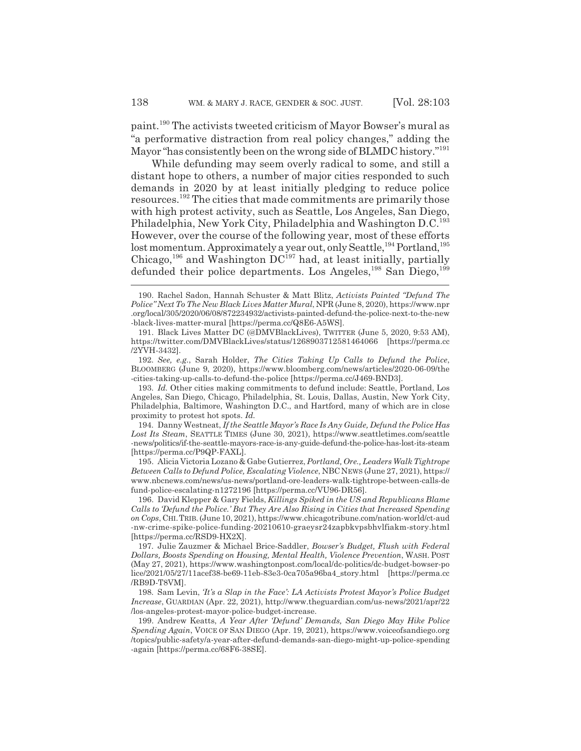paint.[190] The activists tweeted criticism of Mayor Bowser's mural as "a performative distraction from real policy changes," adding the Mayor "has consistently been on the wrong side of BLMDC history."[191]

While defunding may seem overly radical to some, and still a distant hope to others, a number of major cities responded to such demands in 2020 by at least initially pledging to reduce police resources.[192] The cities that made commitments are primarily those with high protest activity, such as Seattle, Los Angeles, San Diego, Philadelphia, New York City, Philadelphia and Washington D.C.[193] However, over the course of the following year, most of these efforts lost momentum. Approximately a year out, only Seattle,[194] Portland,[195] Chicago,[196] and Washington DC[197] had, at least initially, partially defunded their police departments. Los Angeles,[198] San Diego,[199]

---

190. Rachel Sadon, Hannah Schuster & Matt Blitz, *Activists Painted "Defund The Police" Next To The New Black Lives Matter Mural*, NPR (June 8, 2020), https://www.npr.org/local/305/2020/06/08/872234932/activists-painted-defund-the-police-next-to-the-new-black-lives-matter-mural [https://perma.cc/Q8E6-A5WS].

191. Black Lives Matter DC (@DMVBlackLives), TWITTER (June 5, 2020, 9:53 AM), https://twitter.com/DMVBlackLives/status/1268903712581464066 [https://perma.cc/2YVH-3432].

192. *See, e.g.*, Sarah Holder, *The Cities Taking Up Calls to Defund the Police*, BLOOMBERG (June 9, 2020), https://www.bloomberg.com/news/articles/2020-06-09/the-cities-taking-up-calls-to-defund-the-police [https://perma.cc/J469-BND3].

193. *Id.* Other cities making commitments to defund include: Seattle, Portland, Los Angeles, San Diego, Chicago, Philadelphia, St. Louis, Dallas, Austin, New York City, Philadelphia, Baltimore, Washington D.C., and Hartford, many of which are in close proximity to protest hot spots. *Id.*

194. Danny Westneat, *If the Seattle Mayor's Race Is Any Guide, Defund the Police Has Lost Its Steam*, SEATTLE TIMES (June 30, 2021), https://www.seattletimes.com/seattle-news/politics/if-the-seattle-mayors-race-is-any-guide-defund-the-police-has-lost-its-steam [https://perma.cc/P9QP-FAXL].

195. Alicia Victoria Lozano & Gabe Gutierrez, *Portland, Ore., Leaders Walk Tightrope Between Calls to Defund Police, Escalating Violence*, NBC NEWS (June 27, 2021), https://www.nbcnews.com/news/us-news/portland-ore-leaders-walk-tightrope-between-calls-defund-police-escalating-n1272196 [https://perma.cc/VU96-DR56].

196. David Klepper & Gary Fields, *Killings Spiked in the US and Republicans Blame Calls to 'Defund the Police.' But They Are Also Rising in Cities that Increased Spending on Cops*, CHI. TRIB. (June 10, 2021), https://www.chicagotribune.com/nation-world/ct-aud-nw-crime-spike-police-funding-20210610-graeysr24zapbkvpsbhvlfiakm-story.html [https://perma.cc/RSD9-HX2X].

197. Julie Zauzmer & Michael Brice-Saddler, *Bowser's Budget, Flush with Federal Dollars, Boosts Spending on Housing, Mental Health, Violence Prevention*, WASH. POST (May 27, 2021), https://www.washingtonpost.com/local/dc-politics/dc-budget-bowser-police/2021/05/27/11acef38-be69-11eb-83e3-0ca705a96ba4_story.html [https://perma.cc/RB9D-T8VM].

198. Sam Levin, *'It's a Slap in the Face': LA Activists Protest Mayor's Police Budget Increase*, GUARDIAN (Apr. 22, 2021), http://www.theguardian.com/us-news/2021/apr/22/los-angeles-protest-mayor-police-budget-increase.

199. Andrew Keatts, *A Year After 'Defund' Demands, San Diego May Hike Police Spending Again*, VOICE OF SAN DIEGO (Apr. 19, 2021), https://www.voiceofsandiego.org/topics/public-safety/a-year-after-defund-demands-san-diego-might-up-police-spending-again [https://perma.cc/68F6-38SE].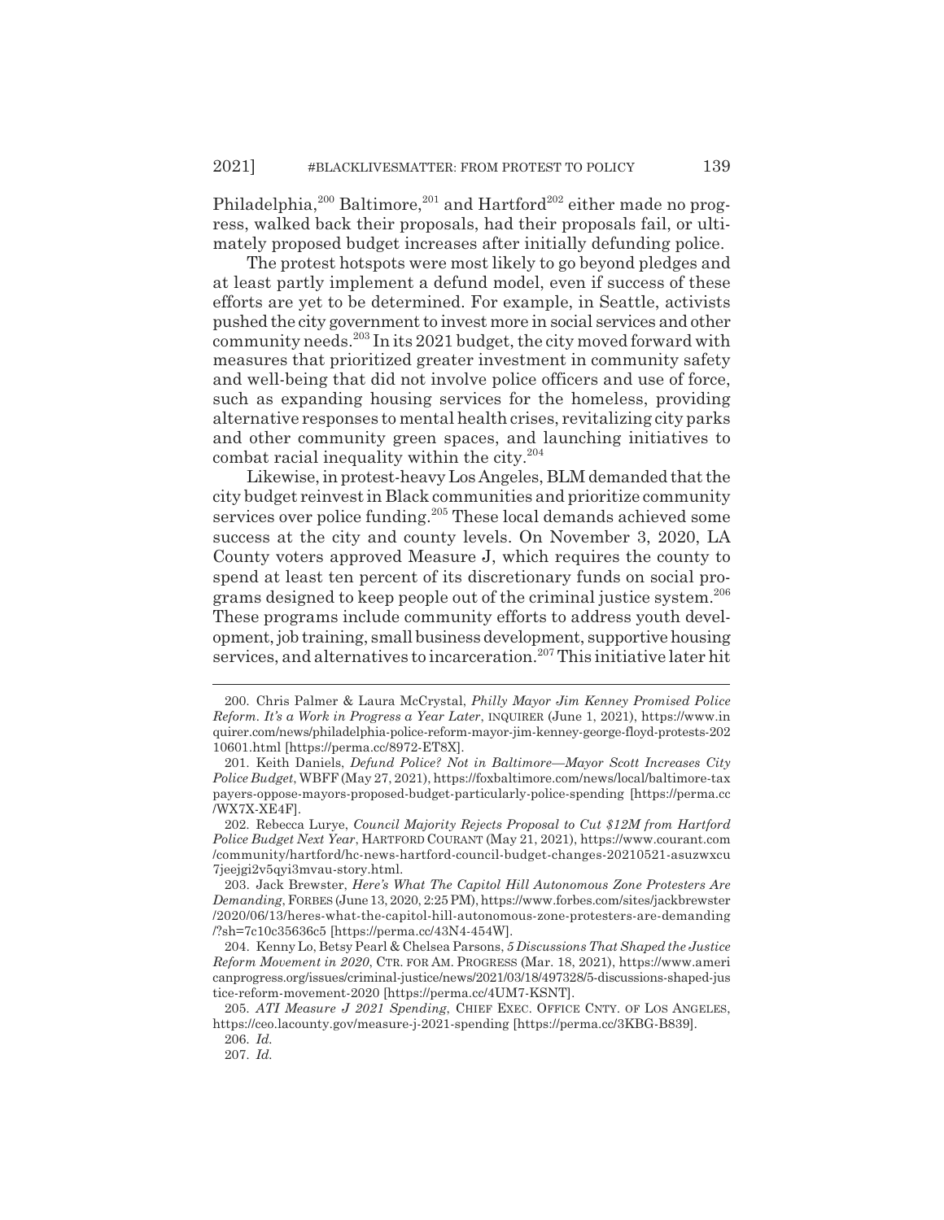Philadelphia,[200] Baltimore,[201] and Hartford[202] either made no progress, walked back their proposals, had their proposals fail, or ultimately proposed budget increases after initially defunding police.

The protest hotspots were most likely to go beyond pledges and at least partly implement a defund model, even if success of these efforts are yet to be determined. For example, in Seattle, activists pushed the city government to invest more in social services and other community needs.[203] In its 2021 budget, the city moved forward with measures that prioritized greater investment in community safety and well-being that did not involve police officers and use of force, such as expanding housing services for the homeless, providing alternative responses to mental health crises, revitalizing city parks and other community green spaces, and launching initiatives to combat racial inequality within the city.[204]

Likewise, in protest-heavy Los Angeles, BLM demanded that the city budget reinvest in Black communities and prioritize community services over police funding.[205] These local demands achieved some success at the city and county levels. On November 3, 2020, LA County voters approved Measure J, which requires the county to spend at least ten percent of its discretionary funds on social programs designed to keep people out of the criminal justice system.[206] These programs include community efforts to address youth development, job training, small business development, supportive housing services, and alternatives to incarceration.[207] This initiative later hit

---

200. Chris Palmer & Laura McCrystal, *Philly Mayor Jim Kenney Promised Police Reform. It's a Work in Progress a Year Later*, INQUIRER (June 1, 2021), https://www.inquirer.com/news/philadelphia-police-reform-mayor-jim-kenney-george-floyd-protests-20210601.html [https://perma.cc/8972-ET8X].

201. Keith Daniels, *Defund Police? Not in Baltimore—Mayor Scott Increases City Police Budget*, WBFF (May 27, 2021), https://foxbaltimore.com/news/local/baltimore-taxpayers-oppose-mayors-proposed-budget-particularly-police-spending [https://perma.cc/WX7X-XE4F].

202. Rebecca Lurye, *Council Majority Rejects Proposal to Cut $12M from Hartford Police Budget Next Year*, HARTFORD COURANT (May 21, 2021), https://www.courant.com/community/hartford/hc-news-hartford-council-budget-changes-20210521-asuzwxcu7jeejgi2v5qyi3mvau-story.html.

203. Jack Brewster, *Here's What The Capitol Hill Autonomous Zone Protesters Are Demanding*, FORBES (June 13, 2020, 2:25 PM), https://www.forbes.com/sites/jackbrewster/2020/06/13/heres-what-the-capitol-hill-autonomous-zone-protesters-are-demanding/?sh=7c10c35636c5 [https://perma.cc/43N4-454W].

204. Kenny Lo, Betsy Pearl & Chelsea Parsons, *5 Discussions That Shaped the Justice Reform Movement in 2020*, CTR. FOR AM. PROGRESS (Mar. 18, 2021), https://www.americanprogress.org/issues/criminal-justice/news/2021/03/18/497328/5-discussions-shaped-justice-reform-movement-2020 [https://perma.cc/4UM7-KSNT].

205. *ATI Measure J 2021 Spending*, CHIEF EXEC. OFFICE CNTY. OF LOS ANGELES, https://ceo.lacounty.gov/measure-j-2021-spending [https://perma.cc/3KBG-B839].

206. *Id.*

207. *Id.*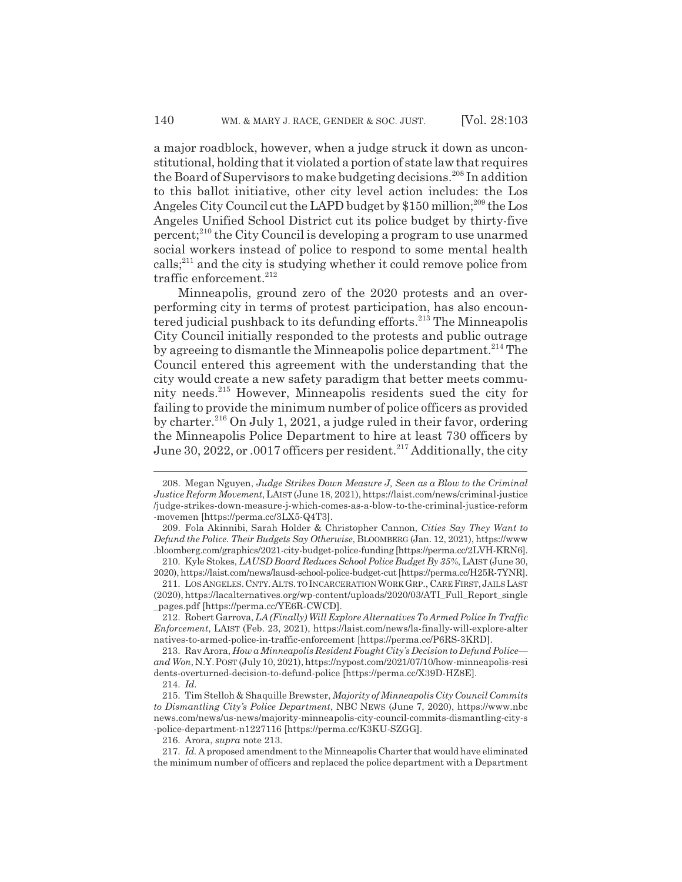a major roadblock, however, when a judge struck it down as unconstitutional, holding that it violated a portion of state law that requires the Board of Supervisors to make budgeting decisions.[208] In addition to this ballot initiative, other city level action includes: the Los Angeles City Council cut the LAPD budget by $150 million;[209] the Los Angeles Unified School District cut its police budget by thirty-five percent;[210] the City Council is developing a program to use unarmed social workers instead of police to respond to some mental health calls;[211] and the city is studying whether it could remove police from traffic enforcement.[212]

Minneapolis, ground zero of the 2020 protests and an over-performing city in terms of protest participation, has also encountered judicial pushback to its defunding efforts.[213] The Minneapolis City Council initially responded to the protests and public outrage by agreeing to dismantle the Minneapolis police department.[214] The Council entered this agreement with the understanding that the city would create a new safety paradigm that better meets community needs.[215] However, Minneapolis residents sued the city for failing to provide the minimum number of police officers as provided by charter.[216] On July 1, 2021, a judge ruled in their favor, ordering the Minneapolis Police Department to hire at least 730 officers by June 30, 2022, or .0017 officers per resident.[217] Additionally, the city

---

208. Megan Nguyen, *Judge Strikes Down Measure J, Seen as a Blow to the Criminal Justice Reform Movement*, LAIST (June 18, 2021), https://laist.com/news/criminal-justice/judge-strikes-down-measure-j-which-comes-as-a-blow-to-the-criminal-justice-reform-movemen [https://perma.cc/3LX5-Q4T3].

209. Fola Akinnibi, Sarah Holder & Christopher Cannon, *Cities Say They Want to Defund the Police. Their Budgets Say Otherwise*, BLOOMBERG (Jan. 12, 2021), https://www.bloomberg.com/graphics/2021-city-budget-police-funding [https://perma.cc/2LVH-KRN6].

210. Kyle Stokes, *LAUSD Board Reduces School Police Budget By 35%*, LAIST (June 30, 2020), https://laist.com/news/lausd-school-police-budget-cut [https://perma.cc/H25R-7YNR].

211. LOS ANGELES CNTY. ALTS. TO INCARCERATION WORK GRP., CARE FIRST, JAILS LAST (2020), https://lacalternatives.org/wp-content/uploads/2020/03/ATI_Full_Report_single_pages.pdf [https://perma.cc/YE6R-CWCD].

212. Robert Garrova, *LA (Finally) Will Explore Alternatives To Armed Police In Traffic Enforcement*, LAIST (Feb. 23, 2021), https://laist.com/news/la-finally-will-explore-alternatives-to-armed-police-in-traffic-enforcement [https://perma.cc/P6RS-3KRD].

213. Rav Arora, *How a Minneapolis Resident Fought City's Decision to Defund Police—and Won*, N.Y. POST (July 10, 2021), https://nypost.com/2021/07/10/how-minneapolis-residents-overturned-decision-to-defund-police [https://perma.cc/X39D-HZ8E].

214. *Id.*

215. Tim Stelloh & Shaquille Brewster, *Majority of Minneapolis City Council Commits to Dismantling City's Police Department*, NBC NEWS (June 7, 2020), https://www.nbcnews.com/news/us-news/majority-minneapolis-city-council-commits-dismantling-city-s-police-department-n1227116 [https://perma.cc/K3KU-SZGG].

216. Arora, *supra* note 213.

217. *Id.* A proposed amendment to the Minneapolis Charter that would have eliminated the minimum number of officers and replaced the police department with a Department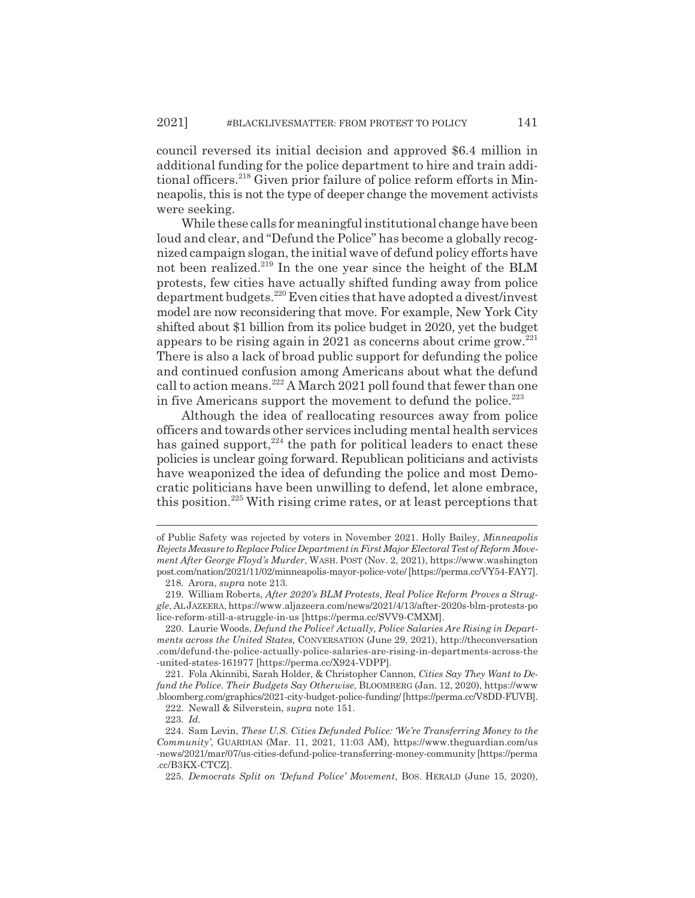council reversed its initial decision and approved $6.4 million in additional funding for the police department to hire and train additional officers.[218] Given prior failure of police reform efforts in Minneapolis, this is not the type of deeper change the movement activists were seeking.

While these calls for meaningful institutional change have been loud and clear, and "Defund the Police" has become a globally recognized campaign slogan, the initial wave of defund policy efforts have not been realized.[219] In the one year since the height of the BLM protests, few cities have actually shifted funding away from police department budgets.[220] Even cities that have adopted a divest/invest model are now reconsidering that move. For example, New York City shifted about $1 billion from its police budget in 2020, yet the budget appears to be rising again in 2021 as concerns about crime grow.[221] There is also a lack of broad public support for defunding the police and continued confusion among Americans about what the defund call to action means.[222] A March 2021 poll found that fewer than one in five Americans support the movement to defund the police.[223]

Although the idea of reallocating resources away from police officers and towards other services including mental health services has gained support,[224] the path for political leaders to enact these policies is unclear going forward. Republican politicians and activists have weaponized the idea of defunding the police and most Democratic politicians have been unwilling to defend, let alone embrace, this position.[225] With rising crime rates, or at least perceptions that

---

of Public Safety was rejected by voters in November 2021. Holly Bailey, *Minneapolis Rejects Measure to Replace Police Department in First Major Electoral Test of Reform Movement After George Floyd's Murder*, WASH. POST (Nov. 2, 2021), https://www.washingtonpost.com/nation/2021/11/02/minneapolis-mayor-police-vote/ [https://perma.cc/VY54-FAY7].

218. Arora, *supra* note 213.

219. William Roberts, *After 2020's BLM Protests, Real Police Reform Proves a Struggle*, AL JAZEERA, https://www.aljazeera.com/news/2021/4/13/after-2020s-blm-protests-police-reform-still-a-struggle-in-us [https://perma.cc/SVV9-CMXM].

220. Laurie Woods, *Defund the Police? Actually, Police Salaries Are Rising in Departments across the United States*, CONVERSATION (June 29, 2021), http://theconversation.com/defund-the-police-actually-police-salaries-are-rising-in-departments-across-the-united-states-161977 [https://perma.cc/X924-VDPP].

221. Fola Akinnibi, Sarah Holder, & Christopher Cannon, *Cities Say They Want to Defund the Police. Their Budgets Say Otherwise*, BLOOMBERG (Jan. 12, 2020), https://www.bloomberg.com/graphics/2021-city-budget-police-funding/ [https://perma.cc/V8DD-FUVB].

222. Newall & Silverstein, *supra* note 151.

223. *Id.*

224. Sam Levin, *These U.S. Cities Defunded Police: 'We're Transferring Money to the Community'*, GUARDIAN (Mar. 11, 2021, 11:03 AM), https://www.theguardian.com/us-news/2021/mar/07/us-cities-defund-police-transferring-money-community [https://perma.cc/B3KX-CTCZ].

225. *Democrats Split on 'Defund Police' Movement*, BOS. HERALD (June 15, 2020),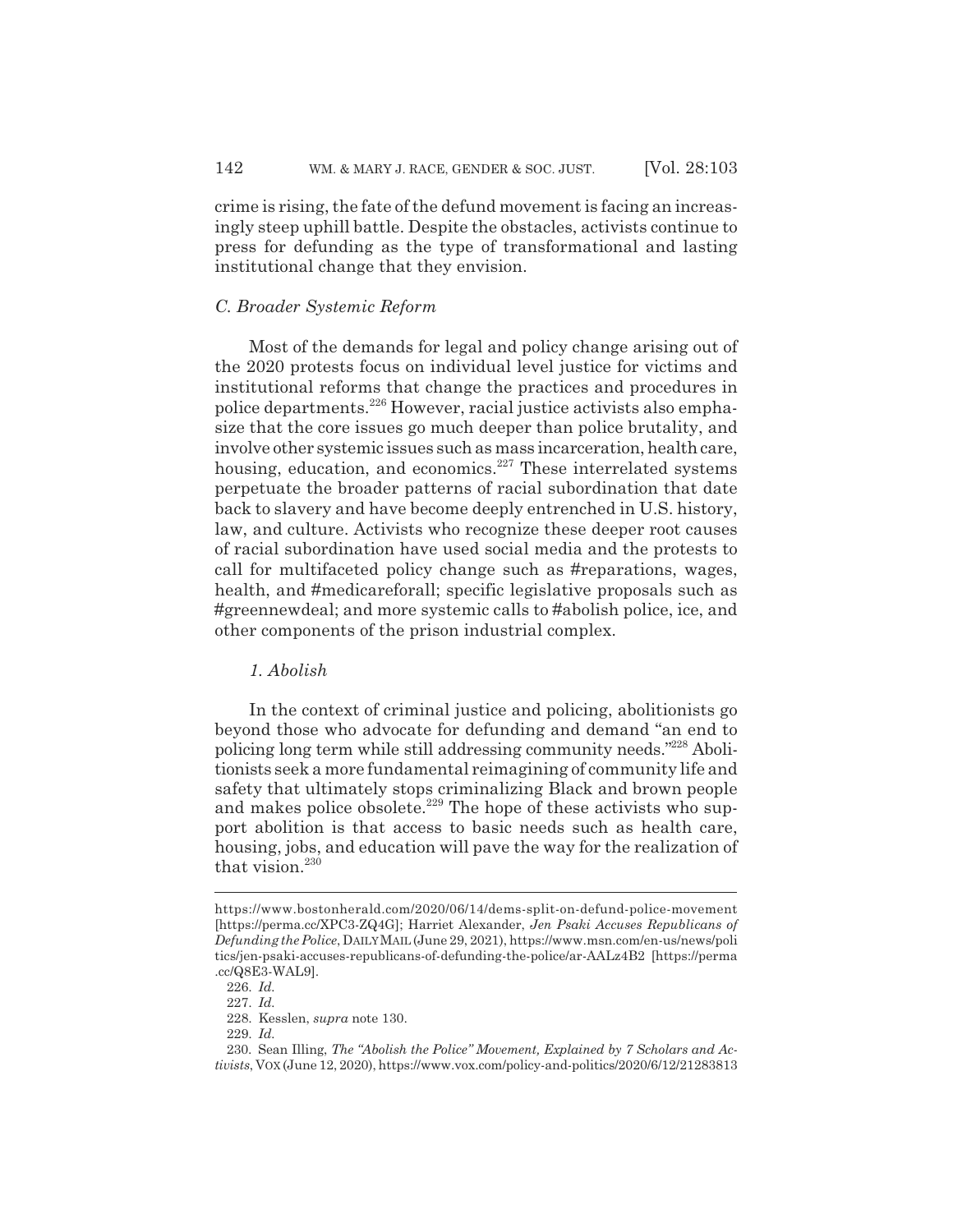crime is rising, the fate of the defund movement is facing an increasingly steep uphill battle. Despite the obstacles, activists continue to press for defunding as the type of transformational and lasting institutional change that they envision.

### *C. Broader Systemic Reform*

Most of the demands for legal and policy change arising out of the 2020 protests focus on individual level justice for victims and institutional reforms that change the practices and procedures in police departments.[226] However, racial justice activists also emphasize that the core issues go much deeper than police brutality, and involve other systemic issues such as mass incarceration, health care, housing, education, and economics.[227] These interrelated systems perpetuate the broader patterns of racial subordination that date back to slavery and have become deeply entrenched in U.S. history, law, and culture. Activists who recognize these deeper root causes of racial subordination have used social media and the protests to call for multifaceted policy change such as #reparations, wages, health, and #medicareforall; specific legislative proposals such as #greennewdeal; and more systemic calls to #abolish police, ice, and other components of the prison industrial complex.

#### *1. Abolish*

In the context of criminal justice and policing, abolitionists go beyond those who advocate for defunding and demand "an end to policing long term while still addressing community needs."[228] Abolitionists seek a more fundamental reimagining of community life and safety that ultimately stops criminalizing Black and brown people and makes police obsolete.[229] The hope of these activists who support abolition is that access to basic needs such as health care, housing, jobs, and education will pave the way for the realization of that vision.[230]

---

https://www.bostonherald.com/2020/06/14/dems-split-on-defund-police-movement [https://perma.cc/XPC3-ZQ4G]; Harriet Alexander, *Jen Psaki Accuses Republicans of Defunding the Police*, DAILY MAIL (June 29, 2021), https://www.msn.com/en-us/news/politics/jen-psaki-accuses-republicans-of-defunding-the-police/ar-AALz4B2 [https://perma.cc/Q8E3-WAL9].

226. *Id.*

227. *Id.*

228. Kesslen, *supra* note 130.

229. *Id.*

230. Sean Illing, *The "Abolish the Police" Movement, Explained by 7 Scholars and Activists*, VOX (June 12, 2020), https://www.vox.com/policy-and-politics/2020/6/12/21283813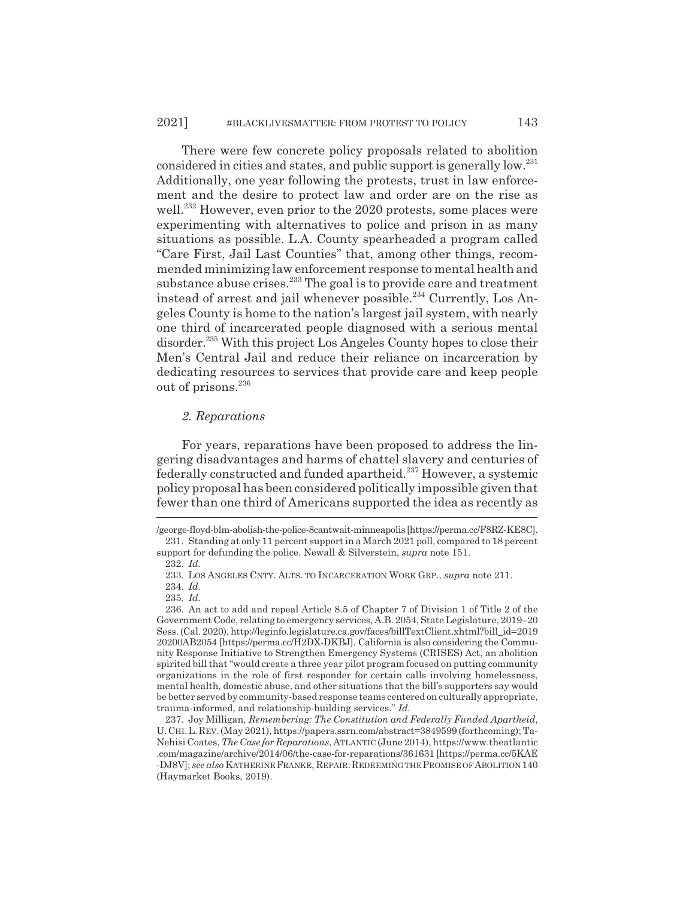There were few concrete policy proposals related to abolition considered in cities and states, and public support is generally low.[231] Additionally, one year following the protests, trust in law enforcement and the desire to protect law and order are on the rise as well.[232] However, even prior to the 2020 protests, some places were experimenting with alternatives to police and prison in as many situations as possible. L.A. County spearheaded a program called "Care First, Jail Last Counties" that, among other things, recommended minimizing law enforcement response to mental health and substance abuse crises.[233] The goal is to provide care and treatment instead of arrest and jail whenever possible.[234] Currently, Los Angeles County is home to the nation's largest jail system, with nearly one third of incarcerated people diagnosed with a serious mental disorder.[235] With this project Los Angeles County hopes to close their Men's Central Jail and reduce their reliance on incarceration by dedicating resources to services that provide care and keep people out of prisons.[236]

### *2. Reparations*

For years, reparations have been proposed to address the lingering disadvantages and harms of chattel slavery and centuries of federally constructed and funded apartheid.[237] However, a systemic policy proposal has been considered politically impossible given that fewer than one third of Americans supported the idea as recently as

---

/george-floyd-blm-abolish-the-police-8cantwait-minneapolis [https://perma.cc/F8RZ-KE8C].

231. Standing at only 11 percent support in a March 2021 poll, compared to 18 percent support for defunding the police. Newall & Silverstein, *supra* note 151.

232. *Id.*

233. LOS ANGELES CNTY. ALTS. TO INCARCERATION WORK GRP., *supra* note 211.

234. *Id.*

235. *Id.*

236. An act to add and repeal Article 8.5 of Chapter 7 of Division 1 of Title 2 of the Government Code, relating to emergency services, A.B. 2054, State Legislature, 2019–20 Sess. (Cal. 2020), http://leginfo.legislature.ca.gov/faces/billTextClient.xhtml?bill_id=201920200AB2054 [https://perma.cc/H2DX-DKBJ]. California is also considering the Community Response Initiative to Strengthen Emergency Systems (CRISES) Act, an abolition spirited bill that "would create a three year pilot program focused on putting community organizations in the role of first responder for certain calls involving homelessness, mental health, domestic abuse, and other situations that the bill's supporters say would be better served by community-based response teams centered on culturally appropriate, trauma-informed, and relationship-building services." *Id.*

237. Joy Milligan, *Remembering: The Constitution and Federally Funded Apartheid*, U. CHI. L. REV. (May 2021), https://papers.ssrn.com/abstract=3849599 (forthcoming); Ta-Nehisi Coates, *The Case for Reparations*, ATLANTIC (June 2014), https://www.theatlantic.com/magazine/archive/2014/06/the-case-for-reparations/361631 [https://perma.cc/5KAE-DJ8V]; *see also* KATHERINE FRANKE, REPAIR: REDEEMING THE PROMISE OF ABOLITION 140 (Haymarket Books, 2019).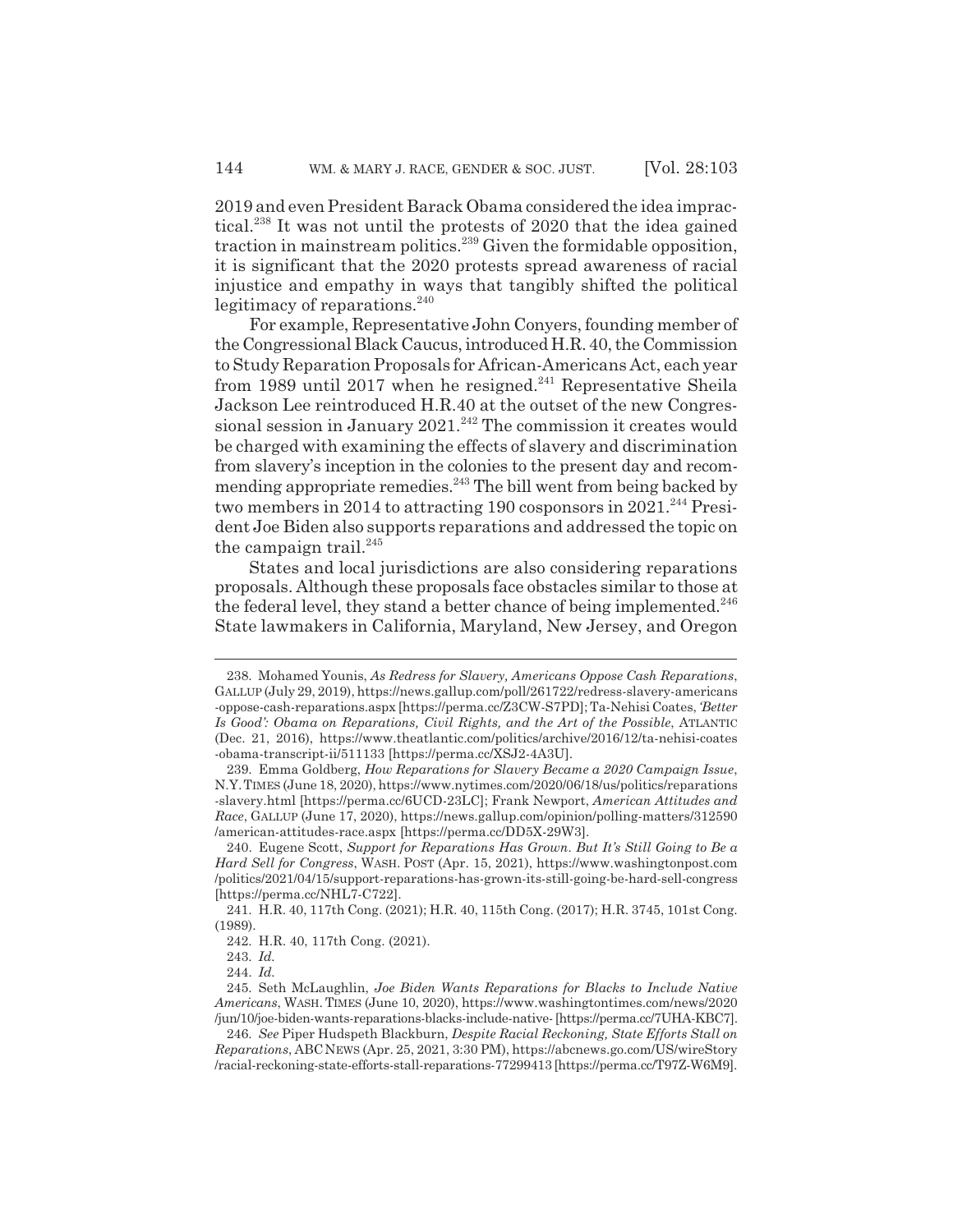2019 and even President Barack Obama considered the idea impractical.[238] It was not until the protests of 2020 that the idea gained traction in mainstream politics.[239] Given the formidable opposition, it is significant that the 2020 protests spread awareness of racial injustice and empathy in ways that tangibly shifted the political legitimacy of reparations.[240]

For example, Representative John Conyers, founding member of the Congressional Black Caucus, introduced H.R. 40, the Commission to Study Reparation Proposals for African-Americans Act, each year from 1989 until 2017 when he resigned.[241] Representative Sheila Jackson Lee reintroduced H.R.40 at the outset of the new Congressional session in January 2021.[242] The commission it creates would be charged with examining the effects of slavery and discrimination from slavery's inception in the colonies to the present day and recommending appropriate remedies.[243] The bill went from being backed by two members in 2014 to attracting 190 cosponsors in 2021.[244] President Joe Biden also supports reparations and addressed the topic on the campaign trail.[245]

States and local jurisdictions are also considering reparations proposals. Although these proposals face obstacles similar to those at the federal level, they stand a better chance of being implemented.[246] State lawmakers in California, Maryland, New Jersey, and Oregon

---

238. Mohamed Younis, *As Redress for Slavery, Americans Oppose Cash Reparations*, GALLUP (July 29, 2019), https://news.gallup.com/poll/261722/redress-slavery-americans-oppose-cash-reparations.aspx [https://perma.cc/Z3CW-S7PD]; Ta-Nehisi Coates, *'Better Is Good': Obama on Reparations, Civil Rights, and the Art of the Possible*, ATLANTIC (Dec. 21, 2016), https://www.theatlantic.com/politics/archive/2016/12/ta-nehisi-coates-obama-transcript-ii/511133 [https://perma.cc/XSJ2-4A3U].

239. Emma Goldberg, *How Reparations for Slavery Became a 2020 Campaign Issue*, N.Y. TIMES (June 18, 2020), https://www.nytimes.com/2020/06/18/us/politics/reparations-slavery.html [https://perma.cc/6UCD-23LC]; Frank Newport, *American Attitudes and Race*, GALLUP (June 17, 2020), https://news.gallup.com/opinion/polling-matters/312590/american-attitudes-race.aspx [https://perma.cc/DD5X-29W3].

240. Eugene Scott, *Support for Reparations Has Grown. But It's Still Going to Be a Hard Sell for Congress*, WASH. POST (Apr. 15, 2021), https://www.washingtonpost.com/politics/2021/04/15/support-reparations-has-grown-its-still-going-be-hard-sell-congress [https://perma.cc/NHL7-C722].

241. H.R. 40, 117th Cong. (2021); H.R. 40, 115th Cong. (2017); H.R. 3745, 101st Cong. (1989).

242. H.R. 40, 117th Cong. (2021).

243. *Id.*

244. *Id.*

245. Seth McLaughlin, *Joe Biden Wants Reparations for Blacks to Include Native Americans*, WASH. TIMES (June 10, 2020), https://www.washingtontimes.com/news/2020/jun/10/joe-biden-wants-reparations-blacks-include-native- [https://perma.cc/7UHA-KBC7].

246. *See* Piper Hudspeth Blackburn, *Despite Racial Reckoning, State Efforts Stall on Reparations*, ABC NEWS (Apr. 25, 2021, 3:30 PM), https://abcnews.go.com/US/wireStory/racial-reckoning-state-efforts-stall-reparations-77299413 [https://perma.cc/T97Z-W6M9].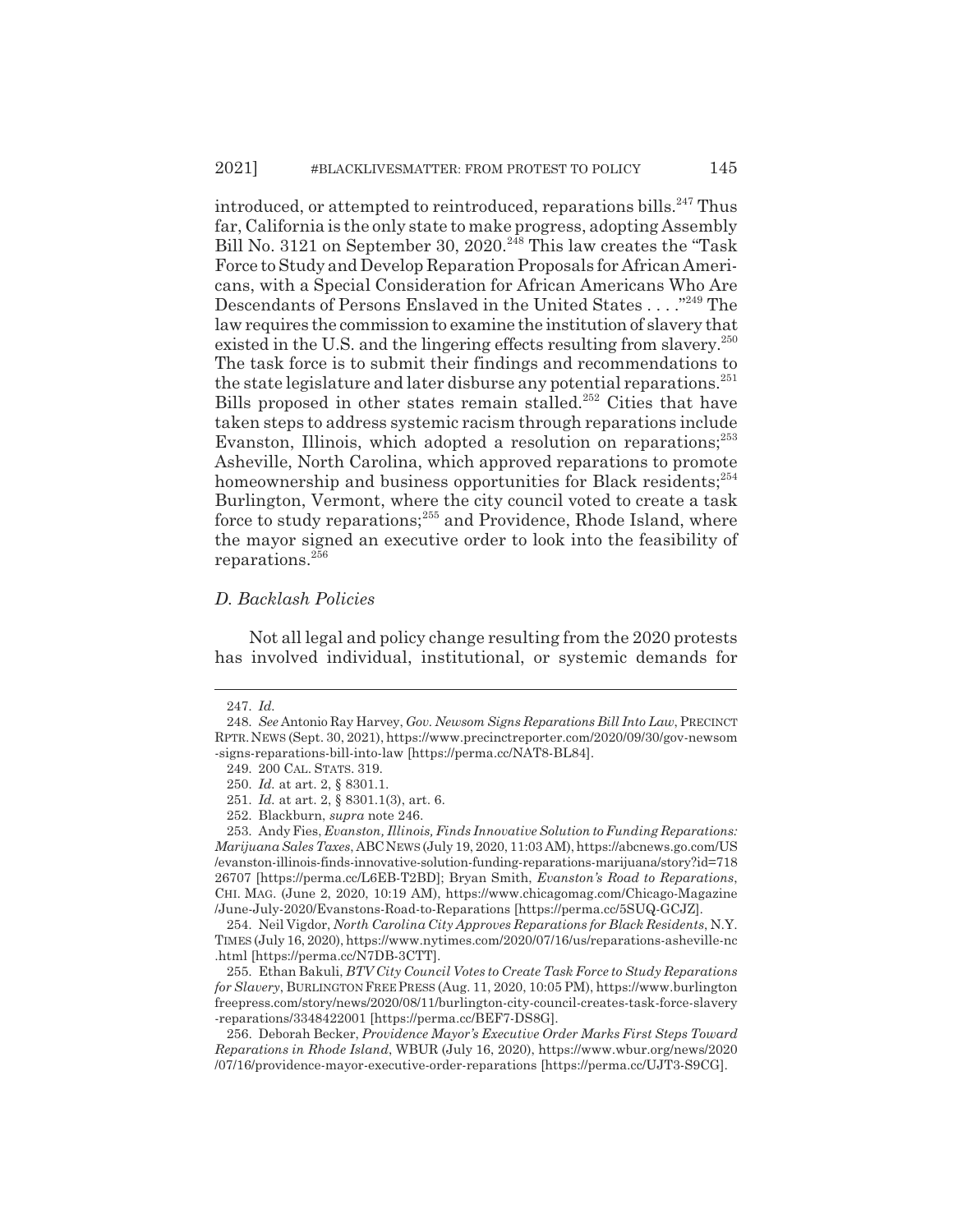introduced, or attempted to reintroduced, reparations bills.[247] Thus far, California is the only state to make progress, adopting Assembly Bill No. 3121 on September 30, 2020.[248] This law creates the "Task Force to Study and Develop Reparation Proposals for African Americans, with a Special Consideration for African Americans Who Are Descendants of Persons Enslaved in the United States . . . ."[249] The law requires the commission to examine the institution of slavery that existed in the U.S. and the lingering effects resulting from slavery.[250] The task force is to submit their findings and recommendations to the state legislature and later disburse any potential reparations.[251] Bills proposed in other states remain stalled.[252] Cities that have taken steps to address systemic racism through reparations include Evanston, Illinois, which adopted a resolution on reparations;[253] Asheville, North Carolina, which approved reparations to promote homeownership and business opportunities for Black residents;[254] Burlington, Vermont, where the city council voted to create a task force to study reparations;[255] and Providence, Rhode Island, where the mayor signed an executive order to look into the feasibility of reparations.[256]

### *D. Backlash Policies*

Not all legal and policy change resulting from the 2020 protests has involved individual, institutional, or systemic demands for

---

247. *Id.*

248. *See* Antonio Ray Harvey, *Gov. Newsom Signs Reparations Bill Into Law*, PRECINCT RPTR. NEWS (Sept. 30, 2021), https://www.precinctreporter.com/2020/09/30/gov-newsom-signs-reparations-bill-into-law [https://perma.cc/NAT8-BL84].

249. 200 CAL. STATS. 319.

250. *Id.* at art. 2, § 8301.1.

251. *Id.* at art. 2, § 8301.1(3), art. 6.

252. Blackburn, *supra* note 246.

253. Andy Fies, *Evanston, Illinois, Finds Innovative Solution to Funding Reparations: Marijuana Sales Taxes*, ABC NEWS (July 19, 2020, 11:03 AM), https://abcnews.go.com/US/evanston-illinois-finds-innovative-solution-funding-reparations-marijuana/story?id=71826707 [https://perma.cc/L6EB-T2BD]; Bryan Smith, *Evanston's Road to Reparations*, CHI. MAG. (June 2, 2020, 10:19 AM), https://www.chicagomag.com/Chicago-Magazine/June-July-2020/Evanstons-Road-to-Reparations [https://perma.cc/5SUQ-GCJZ].

254. Neil Vigdor, *North Carolina City Approves Reparations for Black Residents*, N.Y. TIMES (July 16, 2020), https://www.nytimes.com/2020/07/16/us/reparations-asheville-nc.html [https://perma.cc/N7DB-3CTT].

255. Ethan Bakuli, *BTV City Council Votes to Create Task Force to Study Reparations for Slavery*, BURLINGTON FREE PRESS (Aug. 11, 2020, 10:05 PM), https://www.burlingtonfreepress.com/story/news/2020/08/11/burlington-city-council-creates-task-force-slavery-reparations/3348422001 [https://perma.cc/BEF7-DS8G].

256. Deborah Becker, *Providence Mayor's Executive Order Marks First Steps Toward Reparations in Rhode Island*, WBUR (July 16, 2020), https://www.wbur.org/news/2020/07/16/providence-mayor-executive-order-reparations [https://perma.cc/UJT3-S9CG].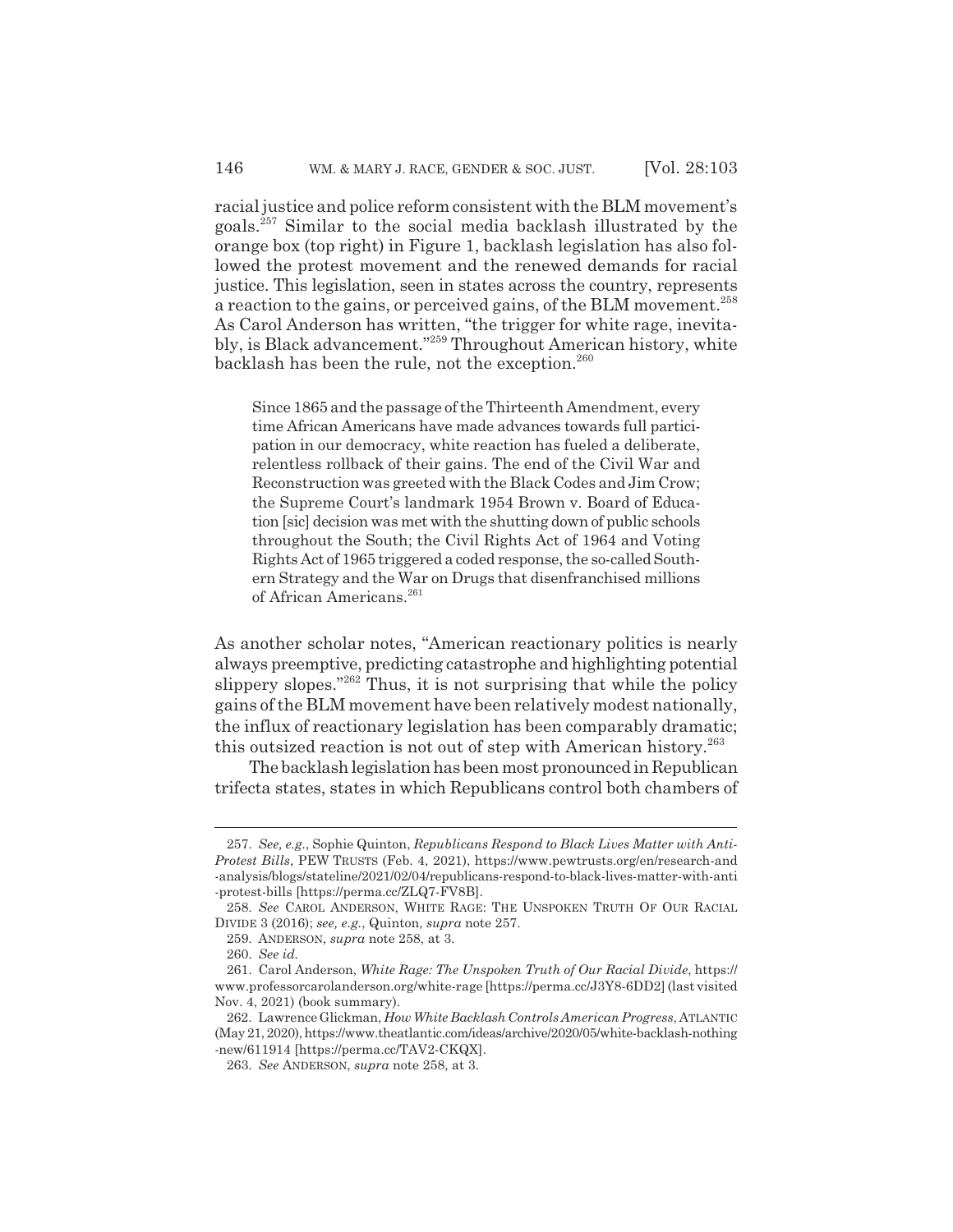racial justice and police reform consistent with the BLM movement's goals.[257] Similar to the social media backlash illustrated by the orange box (top right) in Figure 1, backlash legislation has also followed the protest movement and the renewed demands for racial justice. This legislation, seen in states across the country, represents a reaction to the gains, or perceived gains, of the BLM movement.[258] As Carol Anderson has written, "the trigger for white rage, inevitably, is Black advancement."[259] Throughout American history, white backlash has been the rule, not the exception.[260]

> Since 1865 and the passage of the Thirteenth Amendment, every time African Americans have made advances towards full participation in our democracy, white reaction has fueled a deliberate, relentless rollback of their gains. The end of the Civil War and Reconstruction was greeted with the Black Codes and Jim Crow; the Supreme Court's landmark 1954 Brown v. Board of Education [sic] decision was met with the shutting down of public schools throughout the South; the Civil Rights Act of 1964 and Voting Rights Act of 1965 triggered a coded response, the so-called Southern Strategy and the War on Drugs that disenfranchised millions of African Americans.[261]

As another scholar notes, "American reactionary politics is nearly always preemptive, predicting catastrophe and highlighting potential slippery slopes."[262] Thus, it is not surprising that while the policy gains of the BLM movement have been relatively modest nationally, the influx of reactionary legislation has been comparably dramatic; this outsized reaction is not out of step with American history.[263]

The backlash legislation has been most pronounced in Republican trifecta states, states in which Republicans control both chambers of

---

257. *See, e.g.*, Sophie Quinton, *Republicans Respond to Black Lives Matter with Anti-Protest Bills*, PEW TRUSTS (Feb. 4, 2021), https://www.pewtrusts.org/en/research-and-analysis/blogs/stateline/2021/02/04/republicans-respond-to-black-lives-matter-with-anti-protest-bills [https://perma.cc/ZLQ7-FV8B].

258. *See* CAROL ANDERSON, WHITE RAGE: THE UNSPOKEN TRUTH OF OUR RACIAL DIVIDE 3 (2016); *see, e.g.*, Quinton, *supra* note 257.

259. ANDERSON, *supra* note 258, at 3.

260. *See id.*

261. Carol Anderson, *White Rage: The Unspoken Truth of Our Racial Divide*, https://www.professorcarolanderson.org/white-rage [https://perma.cc/J3Y8-6DD2] (last visited Nov. 4, 2021) (book summary).

262. Lawrence Glickman, *How White Backlash Controls American Progress*, ATLANTIC (May 21, 2020), https://www.theatlantic.com/ideas/archive/2020/05/white-backlash-nothing-new/611914 [https://perma.cc/TAV2-CKQX].

263. *See* ANDERSON, *supra* note 258, at 3.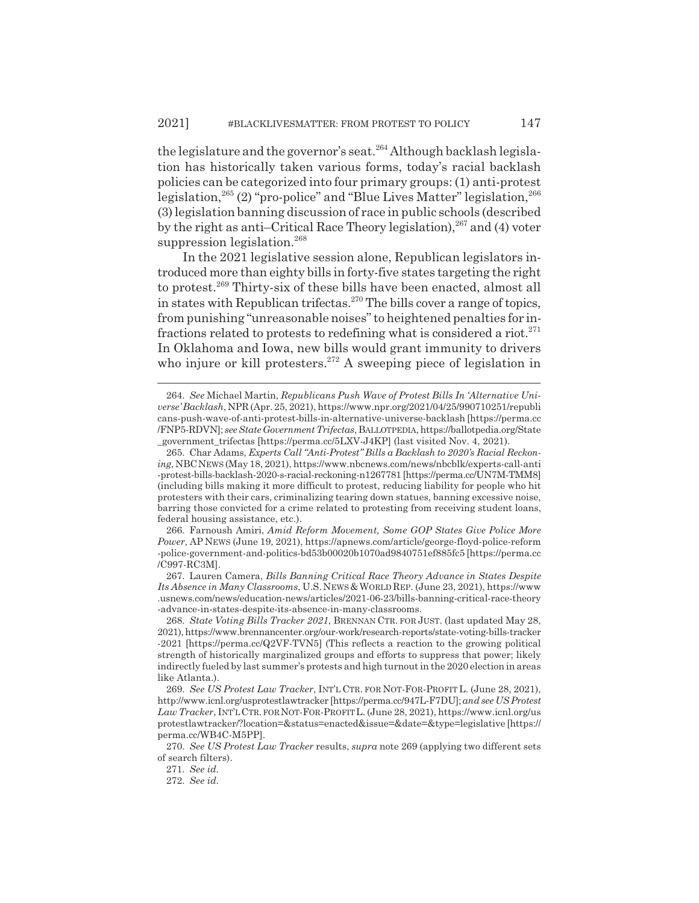the legislature and the governor's seat.[264] Although backlash legislation has historically taken various forms, today's racial backlash policies can be categorized into four primary groups: (1) anti-protest legislation,[265] (2) "pro-police" and "Blue Lives Matter" legislation,[266] (3) legislation banning discussion of race in public schools (described by the right as anti–Critical Race Theory legislation),[267] and (4) voter suppression legislation.[268]

In the 2021 legislative session alone, Republican legislators introduced more than eighty bills in forty-five states targeting the right to protest.[269] Thirty-six of these bills have been enacted, almost all in states with Republican trifectas.[270] The bills cover a range of topics, from punishing "unreasonable noises" to heightened penalties for infractions related to protests to redefining what is considered a riot.[271] In Oklahoma and Iowa, new bills would grant immunity to drivers who injure or kill protesters.[272] A sweeping piece of legislation in

---

264. *See* Michael Martin, *Republicans Push Wave of Protest Bills In 'Alternative Universe' Backlash*, NPR (Apr. 25, 2021), https://www.npr.org/2021/04/25/990710251/republicans-push-wave-of-anti-protest-bills-in-alternative-universe-backlash [https://perma.cc/FNP5-RDVN]; *see State Government Trifectas*, BALLOTPEDIA, https://ballotpedia.org/State_government_trifectas [https://perma.cc/5LXV-J4KP] (last visited Nov. 4, 2021).

265. Char Adams, *Experts Call "Anti-Protest" Bills a Backlash to 2020's Racial Reckoning*, NBC NEWS (May 18, 2021), https://www.nbcnews.com/news/nbcblk/experts-call-anti-protest-bills-backlash-2020-s-racial-reckoning-n1267781 [https://perma.cc/UN7M-TMM8] (including bills making it more difficult to protest, reducing liability for people who hit protesters with their cars, criminalizing tearing down statues, banning excessive noise, barring those convicted for a crime related to protesting from receiving student loans, federal housing assistance, etc.).

266. Farnoush Amiri, *Amid Reform Movement, Some GOP States Give Police More Power*, AP NEWS (June 19, 2021), https://apnews.com/article/george-floyd-police-reform-police-government-and-politics-bd53b00020b1070ad9840751ef885fc5 [https://perma.cc/C997-RC3M].

267. Lauren Camera, *Bills Banning Critical Race Theory Advance in States Despite Its Absence in Many Classrooms*, U.S. NEWS & WORLD REP. (June 23, 2021), https://www.usnews.com/news/education-news/articles/2021-06-23/bills-banning-critical-race-theory-advance-in-states-despite-its-absence-in-many-classrooms.

268. *State Voting Bills Tracker 2021*, BRENNAN CTR. FOR JUST. (last updated May 28, 2021), https://www.brennancenter.org/our-work/research-reports/state-voting-bills-tracker-2021 [https://perma.cc/Q2VF-TVN5] (This reflects a reaction to the growing political strength of historically marginalized groups and efforts to suppress that power; likely indirectly fueled by last summer's protests and high turnout in the 2020 election in areas like Atlanta.).

269. *See US Protest Law Tracker*, INT'L CTR. FOR NOT-FOR-PROFIT L. (June 28, 2021), http://www.icnl.org/usprotestlawtracker [https://perma.cc/947L-F7DU]; *and see US Protest Law Tracker*, INT'L CTR. FOR NOT-FOR-PROFIT L. (June 28, 2021), https://www.icnl.org/usprotestlawtracker/?location=&status=enacted&issue=&date=&type=legislative [https://perma.cc/WB4C-M5PP].

270. *See US Protest Law Tracker* results, *supra* note 269 (applying two different sets of search filters).

271. *See id.*

272. *See id.*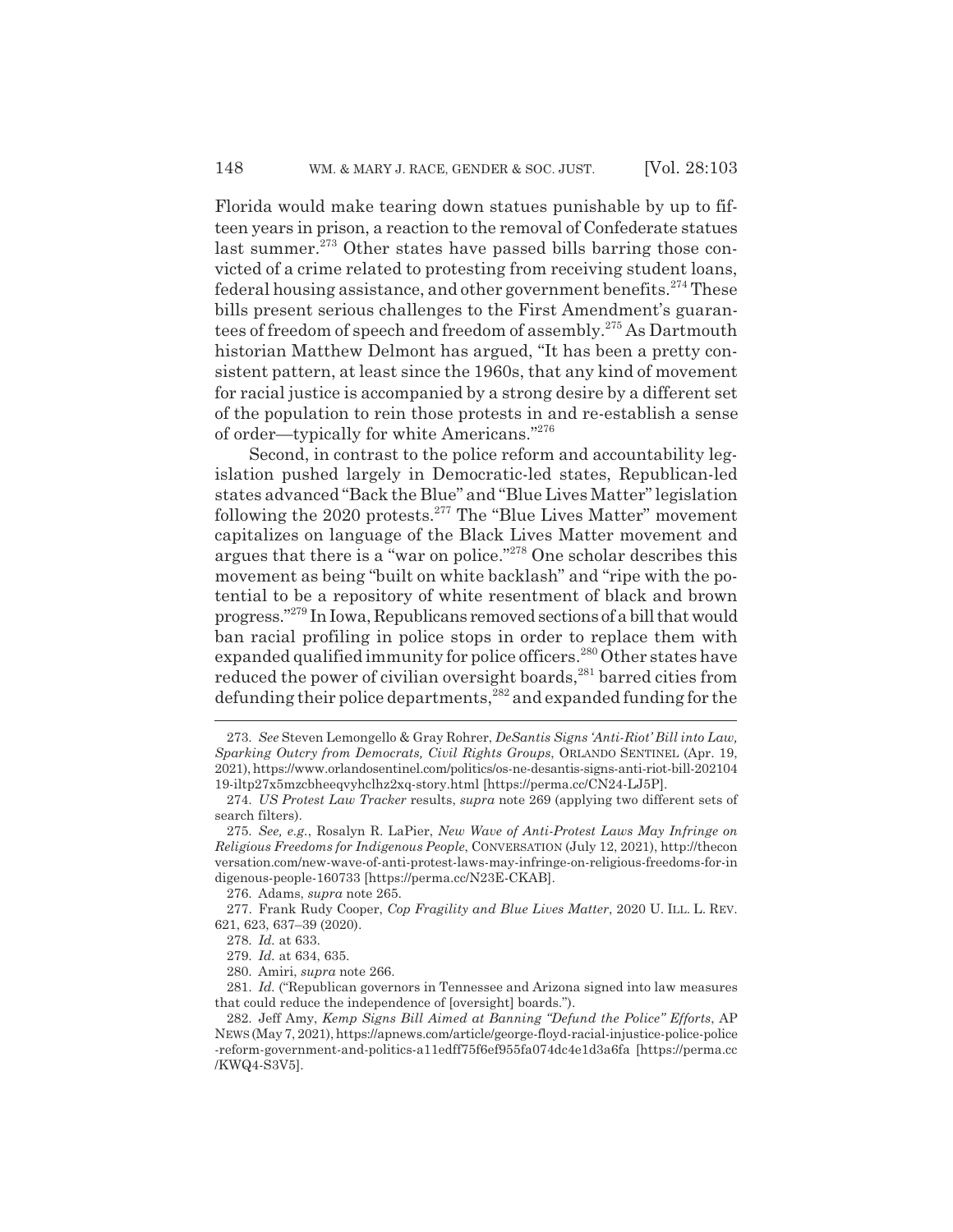Florida would make tearing down statues punishable by up to fifteen years in prison, a reaction to the removal of Confederate statues last summer.[273] Other states have passed bills barring those convicted of a crime related to protesting from receiving student loans, federal housing assistance, and other government benefits.[274] These bills present serious challenges to the First Amendment's guarantees of freedom of speech and freedom of assembly.[275] As Dartmouth historian Matthew Delmont has argued, "It has been a pretty consistent pattern, at least since the 1960s, that any kind of movement for racial justice is accompanied by a strong desire by a different set of the population to rein those protests in and re-establish a sense of order—typically for white Americans."[276]

Second, in contrast to the police reform and accountability legislation pushed largely in Democratic-led states, Republican-led states advanced "Back the Blue" and "Blue Lives Matter" legislation following the 2020 protests.[277] The "Blue Lives Matter" movement capitalizes on language of the Black Lives Matter movement and argues that there is a "war on police."[278] One scholar describes this movement as being "built on white backlash" and "ripe with the potential to be a repository of white resentment of black and brown progress."[279] In Iowa, Republicans removed sections of a bill that would ban racial profiling in police stops in order to replace them with expanded qualified immunity for police officers.[280] Other states have reduced the power of civilian oversight boards,[281] barred cities from defunding their police departments,[282] and expanded funding for the

---

273. *See* Steven Lemongello & Gray Rohrer, *DeSantis Signs 'Anti-Riot' Bill into Law, Sparking Outcry from Democrats, Civil Rights Groups*, ORLANDO SENTINEL (Apr. 19, 2021), https://www.orlandosentinel.com/politics/os-ne-desantis-signs-anti-riot-bill-20210419-iltp27x5mzcbheeqvyhclhz2xq-story.html [https://perma.cc/CN24-LJ5P].

274. *US Protest Law Tracker* results, *supra* note 269 (applying two different sets of search filters).

275. *See, e.g.*, Rosalyn R. LaPier, *New Wave of Anti-Protest Laws May Infringe on Religious Freedoms for Indigenous People*, CONVERSATION (July 12, 2021), http://theconversation.com/new-wave-of-anti-protest-laws-may-infringe-on-religious-freedoms-for-indigenous-people-160733 [https://perma.cc/N23E-CKAB].

276. Adams, *supra* note 265.

277. Frank Rudy Cooper, *Cop Fragility and Blue Lives Matter*, 2020 U. ILL. L. REV. 621, 623, 637–39 (2020).

278. *Id.* at 633.

279. *Id.* at 634, 635.

280. Amiri, *supra* note 266.

281. *Id.* ("Republican governors in Tennessee and Arizona signed into law measures that could reduce the independence of [oversight] boards.").

282. Jeff Amy, *Kemp Signs Bill Aimed at Banning "Defund the Police" Efforts*, AP NEWS (May 7, 2021), https://apnews.com/article/george-floyd-racial-injustice-police-police-reform-government-and-politics-a11edff75f6ef955fa074dc4e1d3a6fa [https://perma.cc/KWQ4-S3V5].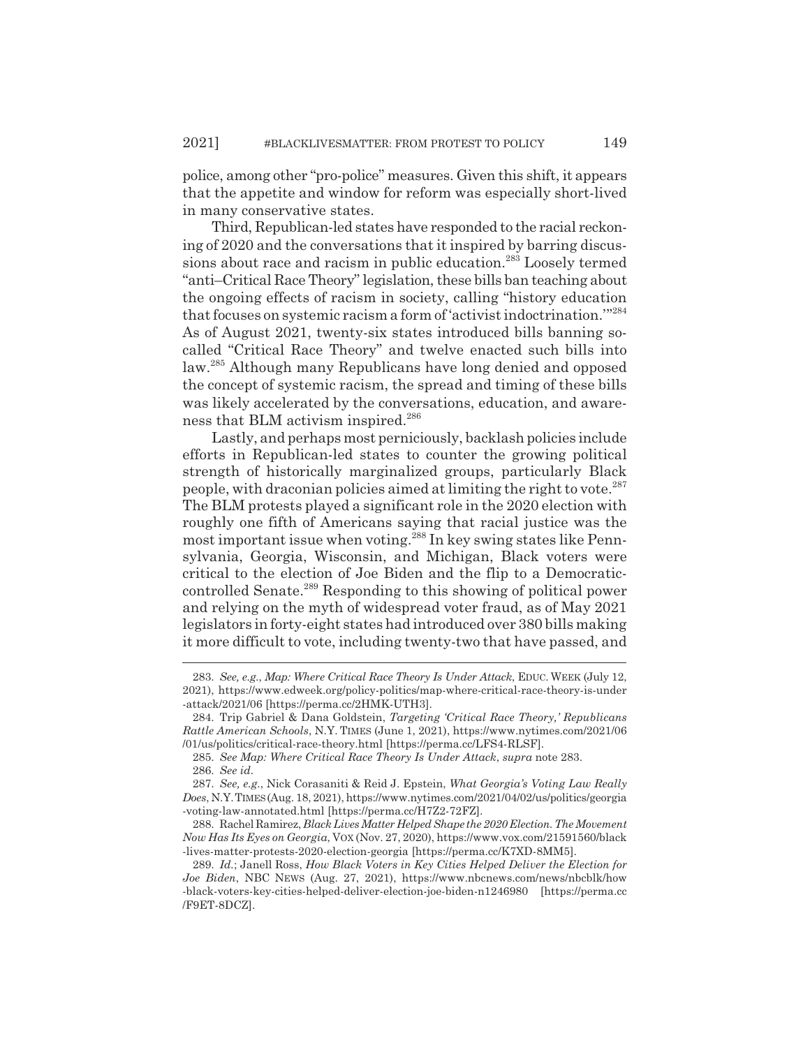police, among other "pro-police" measures. Given this shift, it appears that the appetite and window for reform was especially short-lived in many conservative states.

Third, Republican-led states have responded to the racial reckoning of 2020 and the conversations that it inspired by barring discussions about race and racism in public education.[283] Loosely termed "anti–Critical Race Theory" legislation, these bills ban teaching about the ongoing effects of racism in society, calling "history education that focuses on systemic racism a form of 'activist indoctrination.'"[284] As of August 2021, twenty-six states introduced bills banning so-called "Critical Race Theory" and twelve enacted such bills into law.[285] Although many Republicans have long denied and opposed the concept of systemic racism, the spread and timing of these bills was likely accelerated by the conversations, education, and awareness that BLM activism inspired.[286]

Lastly, and perhaps most perniciously, backlash policies include efforts in Republican-led states to counter the growing political strength of historically marginalized groups, particularly Black people, with draconian policies aimed at limiting the right to vote.[287] The BLM protests played a significant role in the 2020 election with roughly one fifth of Americans saying that racial justice was the most important issue when voting.[288] In key swing states like Pennsylvania, Georgia, Wisconsin, and Michigan, Black voters were critical to the election of Joe Biden and the flip to a Democratic-controlled Senate.[289] Responding to this showing of political power and relying on the myth of widespread voter fraud, as of May 2021 legislators in forty-eight states had introduced over 380 bills making it more difficult to vote, including twenty-two that have passed, and

283. *See, e.g.*, *Map: Where Critical Race Theory Is Under Attack*, EDUC. WEEK (July 12, 2021), https://www.edweek.org/policy-politics/map-where-critical-race-theory-is-under-attack/2021/06 [https://perma.cc/2HMK-UTH3].

284. Trip Gabriel & Dana Goldstein, *Targeting 'Critical Race Theory,' Republicans Rattle American Schools*, N.Y. TIMES (June 1, 2021), https://www.nytimes.com/2021/06/01/us/politics/critical-race-theory.html [https://perma.cc/LFS4-RLSF].

285. *See Map: Where Critical Race Theory Is Under Attack*, *supra* note 283.

286. *See id.*

287. *See, e.g.*, Nick Corasaniti & Reid J. Epstein, *What Georgia's Voting Law Really Does*, N.Y. TIMES (Aug. 18, 2021), https://www.nytimes.com/2021/04/02/us/politics/georgia-voting-law-annotated.html [https://perma.cc/H7Z2-72FZ].

288. Rachel Ramirez, *Black Lives Matter Helped Shape the 2020 Election. The Movement Now Has Its Eyes on Georgia*, VOX (Nov. 27, 2020), https://www.vox.com/21591560/black-lives-matter-protests-2020-election-georgia [https://perma.cc/K7XD-8MM5].

289. *Id.*; Janell Ross, *How Black Voters in Key Cities Helped Deliver the Election for Joe Biden*, NBC NEWS (Aug. 27, 2021), https://www.nbcnews.com/news/nbcblk/how-black-voters-key-cities-helped-deliver-election-joe-biden-n1246980 [https://perma.cc/F9ET-8DCZ].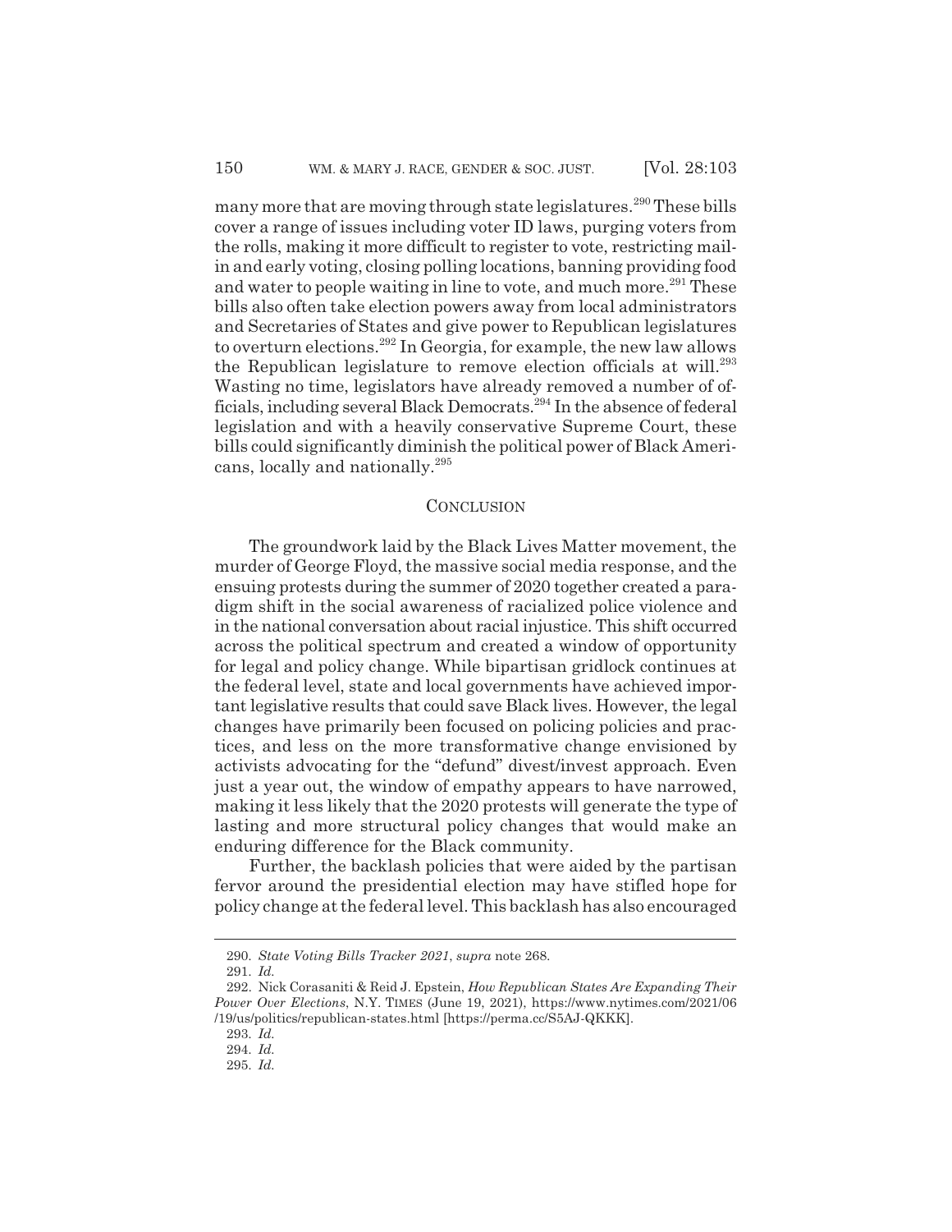many more that are moving through state legislatures.[290] These bills cover a range of issues including voter ID laws, purging voters from the rolls, making it more difficult to register to vote, restricting mail-in and early voting, closing polling locations, banning providing food and water to people waiting in line to vote, and much more.[291] These bills also often take election powers away from local administrators and Secretaries of States and give power to Republican legislatures to overturn elections.[292] In Georgia, for example, the new law allows the Republican legislature to remove election officials at will.[293] Wasting no time, legislators have already removed a number of officials, including several Black Democrats.[294] In the absence of federal legislation and with a heavily conservative Supreme Court, these bills could significantly diminish the political power of Black Americans, locally and nationally.[295]

## CONCLUSION

The groundwork laid by the Black Lives Matter movement, the murder of George Floyd, the massive social media response, and the ensuing protests during the summer of 2020 together created a paradigm shift in the social awareness of racialized police violence and in the national conversation about racial injustice. This shift occurred across the political spectrum and created a window of opportunity for legal and policy change. While bipartisan gridlock continues at the federal level, state and local governments have achieved important legislative results that could save Black lives. However, the legal changes have primarily been focused on policing policies and practices, and less on the more transformative change envisioned by activists advocating for the "defund" divest/invest approach. Even just a year out, the window of empathy appears to have narrowed, making it less likely that the 2020 protests will generate the type of lasting and more structural policy changes that would make an enduring difference for the Black community.

Further, the backlash policies that were aided by the partisan fervor around the presidential election may have stifled hope for policy change at the federal level. This backlash has also encouraged

---

290. *State Voting Bills Tracker 2021*, *supra* note 268.

291. *Id.*

292. Nick Corasaniti & Reid J. Epstein, *How Republican States Are Expanding Their Power Over Elections*, N.Y. TIMES (June 19, 2021), https://www.nytimes.com/2021/06/19/us/politics/republican-states.html [https://perma.cc/S5AJ-QKKK].

293. *Id.*

294. *Id.*

295. *Id.*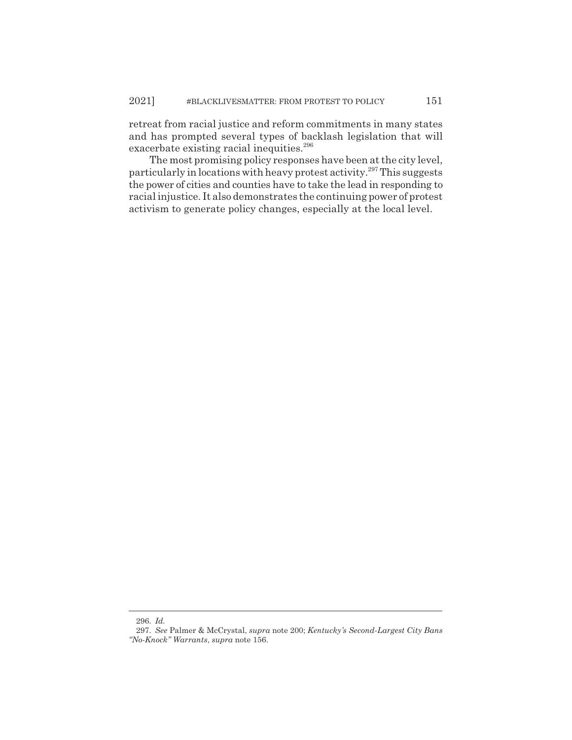retreat from racial justice and reform commitments in many states and has prompted several types of backlash legislation that will exacerbate existing racial inequities.[296]

The most promising policy responses have been at the city level, particularly in locations with heavy protest activity.[297] This suggests the power of cities and counties have to take the lead in responding to racial injustice. It also demonstrates the continuing power of protest activism to generate policy changes, especially at the local level.

---

296. *Id.*

297. *See* Palmer & McCrystal, *supra* note 200; *Kentucky's Second-Largest City Bans "No-Knock" Warrants*, *supra* note 156.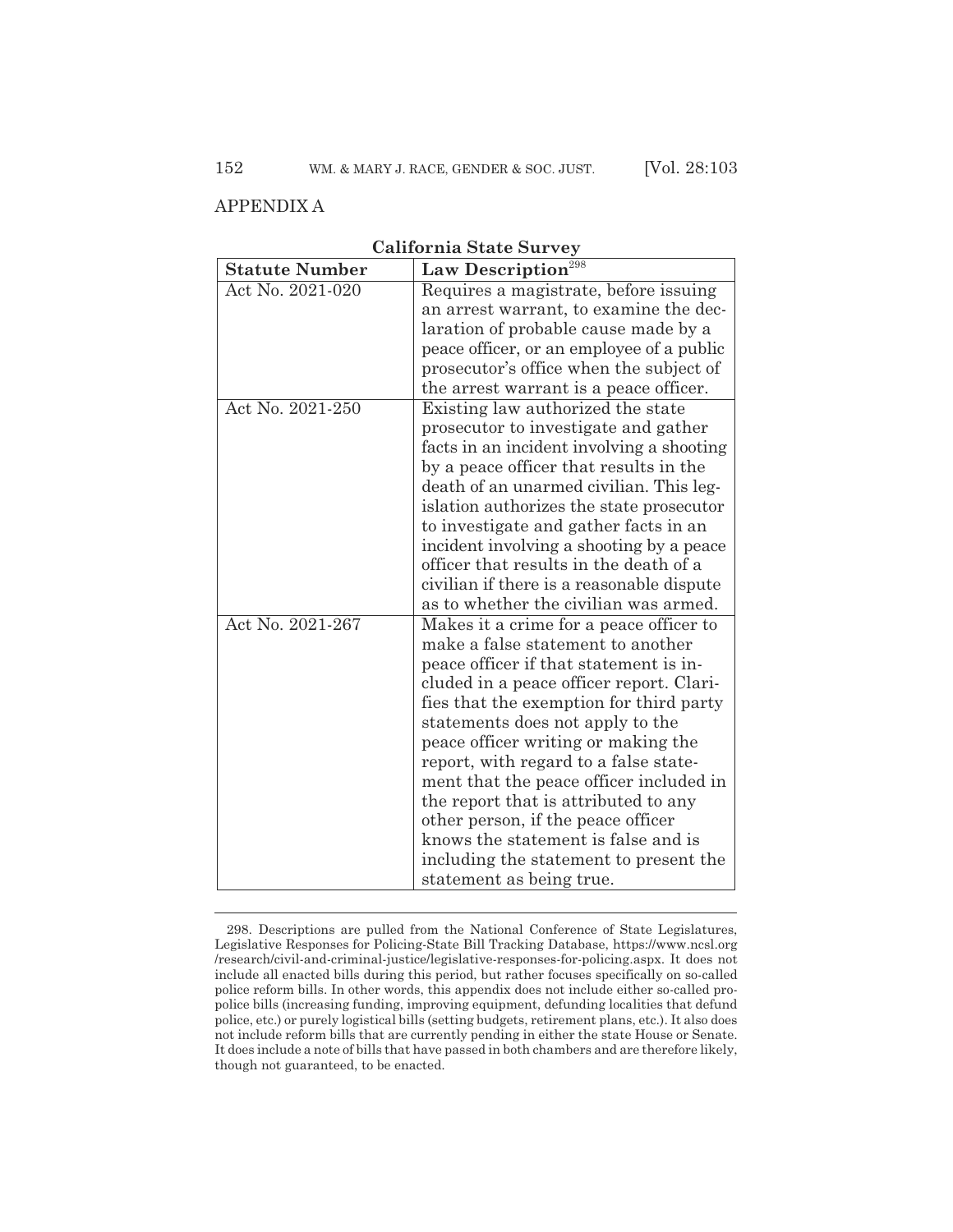## APPENDIX A

**California State Survey**

| Statute Number | Law Description[298] |
|---|---|
| Act No. 2021-020 | Requires a magistrate, before issuing an arrest warrant, to examine the declaration of probable cause made by a peace officer, or an employee of a public prosecutor's office when the subject of the arrest warrant is a peace officer. |
| Act No. 2021-250 | Existing law authorized the state prosecutor to investigate and gather facts in an incident involving a shooting by a peace officer that results in the death of an unarmed civilian. This legislation authorizes the state prosecutor to investigate and gather facts in an incident involving a shooting by a peace officer that results in the death of a civilian if there is a reasonable dispute as to whether the civilian was armed. |
| Act No. 2021-267 | Makes it a crime for a peace officer to make a false statement to another peace officer if that statement is included in a peace officer report. Clarifies that the exemption for third party statements does not apply to the peace officer writing or making the report, with regard to a false statement that the peace officer included in the report that is attributed to any other person, if the peace officer knows the statement is false and is including the statement to present the statement as being true. |

298. Descriptions are pulled from the National Conference of State Legislatures, Legislative Responses for Policing-State Bill Tracking Database, https://www.ncsl.org/research/civil-and-criminal-justice/legislative-responses-for-policing.aspx. It does not include all enacted bills during this period, but rather focuses specifically on so-called police reform bills. In other words, this appendix does not include either so-called pro-police bills (increasing funding, improving equipment, defunding localities that defund police, etc.) or purely logistical bills (setting budgets, retirement plans, etc.). It also does not include reform bills that are currently pending in either the state House or Senate. It does include a note of bills that have passed in both chambers and are therefore likely, though not guaranteed, to be enacted.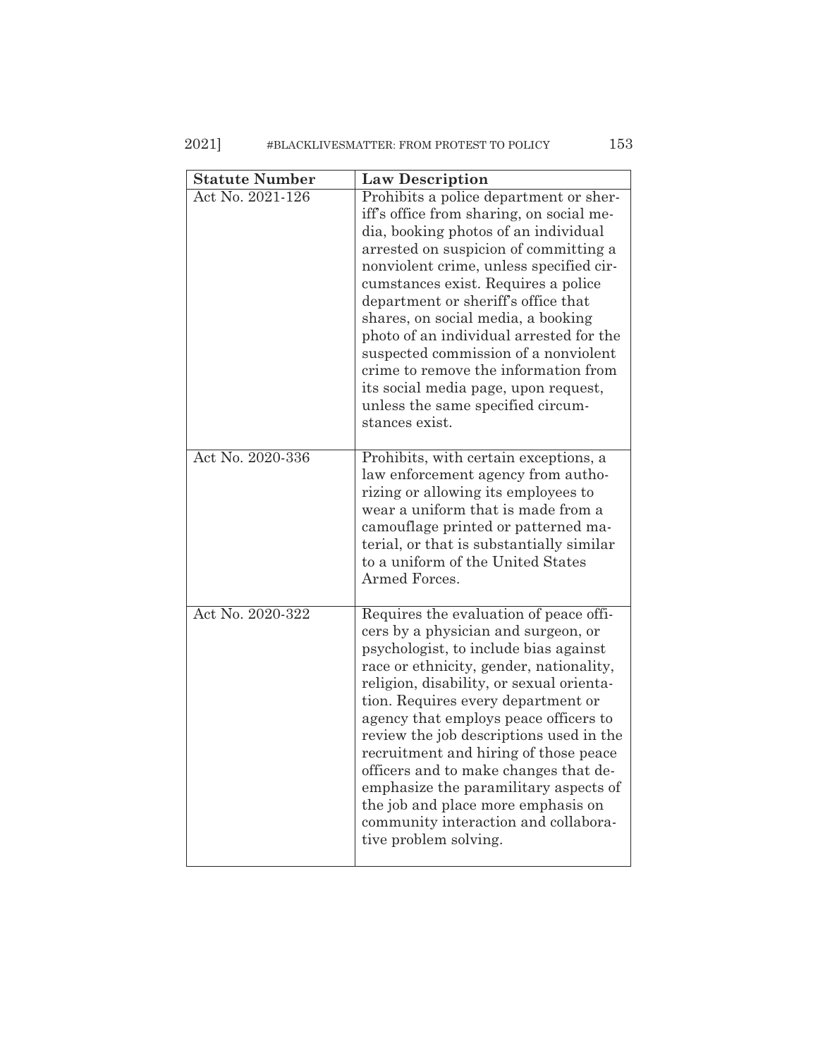| Statute Number | Law Description |
| --- | --- |
| Act No. 2021-126 | Prohibits a police department or sheriff's office from sharing, on social media, booking photos of an individual arrested on suspicion of committing a nonviolent crime, unless specified circumstances exist. Requires a police department or sheriff's office that shares, on social media, a booking photo of an individual arrested for the suspected commission of a nonviolent crime to remove the information from its social media page, upon request, unless the same specified circumstances exist. |
| Act No. 2020-336 | Prohibits, with certain exceptions, a law enforcement agency from authorizing or allowing its employees to wear a uniform that is made from a camouflage printed or patterned material, or that is substantially similar to a uniform of the United States Armed Forces. |
| Act No. 2020-322 | Requires the evaluation of peace officers by a physician and surgeon, or psychologist, to include bias against race or ethnicity, gender, nationality, religion, disability, or sexual orientation. Requires every department or agency that employs peace officers to review the job descriptions used in the recruitment and hiring of those peace officers and to make changes that deemphasize the paramilitary aspects of the job and place more emphasis on community interaction and collaborative problem solving. |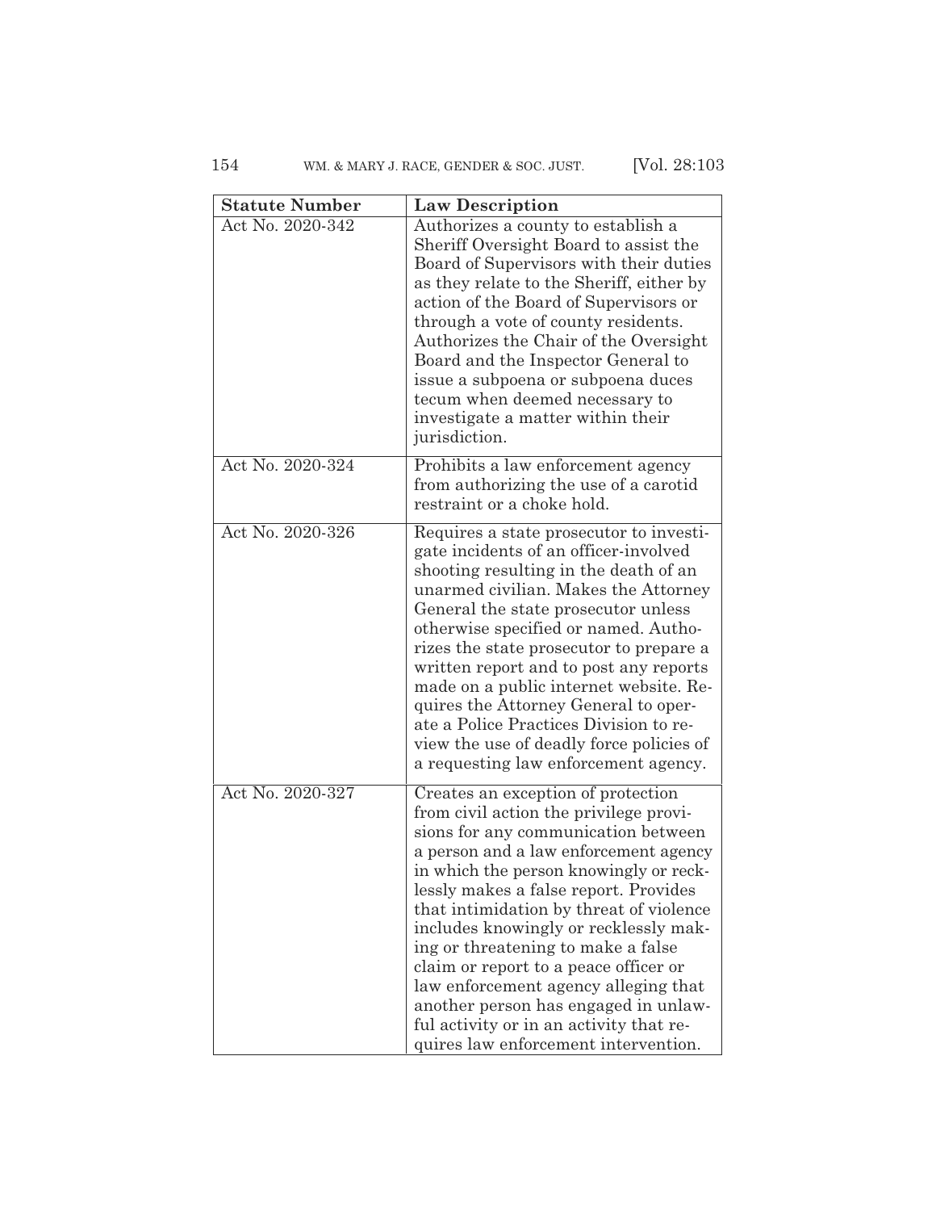| Statute Number | Law Description |
|---|---|
| Act No. 2020-342 | Authorizes a county to establish a Sheriff Oversight Board to assist the Board of Supervisors with their duties as they relate to the Sheriff, either by action of the Board of Supervisors or through a vote of county residents. Authorizes the Chair of the Oversight Board and the Inspector General to issue a subpoena or subpoena duces tecum when deemed necessary to investigate a matter within their jurisdiction. |
| Act No. 2020-324 | Prohibits a law enforcement agency from authorizing the use of a carotid restraint or a choke hold. |
| Act No. 2020-326 | Requires a state prosecutor to investigate incidents of an officer-involved shooting resulting in the death of an unarmed civilian. Makes the Attorney General the state prosecutor unless otherwise specified or named. Authorizes the state prosecutor to prepare a written report and to post any reports made on a public internet website. Requires the Attorney General to operate a Police Practices Division to review the use of deadly force policies of a requesting law enforcement agency. |
| Act No. 2020-327 | Creates an exception of protection from civil action the privilege provisions for any communication between a person and a law enforcement agency in which the person knowingly or recklessly makes a false report. Provides that intimidation by threat of violence includes knowingly or recklessly making or threatening to make a false claim or report to a peace officer or law enforcement agency alleging that another person has engaged in unlawful activity or in an activity that requires law enforcement intervention. |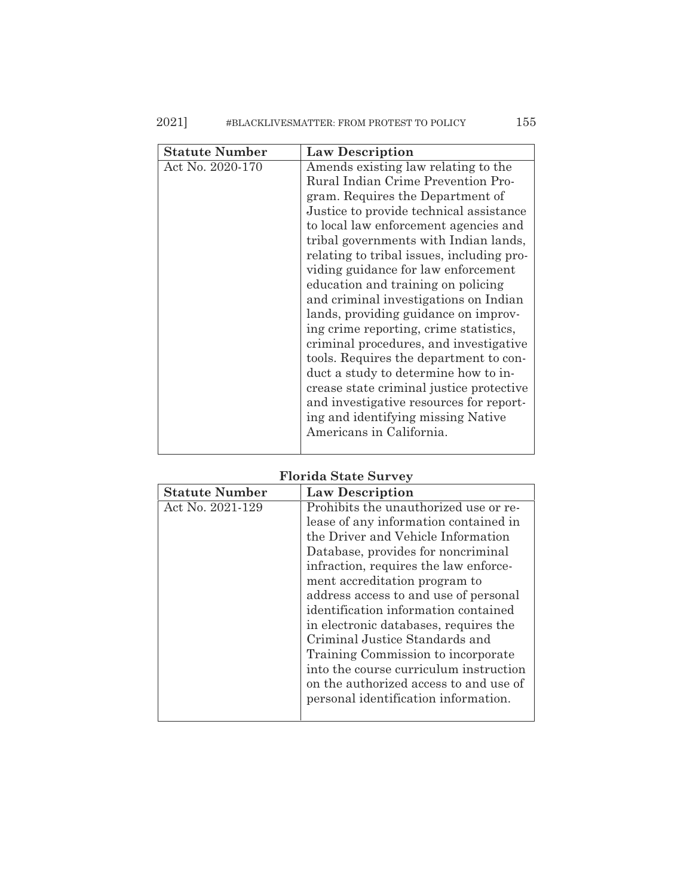| Statute Number | Law Description |
|---|---|
| Act No. 2020-170 | Amends existing law relating to the Rural Indian Crime Prevention Program. Requires the Department of Justice to provide technical assistance to local law enforcement agencies and tribal governments with Indian lands, relating to tribal issues, including providing guidance for law enforcement education and training on policing and criminal investigations on Indian lands, providing guidance on improving crime reporting, crime statistics, criminal procedures, and investigative tools. Requires the department to conduct a study to determine how to increase state criminal justice protective and investigative resources for reporting and identifying missing Native Americans in California. |

**Florida State Survey**

| Statute Number | Law Description |
|---|---|
| Act No. 2021-129 | Prohibits the unauthorized use or release of any information contained in the Driver and Vehicle Information Database, provides for noncriminal infraction, requires the law enforcement accreditation program to address access to and use of personal identification information contained in electronic databases, requires the Criminal Justice Standards and Training Commission to incorporate into the course curriculum instruction on the authorized access to and use of personal identification information. |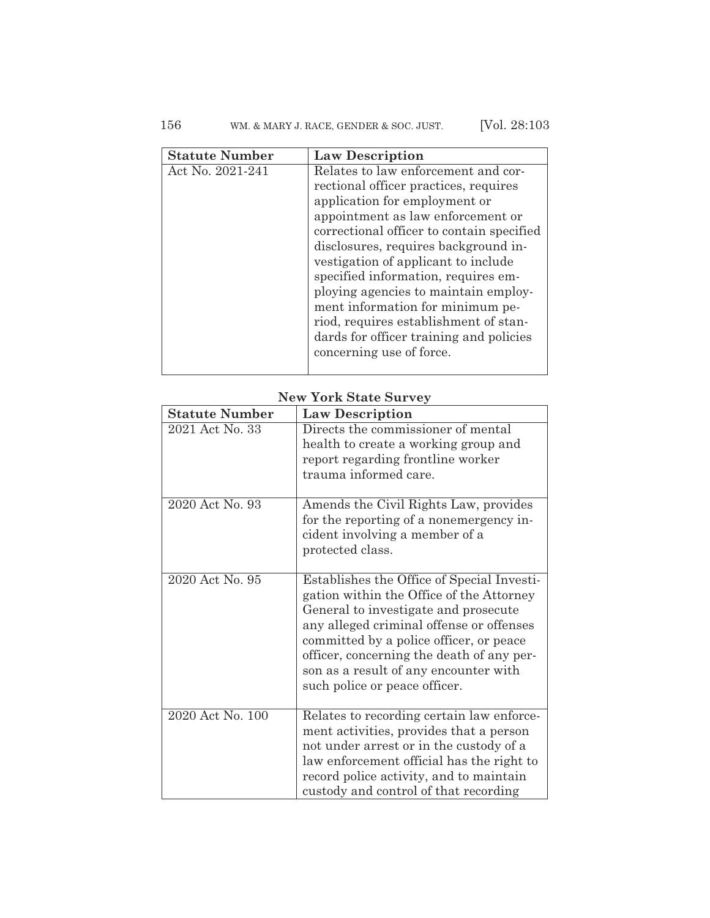| Statute Number | Law Description |
| --- | --- |
| Act No. 2021-241 | Relates to law enforcement and correctional officer practices, requires application for employment or appointment as law enforcement or correctional officer to contain specified disclosures, requires background investigation of applicant to include specified information, requires employing agencies to maintain employment information for minimum period, requires establishment of standards for officer training and policies concerning use of force. |

**New York State Survey**

| Statute Number | Law Description |
| --- | --- |
| 2021 Act No. 33 | Directs the commissioner of mental health to create a working group and report regarding frontline worker trauma informed care. |
| 2020 Act No. 93 | Amends the Civil Rights Law, provides for the reporting of a nonemergency incident involving a member of a protected class. |
| 2020 Act No. 95 | Establishes the Office of Special Investigation within the Office of the Attorney General to investigate and prosecute any alleged criminal offense or offenses committed by a police officer, or peace officer, concerning the death of any person as a result of any encounter with such police or peace officer. |
| 2020 Act No. 100 | Relates to recording certain law enforcement activities, provides that a person not under arrest or in the custody of a law enforcement official has the right to record police activity, and to maintain custody and control of that recording |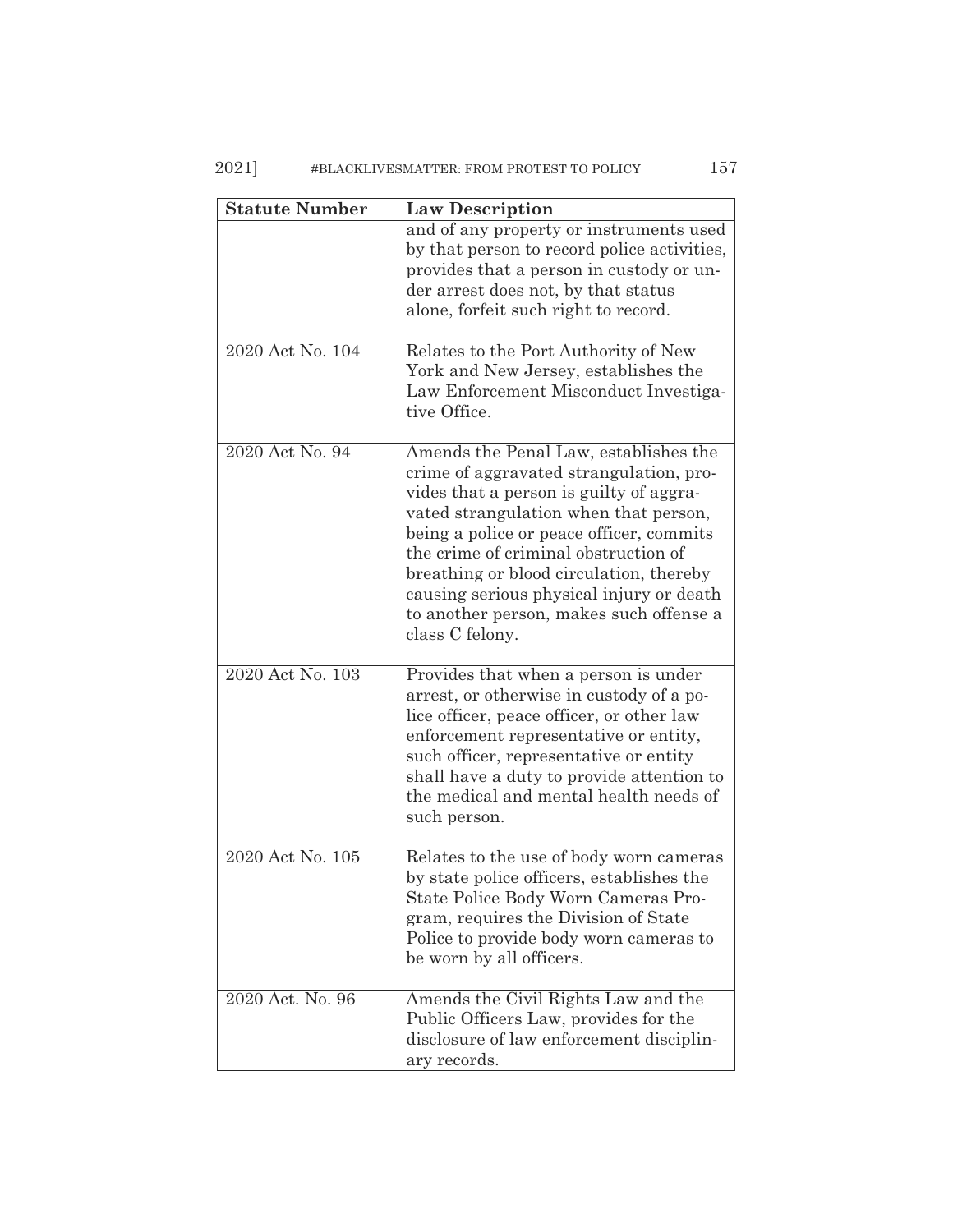| Statute Number | Law Description |
| --- | --- |
| | and of any property or instruments used by that person to record police activities, provides that a person in custody or under arrest does not, by that status alone, forfeit such right to record. |
| 2020 Act No. 104 | Relates to the Port Authority of New York and New Jersey, establishes the Law Enforcement Misconduct Investigative Office. |
| 2020 Act No. 94 | Amends the Penal Law, establishes the crime of aggravated strangulation, provides that a person is guilty of aggravated strangulation when that person, being a police or peace officer, commits the crime of criminal obstruction of breathing or blood circulation, thereby causing serious physical injury or death to another person, makes such offense a class C felony. |
| 2020 Act No. 103 | Provides that when a person is under arrest, or otherwise in custody of a police officer, peace officer, or other law enforcement representative or entity, such officer, representative or entity shall have a duty to provide attention to the medical and mental health needs of such person. |
| 2020 Act No. 105 | Relates to the use of body worn cameras by state police officers, establishes the State Police Body Worn Cameras Program, requires the Division of State Police to provide body worn cameras to be worn by all officers. |
| 2020 Act. No. 96 | Amends the Civil Rights Law and the Public Officers Law, provides for the disclosure of law enforcement disciplinary records. |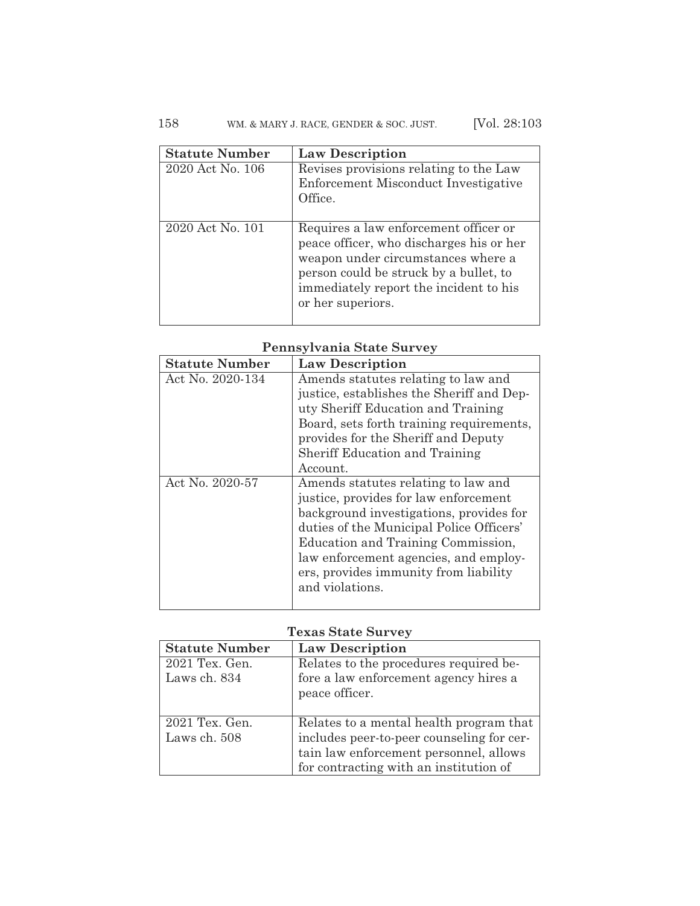| Statute Number | Law Description |
|---|---|
| 2020 Act No. 106 | Revises provisions relating to the Law Enforcement Misconduct Investigative Office. |
| 2020 Act No. 101 | Requires a law enforcement officer or peace officer, who discharges his or her weapon under circumstances where a person could be struck by a bullet, to immediately report the incident to his or her superiors. |

**Pennsylvania State Survey**

| Statute Number | Law Description |
|---|---|
| Act No. 2020-134 | Amends statutes relating to law and justice, establishes the Sheriff and Deputy Sheriff Education and Training Board, sets forth training requirements, provides for the Sheriff and Deputy Sheriff Education and Training Account. |
| Act No. 2020-57 | Amends statutes relating to law and justice, provides for law enforcement background investigations, provides for duties of the Municipal Police Officers' Education and Training Commission, law enforcement agencies, and employers, provides immunity from liability and violations. |

**Texas State Survey**

| Statute Number | Law Description |
|---|---|
| 2021 Tex. Gen. Laws ch. 834 | Relates to the procedures required before a law enforcement agency hires a peace officer. |
| 2021 Tex. Gen. Laws ch. 508 | Relates to a mental health program that includes peer-to-peer counseling for certain law enforcement personnel, allows for contracting with an institution of |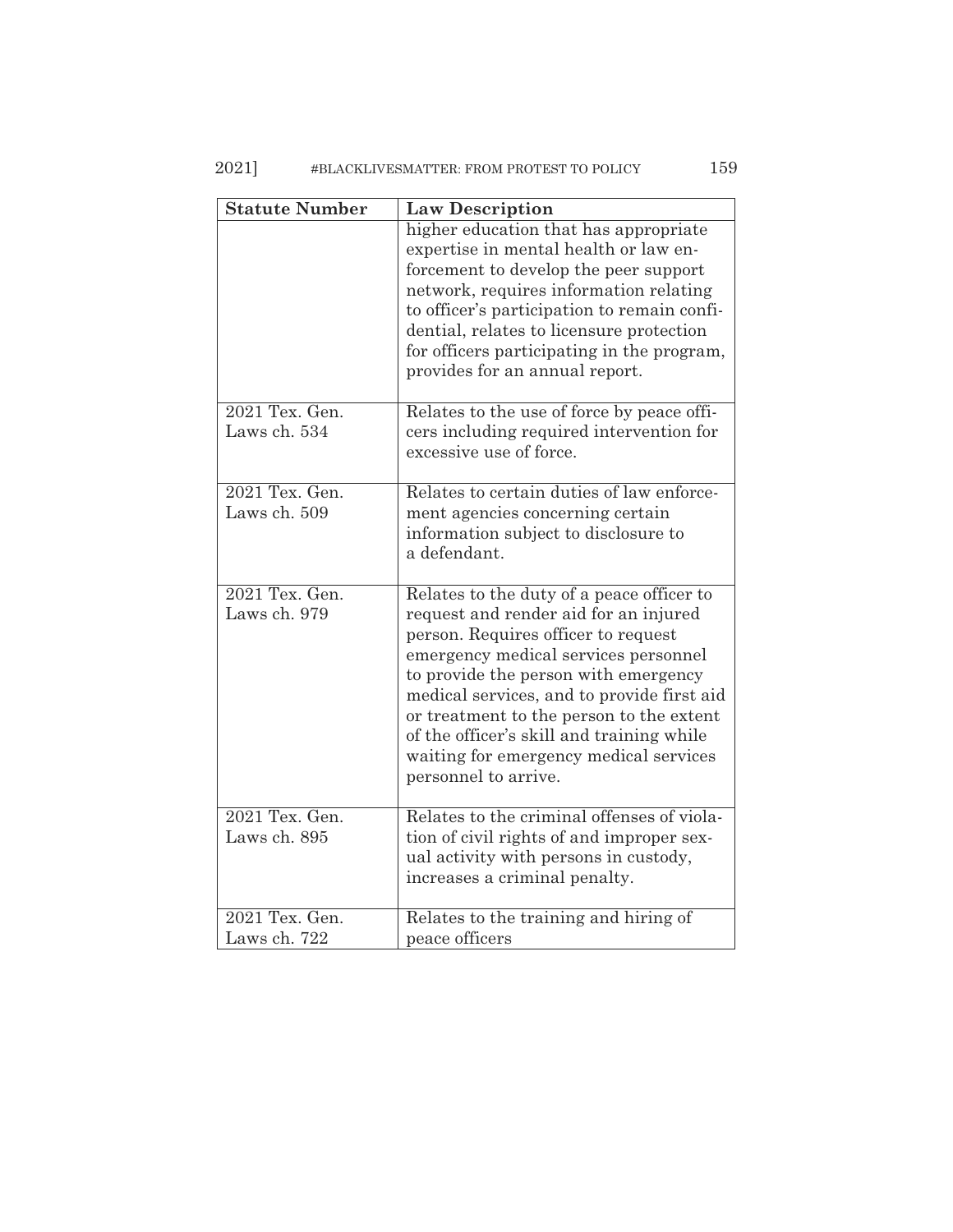| Statute Number | Law Description |
|---|---|
| | higher education that has appropriate expertise in mental health or law enforcement to develop the peer support network, requires information relating to officer's participation to remain confidential, relates to licensure protection for officers participating in the program, provides for an annual report. |
| 2021 Tex. Gen. Laws ch. 534 | Relates to the use of force by peace officers including required intervention for excessive use of force. |
| 2021 Tex. Gen. Laws ch. 509 | Relates to certain duties of law enforcement agencies concerning certain information subject to disclosure to a defendant. |
| 2021 Tex. Gen. Laws ch. 979 | Relates to the duty of a peace officer to request and render aid for an injured person. Requires officer to request emergency medical services personnel to provide the person with emergency medical services, and to provide first aid or treatment to the person to the extent of the officer's skill and training while waiting for emergency medical services personnel to arrive. |
| 2021 Tex. Gen. Laws ch. 895 | Relates to the criminal offenses of violation of civil rights of and improper sexual activity with persons in custody, increases a criminal penalty. |
| 2021 Tex. Gen. Laws ch. 722 | Relates to the training and hiring of peace officers |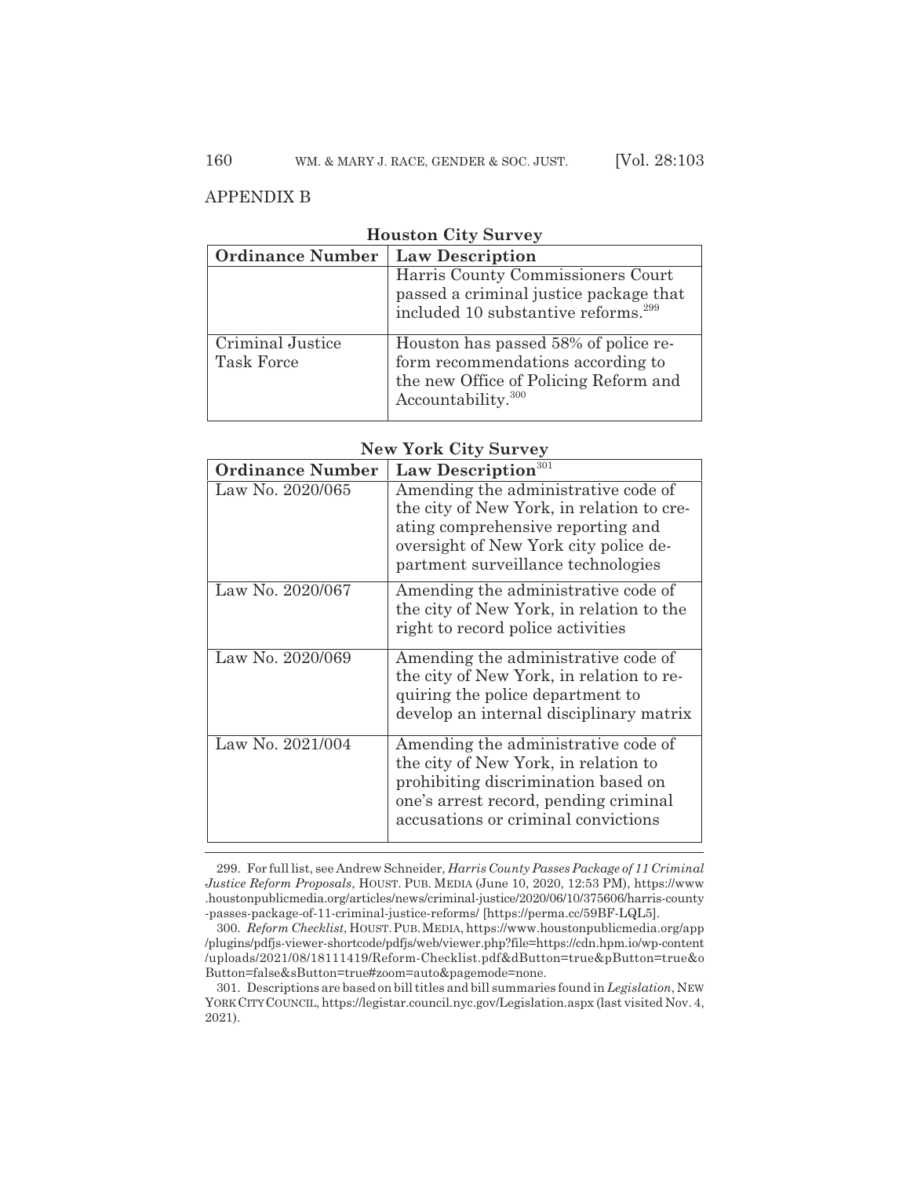## APPENDIX B

**Houston City Survey**

| Ordinance Number | Law Description |
|---|---|
| | Harris County Commissioners Court passed a criminal justice package that included 10 substantive reforms.[299] |
| Criminal Justice Task Force | Houston has passed 58% of police reform recommendations according to the new Office of Policing Reform and Accountability.[300] |

**New York City Survey**

| Ordinance Number | Law Description[301] |
|---|---|
| Law No. 2020/065 | Amending the administrative code of the city of New York, in relation to creating comprehensive reporting and oversight of New York city police department surveillance technologies |
| Law No. 2020/067 | Amending the administrative code of the city of New York, in relation to the right to record police activities |
| Law No. 2020/069 | Amending the administrative code of the city of New York, in relation to requiring the police department to develop an internal disciplinary matrix |
| Law No. 2021/004 | Amending the administrative code of the city of New York, in relation to prohibiting discrimination based on one's arrest record, pending criminal accusations or criminal convictions |

---

299. For full list, see Andrew Schneider, *Harris County Passes Package of 11 Criminal Justice Reform Proposals*, HOUST. PUB. MEDIA (June 10, 2020, 12:53 PM), https://www.houstonpublicmedia.org/articles/news/criminal-justice/2020/06/10/375606/harris-county-passes-package-of-11-criminal-justice-reforms/ [https://perma.cc/59BF-LQL5].

300. *Reform Checklist*, HOUST. PUB. MEDIA, https://www.houstonpublicmedia.org/app/plugins/pdfjs-viewer-shortcode/pdfjs/web/viewer.php?file=https://cdn.hpm.io/wp-content/uploads/2021/08/18111419/Reform-Checklist.pdf&dButton=true&pButton=true&oButton=false&sButton=true#zoom=auto&pagemode=none.

301. Descriptions are based on bill titles and bill summaries found in *Legislation*, NEW YORK CITY COUNCIL, https://legistar.council.nyc.gov/Legislation.aspx (last visited Nov. 4, 2021).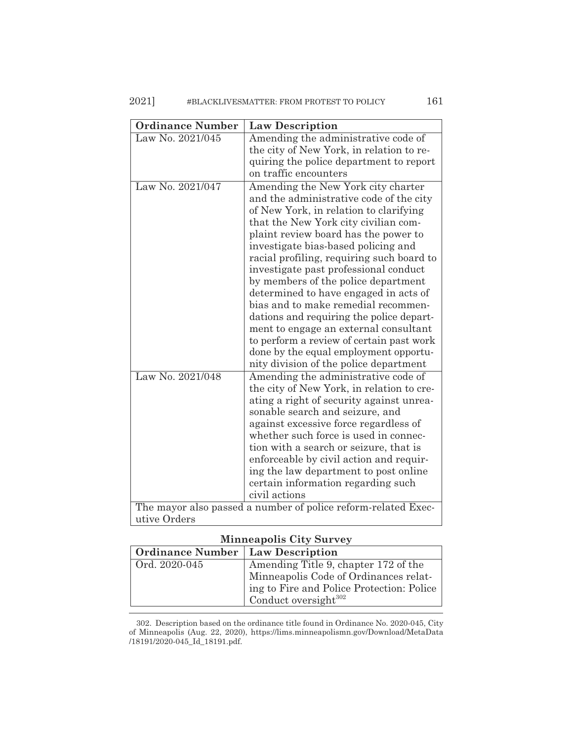| Ordinance Number | Law Description |
| --- | --- |
| Law No. 2021/045 | Amending the administrative code of the city of New York, in relation to requiring the police department to report on traffic encounters |
| Law No. 2021/047 | Amending the New York city charter and the administrative code of the city of New York, in relation to clarifying that the New York city civilian complaint review board has the power to investigate bias-based policing and racial profiling, requiring such board to investigate past professional conduct by members of the police department determined to have engaged in acts of bias and to make remedial recommendations and requiring the police department to engage an external consultant to perform a review of certain past work done by the equal employment opportunity division of the police department |
| Law No. 2021/048 | Amending the administrative code of the city of New York, in relation to creating a right of security against unreasonable search and seizure, and against excessive force regardless of whether such force is used in connection with a search or seizure, that is enforceable by civil action and requiring the law department to post online certain information regarding such civil actions |
| The mayor also passed a number of police reform-related Executive Orders | |

**Minneapolis City Survey**

| Ordinance Number | Law Description |
| --- | --- |
| Ord. 2020-045 | Amending Title 9, chapter 172 of the Minneapolis Code of Ordinances relating to Fire and Police Protection: Police Conduct oversight[302] |

302. Description based on the ordinance title found in Ordinance No. 2020-045, City of Minneapolis (Aug. 22, 2020), https://lims.minneapolismn.gov/Download/MetaData/18191/2020-045_Id_18191.pdf.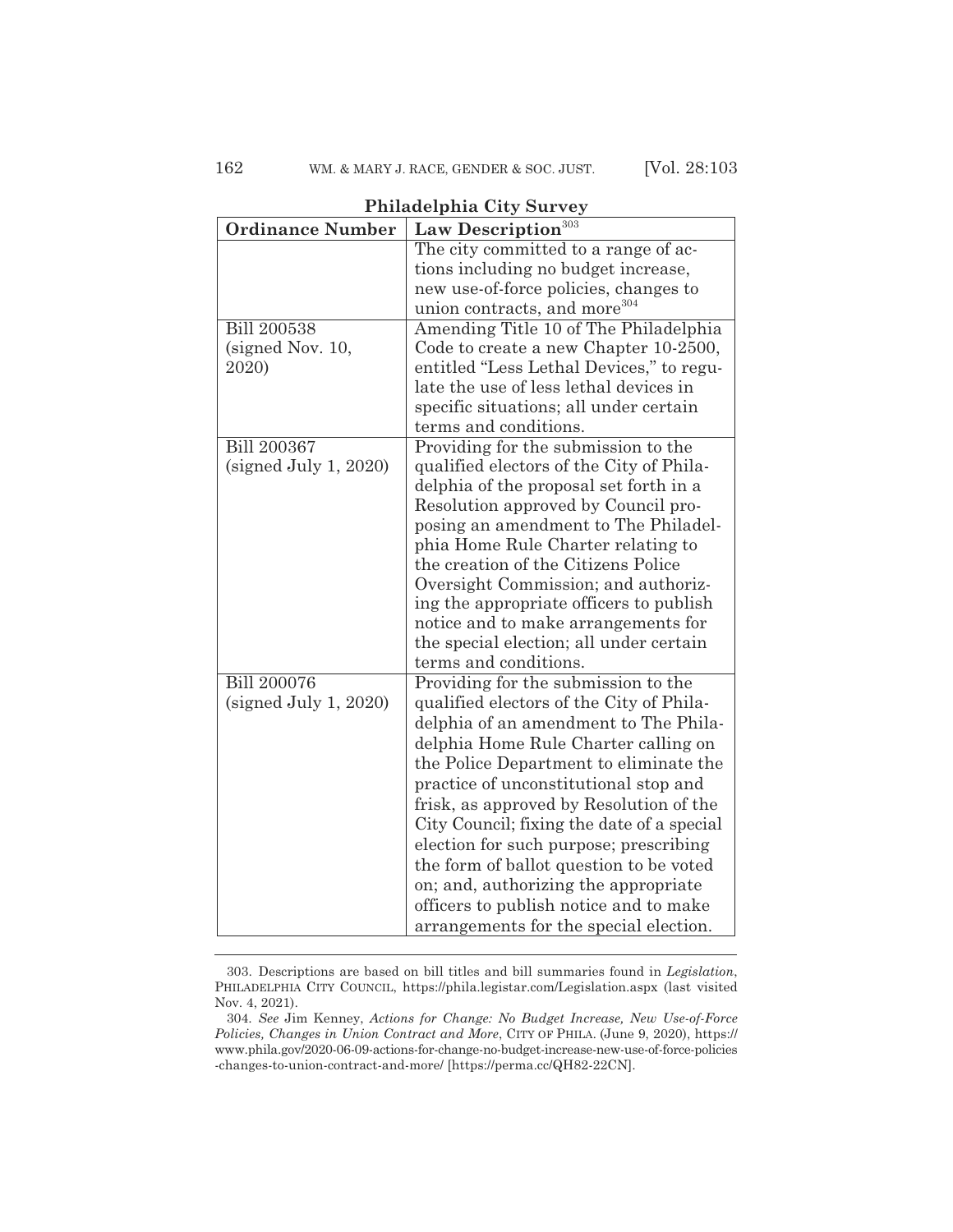**Philadelphia City Survey**

| Ordinance Number | Law Description[303] |
|---|---|
| | The city committed to a range of actions including no budget increase, new use-of-force policies, changes to union contracts, and more[304] |
| Bill 200538 (signed Nov. 10, 2020) | Amending Title 10 of The Philadelphia Code to create a new Chapter 10-2500, entitled "Less Lethal Devices," to regulate the use of less lethal devices in specific situations; all under certain terms and conditions. |
| Bill 200367 (signed July 1, 2020) | Providing for the submission to the qualified electors of the City of Philadelphia of the proposal set forth in a Resolution approved by Council proposing an amendment to The Philadelphia Home Rule Charter relating to the creation of the Citizens Police Oversight Commission; and authorizing the appropriate officers to publish notice and to make arrangements for the special election; all under certain terms and conditions. |
| Bill 200076 (signed July 1, 2020) | Providing for the submission to the qualified electors of the City of Philadelphia of an amendment to The Philadelphia Home Rule Charter calling on the Police Department to eliminate the practice of unconstitutional stop and frisk, as approved by Resolution of the City Council; fixing the date of a special election for such purpose; prescribing the form of ballot question to be voted on; and, authorizing the appropriate officers to publish notice and to make arrangements for the special election. |

303. Descriptions are based on bill titles and bill summaries found in *Legislation*, PHILADELPHIA CITY COUNCIL, https://phila.legistar.com/Legislation.aspx (last visited Nov. 4, 2021).

304. *See* Jim Kenney, *Actions for Change: No Budget Increase, New Use-of-Force Policies, Changes in Union Contract and More*, CITY OF PHILA. (June 9, 2020), https://www.phila.gov/2020-06-09-actions-for-change-no-budget-increase-new-use-of-force-policies-changes-to-union-contract-and-more/ [https://perma.cc/QH82-22CN].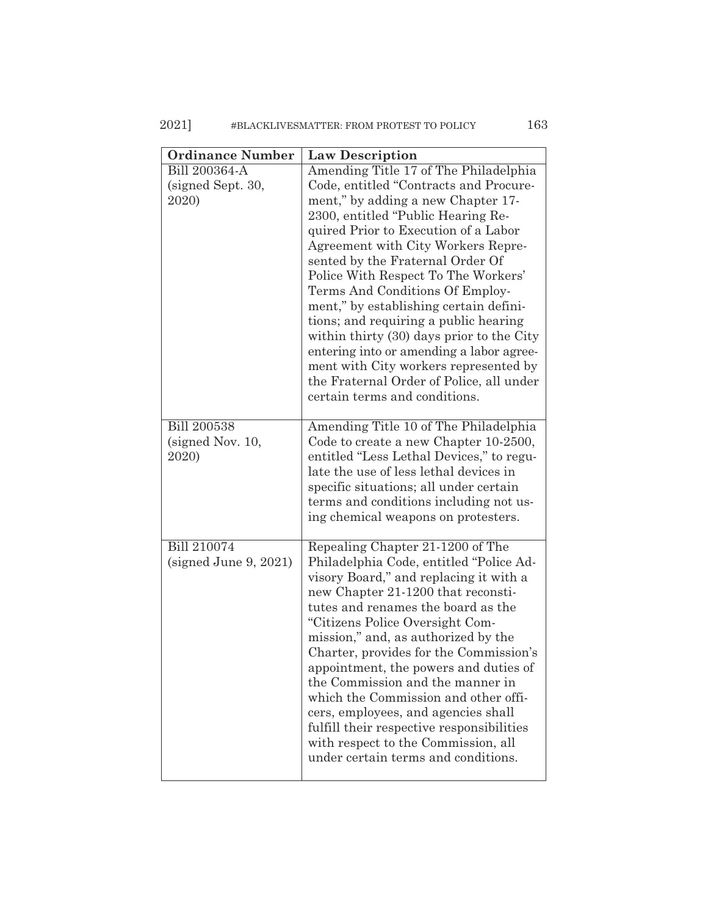| Ordinance Number | Law Description |
| --- | --- |
| Bill 200364-A (signed Sept. 30, 2020) | Amending Title 17 of The Philadelphia Code, entitled "Contracts and Procurement," by adding a new Chapter 17-2300, entitled "Public Hearing Required Prior to Execution of a Labor Agreement with City Workers Represented by the Fraternal Order Of Police With Respect To The Workers' Terms And Conditions Of Employment," by establishing certain definitions; and requiring a public hearing within thirty (30) days prior to the City entering into or amending a labor agreement with City workers represented by the Fraternal Order of Police, all under certain terms and conditions. |
| Bill 200538 (signed Nov. 10, 2020) | Amending Title 10 of The Philadelphia Code to create a new Chapter 10-2500, entitled "Less Lethal Devices," to regulate the use of less lethal devices in specific situations; all under certain terms and conditions including not using chemical weapons on protesters. |
| Bill 210074 (signed June 9, 2021) | Repealing Chapter 21-1200 of The Philadelphia Code, entitled "Police Advisory Board," and replacing it with a new Chapter 21-1200 that reconstitutes and renames the board as the "Citizens Police Oversight Commission," and, as authorized by the Charter, provides for the Commission's appointment, the powers and duties of the Commission and the manner in which the Commission and other officers, employees, and agencies shall fulfill their respective responsibilities with respect to the Commission, all under certain terms and conditions. |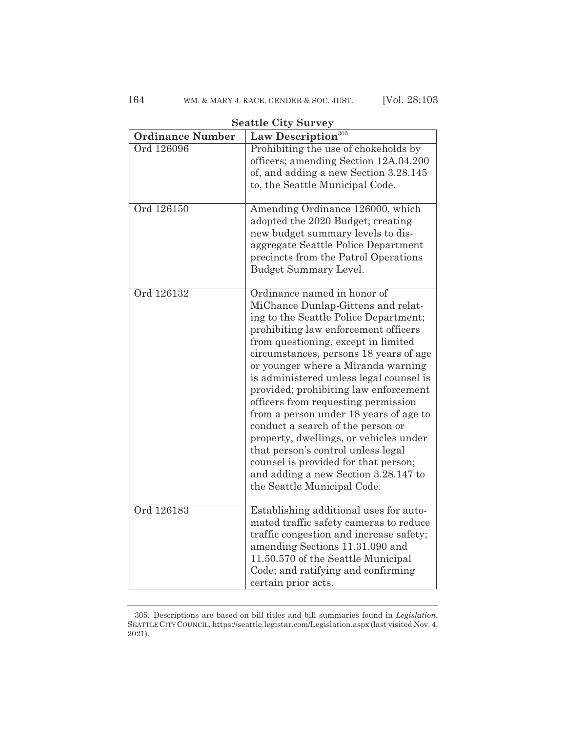**Seattle City Survey**

| Ordinance Number | Law Description[305] |
|---|---|
| Ord 126096 | Prohibiting the use of chokeholds by officers; amending Section 12A.04.200 of, and adding a new Section 3.28.145 to, the Seattle Municipal Code. |
| Ord 126150 | Amending Ordinance 126000, which adopted the 2020 Budget; creating new budget summary levels to disaggregate Seattle Police Department precincts from the Patrol Operations Budget Summary Level. |
| Ord 126132 | Ordinance named in honor of MiChance Dunlap-Gittens and relating to the Seattle Police Department; prohibiting law enforcement officers from questioning, except in limited circumstances, persons 18 years of age or younger where a Miranda warning is administered unless legal counsel is provided; prohibiting law enforcement officers from requesting permission from a person under 18 years of age to conduct a search of the person or property, dwellings, or vehicles under that person's control unless legal counsel is provided for that person; and adding a new Section 3.28.147 to the Seattle Municipal Code. |
| Ord 126183 | Establishing additional uses for automated traffic safety cameras to reduce traffic congestion and increase safety; amending Sections 11.31.090 and 11.50.570 of the Seattle Municipal Code; and ratifying and confirming certain prior acts. |

305. Descriptions are based on bill titles and bill summaries found in *Legislation*, SEATTLE CITY COUNCIL, https://seattle.legistar.com/Legislation.aspx (last visited Nov. 4, 2021).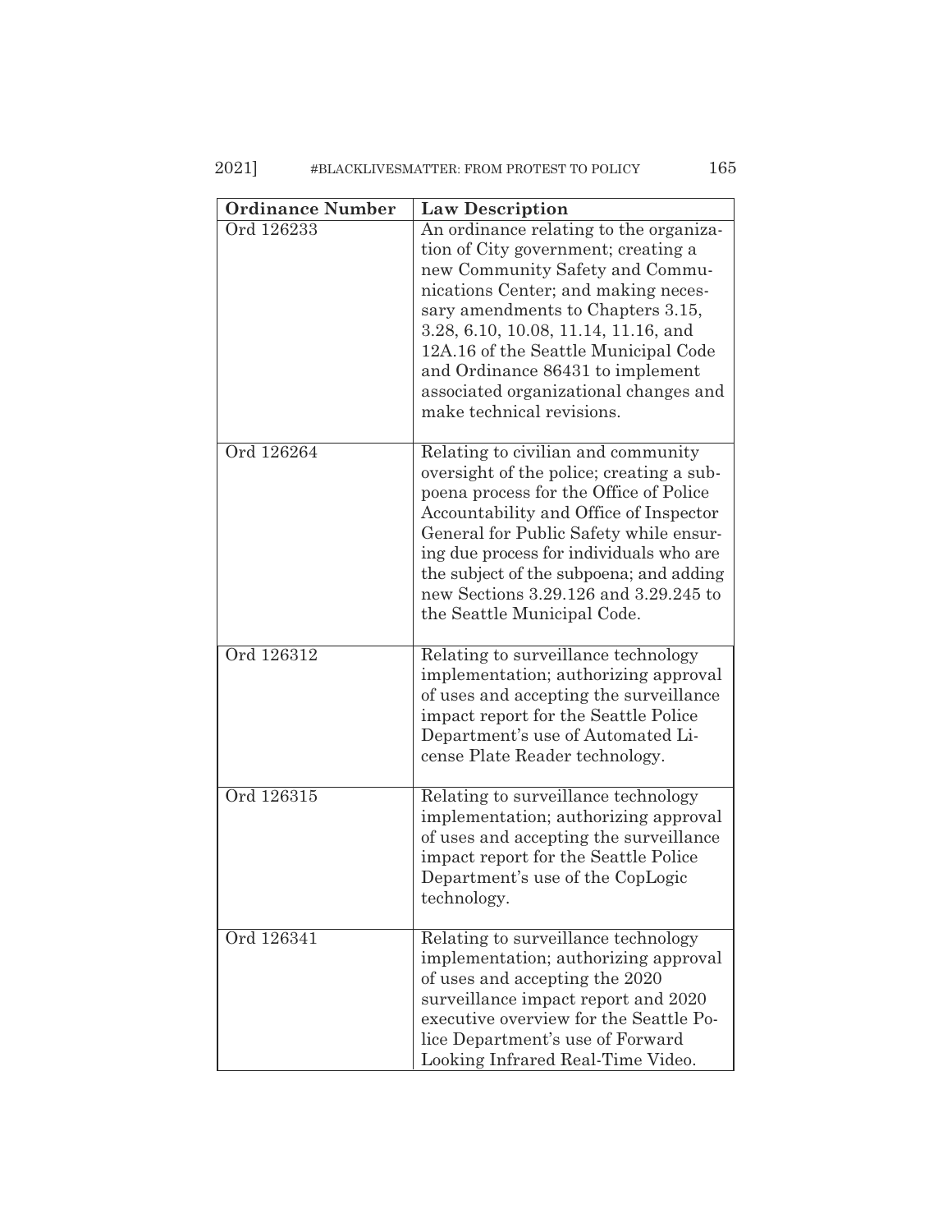| Ordinance Number | Law Description |
|---|---|
| Ord 126233 | An ordinance relating to the organization of City government; creating a new Community Safety and Communications Center; and making necessary amendments to Chapters 3.15, 3.28, 6.10, 10.08, 11.14, 11.16, and 12A.16 of the Seattle Municipal Code and Ordinance 86431 to implement associated organizational changes and make technical revisions. |
| Ord 126264 | Relating to civilian and community oversight of the police; creating a subpoena process for the Office of Police Accountability and Office of Inspector General for Public Safety while ensuring due process for individuals who are the subject of the subpoena; and adding new Sections 3.29.126 and 3.29.245 to the Seattle Municipal Code. |
| Ord 126312 | Relating to surveillance technology implementation; authorizing approval of uses and accepting the surveillance impact report for the Seattle Police Department's use of Automated License Plate Reader technology. |
| Ord 126315 | Relating to surveillance technology implementation; authorizing approval of uses and accepting the surveillance impact report for the Seattle Police Department's use of the CopLogic technology. |
| Ord 126341 | Relating to surveillance technology implementation; authorizing approval of uses and accepting the 2020 surveillance impact report and 2020 executive overview for the Seattle Police Department's use of Forward Looking Infrared Real-Time Video. |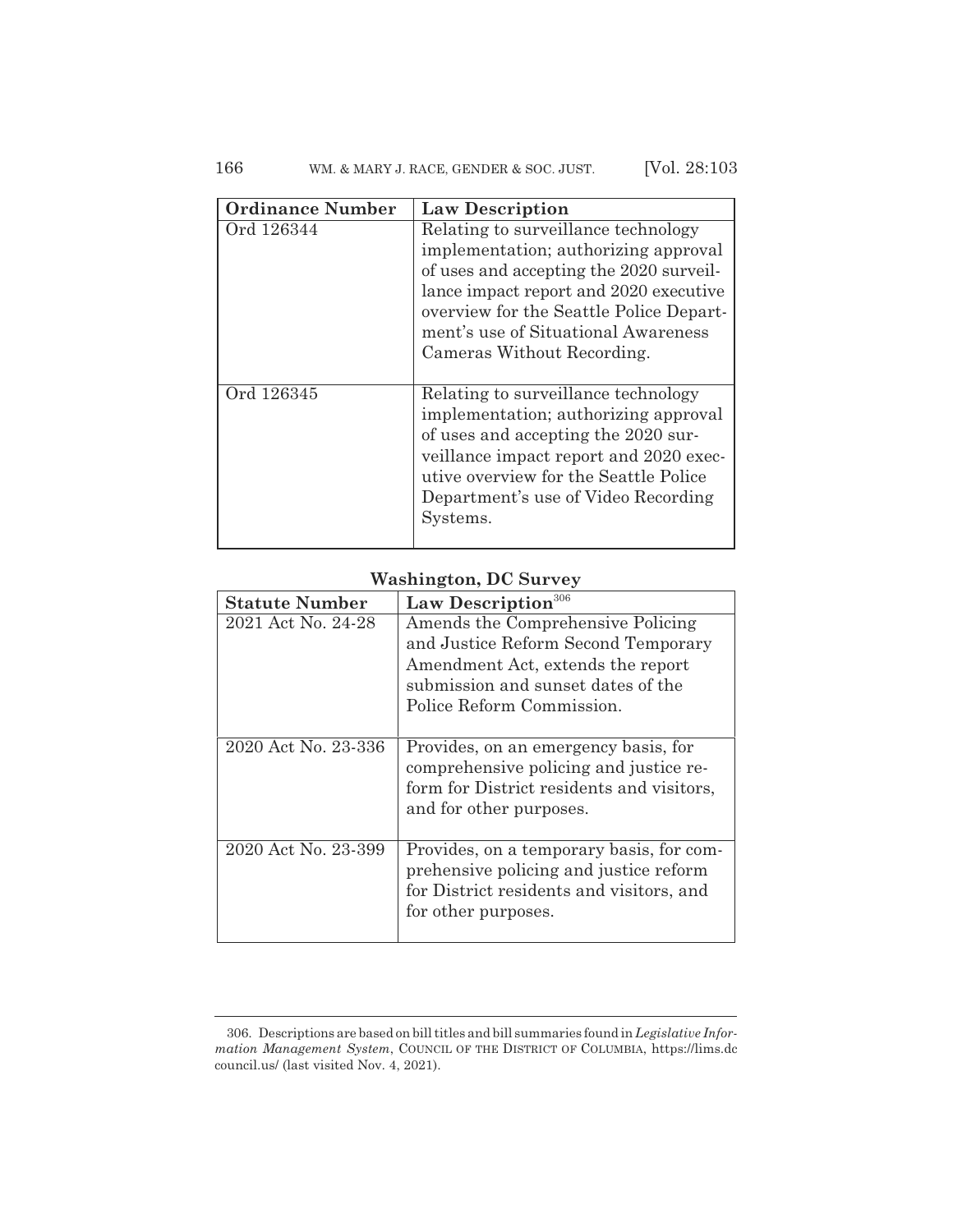| Ordinance Number | Law Description |
|---|---|
| Ord 126344 | Relating to surveillance technology implementation; authorizing approval of uses and accepting the 2020 surveillance impact report and 2020 executive overview for the Seattle Police Department's use of Situational Awareness Cameras Without Recording. |
| Ord 126345 | Relating to surveillance technology implementation; authorizing approval of uses and accepting the 2020 surveillance impact report and 2020 executive overview for the Seattle Police Department's use of Video Recording Systems. |

**Washington, DC Survey**

| Statute Number | Law Description[306] |
|---|---|
| 2021 Act No. 24-28 | Amends the Comprehensive Policing and Justice Reform Second Temporary Amendment Act, extends the report submission and sunset dates of the Police Reform Commission. |
| 2020 Act No. 23-336 | Provides, on an emergency basis, for comprehensive policing and justice reform for District residents and visitors, and for other purposes. |
| 2020 Act No. 23-399 | Provides, on a temporary basis, for comprehensive policing and justice reform for District residents and visitors, and for other purposes. |

306. Descriptions are based on bill titles and bill summaries found in *Legislative Information Management System*, COUNCIL OF THE DISTRICT OF COLUMBIA, https://lims.dccouncil.us/ (last visited Nov. 4, 2021).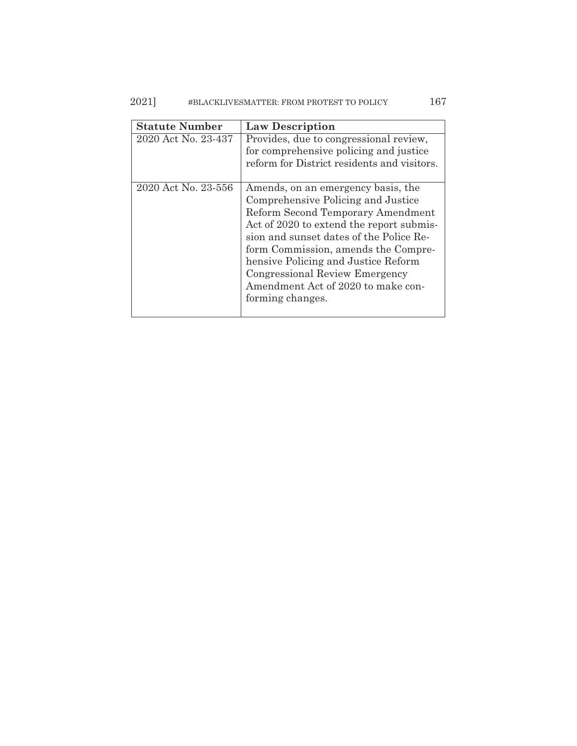| Statute Number | Law Description |
|---|---|
| 2020 Act No. 23-437 | Provides, due to congressional review, for comprehensive policing and justice reform for District residents and visitors. |
| 2020 Act No. 23-556 | Amends, on an emergency basis, the Comprehensive Policing and Justice Reform Second Temporary Amendment Act of 2020 to extend the report submission and sunset dates of the Police Reform Commission, amends the Comprehensive Policing and Justice Reform Congressional Review Emergency Amendment Act of 2020 to make conforming changes. |